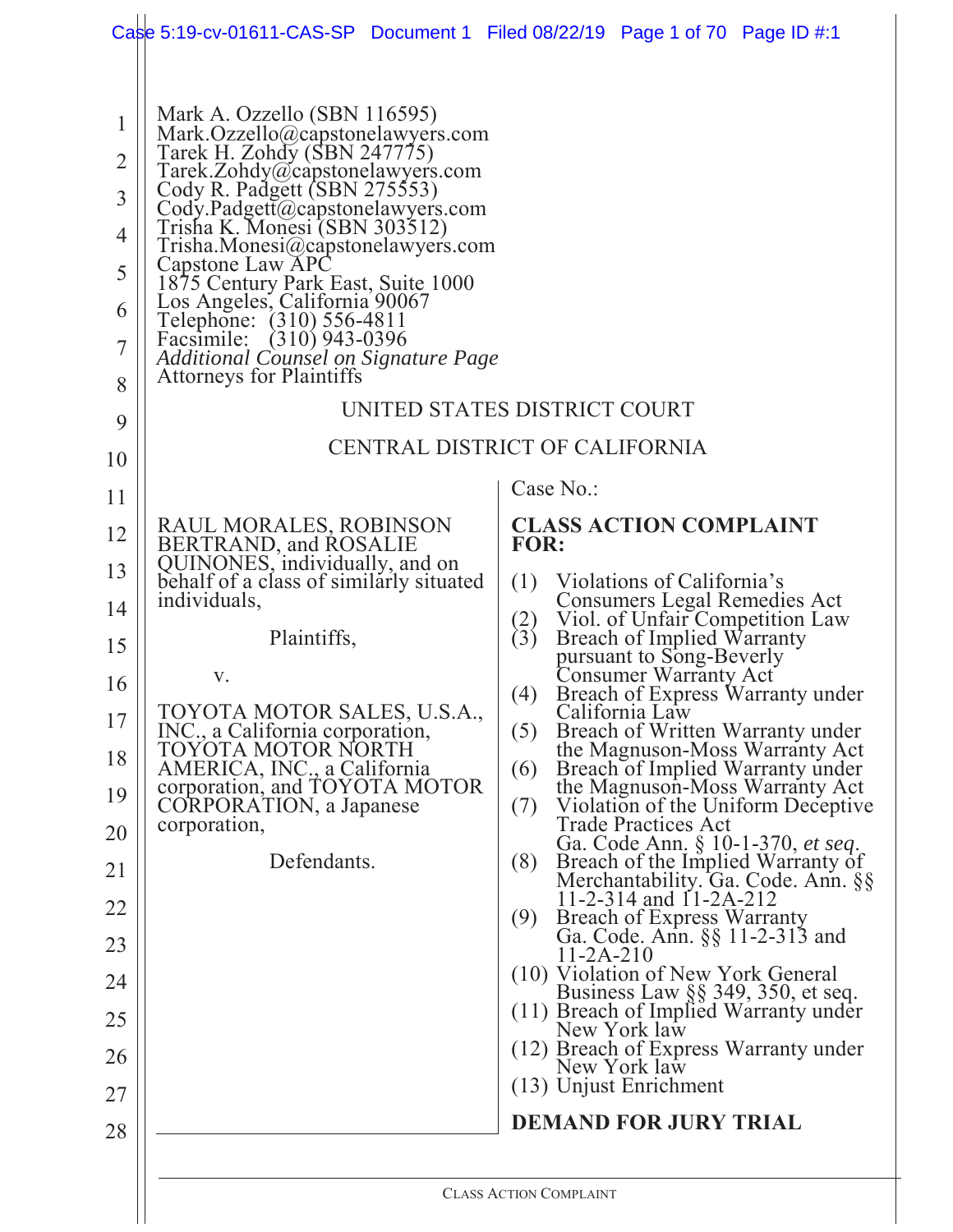Mark A. Ozzello (SBN 116595)
Mark.Ozzello@capstonelawyers.com
Tarek H. Zohdy (SBN 247775)
Tarek.Zohdy@capstonelawyers.com
Cody R. Padgett (SBN 275553)
Cody.Padgett@capstonelawyers.com
Trisha K. Monesi (SBN 303512)
Trisha.Monesi@capstonelawyers.com
Capstone Law APC
1875 Century Park East, Suite 1000
Los Angeles, California 90067
Telephone: (310) 556-4811
Facsimile: (310) 943-0396
*Additional Counsel on Signature Page*
Attorneys for Plaintiffs

UNITED STATES DISTRICT COURT

CENTRAL DISTRICT OF CALIFORNIA

RAUL MORALES, ROBINSON BERTRAND, and ROSALIE QUINONES, individually, and on behalf of a class of similarly situated individuals,

Plaintiffs,

v.

TOYOTA MOTOR SALES, U.S.A., INC., a California corporation, TOYOTA MOTOR NORTH AMERICA, INC., a California corporation, and TOYOTA MOTOR CORPORATION, a Japanese corporation,

Defendants.

Case No.:

**CLASS ACTION COMPLAINT FOR:**

(1) Violations of California's Consumers Legal Remedies Act
(2) Viol. of Unfair Competition Law
(3) Breach of Implied Warranty pursuant to Song-Beverly Consumer Warranty Act
(4) Breach of Express Warranty under California Law
(5) Breach of Written Warranty under the Magnuson-Moss Warranty Act
(6) Breach of Implied Warranty under the Magnuson-Moss Warranty Act
(7) Violation of the Uniform Deceptive Trade Practices Act Ga. Code Ann. § 10-1-370, *et seq.*
(8) Breach of the Implied Warranty of Merchantability. Ga. Code. Ann. §§ 11-2-314 and 11-2A-212
(9) Breach of Express Warranty Ga. Code. Ann. §§ 11-2-313 and 11-2A-210
(10) Violation of New York General Business Law §§ 349, 350, et seq.
(11) Breach of Implied Warranty under New York law
(12) Breach of Express Warranty under New York law
(13) Unjust Enrichment

**DEMAND FOR JURY TRIAL**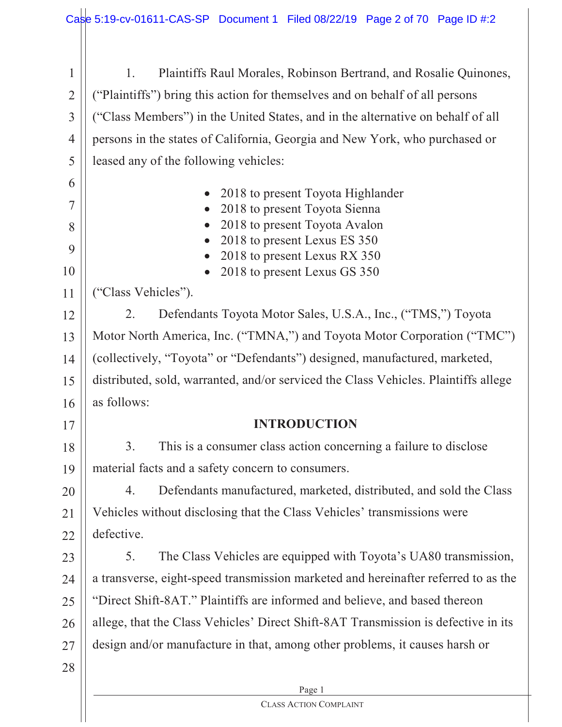1. Plaintiffs Raul Morales, Robinson Bertrand, and Rosalie Quinones, ("Plaintiffs") bring this action for themselves and on behalf of all persons ("Class Members") in the United States, and in the alternative on behalf of all persons in the states of California, Georgia and New York, who purchased or leased any of the following vehicles:

- 2018 to present Toyota Highlander
- 2018 to present Toyota Sienna
- 2018 to present Toyota Avalon
- 2018 to present Lexus ES 350
- 2018 to present Lexus RX 350
- 2018 to present Lexus GS 350

("Class Vehicles").

2. Defendants Toyota Motor Sales, U.S.A., Inc., ("TMS,") Toyota Motor North America, Inc. ("TMNA,") and Toyota Motor Corporation ("TMC") (collectively, "Toyota" or "Defendants") designed, manufactured, marketed, distributed, sold, warranted, and/or serviced the Class Vehicles. Plaintiffs allege as follows:

## INTRODUCTION

3. This is a consumer class action concerning a failure to disclose material facts and a safety concern to consumers.

4. Defendants manufactured, marketed, distributed, and sold the Class Vehicles without disclosing that the Class Vehicles' transmissions were defective.

5. The Class Vehicles are equipped with Toyota's UA80 transmission, a transverse, eight-speed transmission marketed and hereinafter referred to as the "Direct Shift-8AT." Plaintiffs are informed and believe, and based thereon allege, that the Class Vehicles' Direct Shift-8AT Transmission is defective in its design and/or manufacture in that, among other problems, it causes harsh or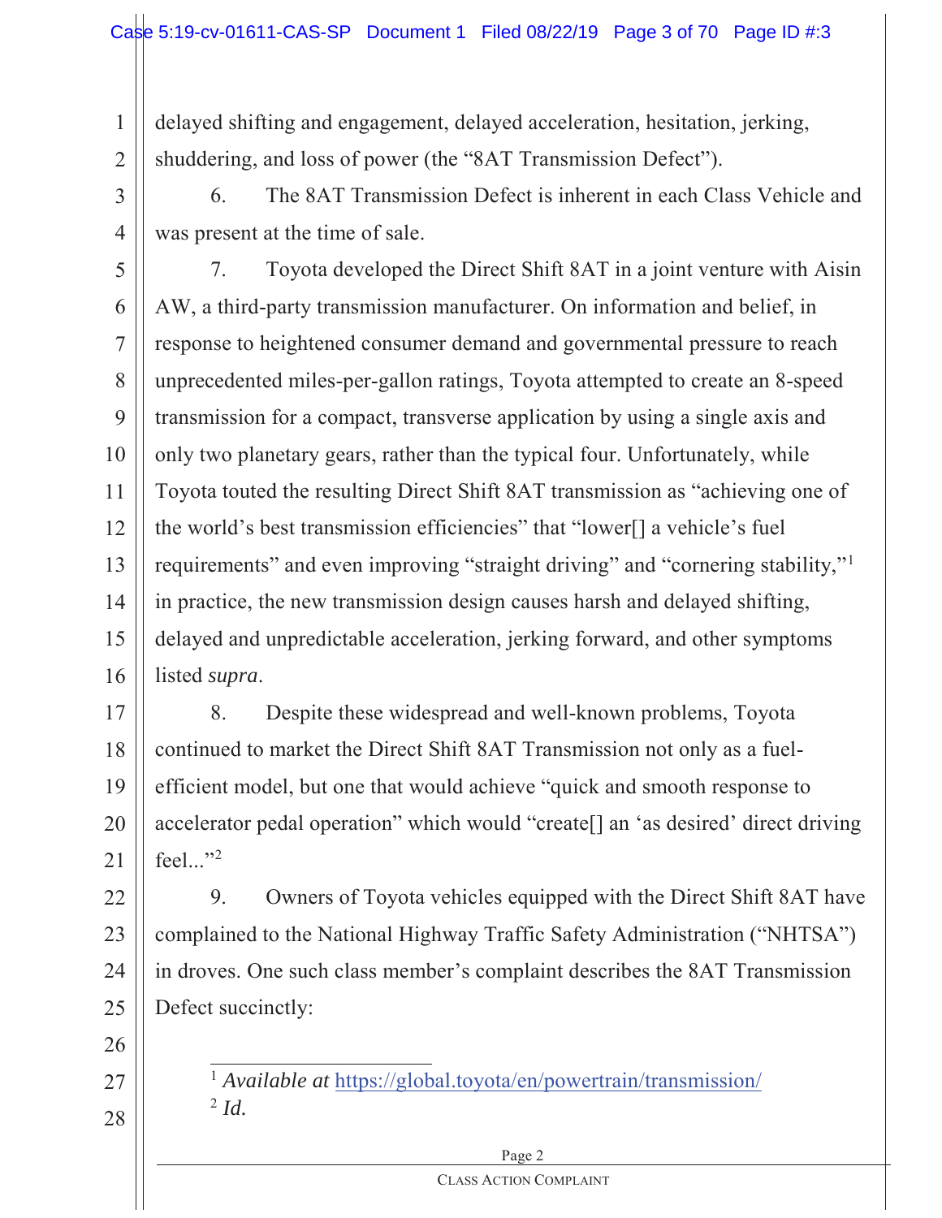delayed shifting and engagement, delayed acceleration, hesitation, jerking, shuddering, and loss of power (the “8AT Transmission Defect”).

6. The 8AT Transmission Defect is inherent in each Class Vehicle and was present at the time of sale.

7. Toyota developed the Direct Shift 8AT in a joint venture with Aisin AW, a third-party transmission manufacturer. On information and belief, in response to heightened consumer demand and governmental pressure to reach unprecedented miles-per-gallon ratings, Toyota attempted to create an 8-speed transmission for a compact, transverse application by using a single axis and only two planetary gears, rather than the typical four. Unfortunately, while Toyota touted the resulting Direct Shift 8AT transmission as “achieving one of the world’s best transmission efficiencies” that “lower[] a vehicle’s fuel requirements” and even improving “straight driving” and “cornering stability,”[1] in practice, the new transmission design causes harsh and delayed shifting, delayed and unpredictable acceleration, jerking forward, and other symptoms listed *supra*.

8. Despite these widespread and well-known problems, Toyota continued to market the Direct Shift 8AT Transmission not only as a fuel-efficient model, but one that would achieve “quick and smooth response to accelerator pedal operation” which would “create[] an ‘as desired’ direct driving feel...”[2]

9. Owners of Toyota vehicles equipped with the Direct Shift 8AT have complained to the National Highway Traffic Safety Administration (“NHTSA”) in droves. One such class member’s complaint describes the 8AT Transmission Defect succinctly:

---

[1] *Available at* https://global.toyota/en/powertrain/transmission/

[2] *Id.*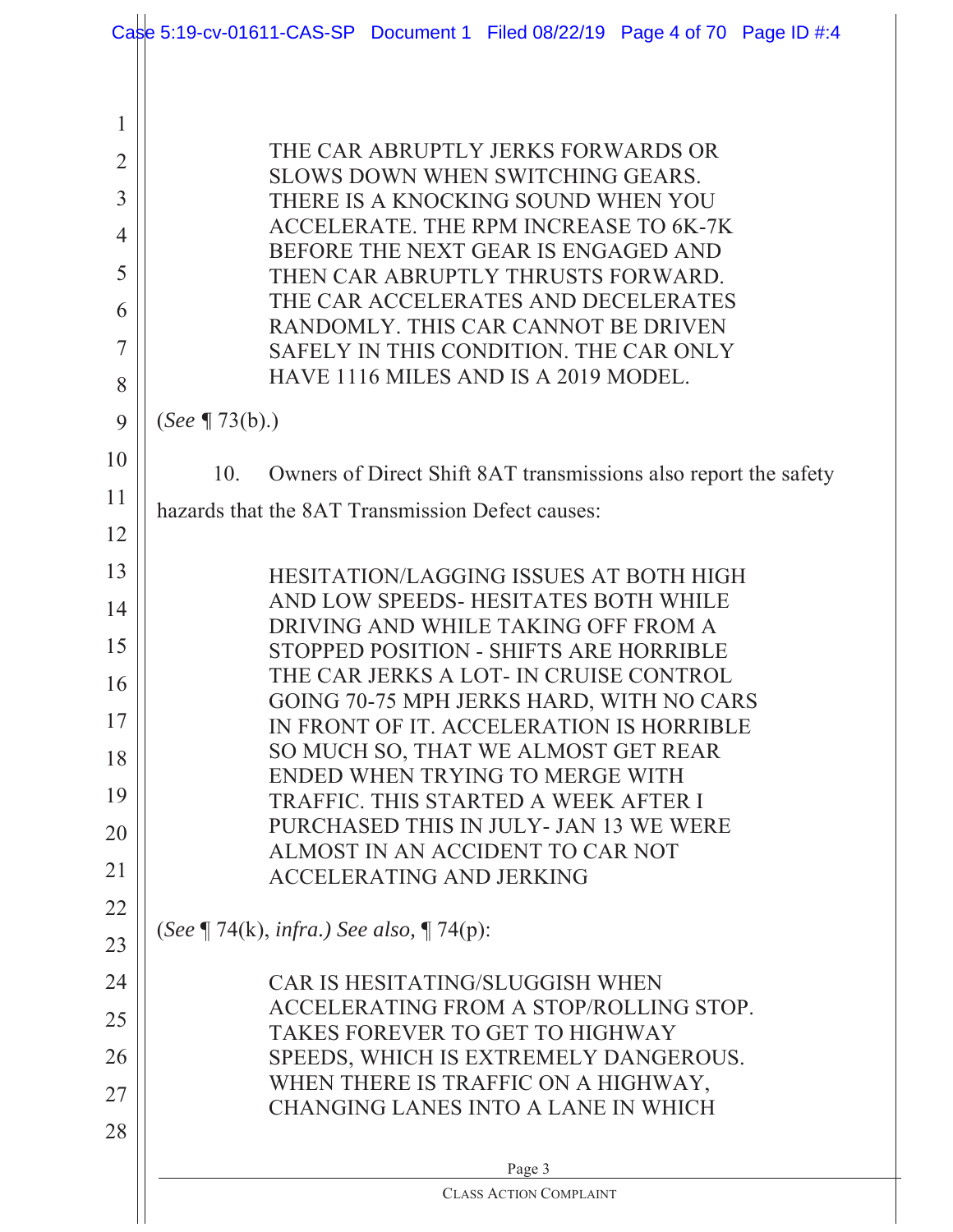> THE CAR ABRUPTLY JERKS FORWARDS OR SLOWS DOWN WHEN SWITCHING GEARS. THERE IS A KNOCKING SOUND WHEN YOU ACCELERATE. THE RPM INCREASE TO 6K-7K BEFORE THE NEXT GEAR IS ENGAGED AND THEN CAR ABRUPTLY THRUSTS FORWARD. THE CAR ACCELERATES AND DECELERATES RANDOMLY. THIS CAR CANNOT BE DRIVEN SAFELY IN THIS CONDITION. THE CAR ONLY HAVE 1116 MILES AND IS A 2019 MODEL.

(*See* ¶ 73(b).)

10. Owners of Direct Shift 8AT transmissions also report the safety hazards that the 8AT Transmission Defect causes:

> HESITATION/LAGGING ISSUES AT BOTH HIGH AND LOW SPEEDS- HESITATES BOTH WHILE DRIVING AND WHILE TAKING OFF FROM A STOPPED POSITION - SHIFTS ARE HORRIBLE THE CAR JERKS A LOT- IN CRUISE CONTROL GOING 70-75 MPH JERKS HARD, WITH NO CARS IN FRONT OF IT. ACCELERATION IS HORRIBLE SO MUCH SO, THAT WE ALMOST GET REAR ENDED WHEN TRYING TO MERGE WITH TRAFFIC. THIS STARTED A WEEK AFTER I PURCHASED THIS IN JULY- JAN 13 WE WERE ALMOST IN AN ACCIDENT TO CAR NOT ACCELERATING AND JERKING

(*See* ¶ 74(k), *infra.) See also,* ¶ 74(p):

> CAR IS HESITATING/SLUGGISH WHEN ACCELERATING FROM A STOP/ROLLING STOP. TAKES FOREVER TO GET TO HIGHWAY SPEEDS, WHICH IS EXTREMELY DANGEROUS. WHEN THERE IS TRAFFIC ON A HIGHWAY, CHANGING LANES INTO A LANE IN WHICH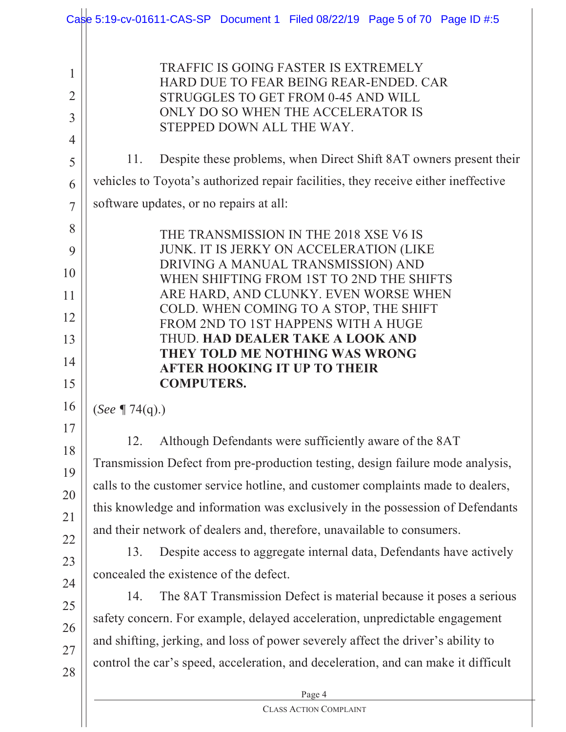> TRAFFIC IS GOING FASTER IS EXTREMELY HARD DUE TO FEAR BEING REAR-ENDED. CAR STRUGGLES TO GET FROM 0-45 AND WILL ONLY DO SO WHEN THE ACCELERATOR IS STEPPED DOWN ALL THE WAY.

11. Despite these problems, when Direct Shift 8AT owners present their vehicles to Toyota's authorized repair facilities, they receive either ineffective software updates, or no repairs at all:

> THE TRANSMISSION IN THE 2018 XSE V6 IS JUNK. IT IS JERKY ON ACCELERATION (LIKE DRIVING A MANUAL TRANSMISSION) AND WHEN SHIFTING FROM 1ST TO 2ND THE SHIFTS ARE HARD, AND CLUNKY. EVEN WORSE WHEN COLD. WHEN COMING TO A STOP, THE SHIFT FROM 2ND TO 1ST HAPPENS WITH A HUGE THUD. **HAD DEALER TAKE A LOOK AND THEY TOLD ME NOTHING WAS WRONG AFTER HOOKING IT UP TO THEIR COMPUTERS.**

(*See* ¶ 74(q).)

12. Although Defendants were sufficiently aware of the 8AT Transmission Defect from pre-production testing, design failure mode analysis, calls to the customer service hotline, and customer complaints made to dealers, this knowledge and information was exclusively in the possession of Defendants and their network of dealers and, therefore, unavailable to consumers.

13. Despite access to aggregate internal data, Defendants have actively concealed the existence of the defect.

14. The 8AT Transmission Defect is material because it poses a serious safety concern. For example, delayed acceleration, unpredictable engagement and shifting, jerking, and loss of power severely affect the driver's ability to control the car's speed, acceleration, and deceleration, and can make it difficult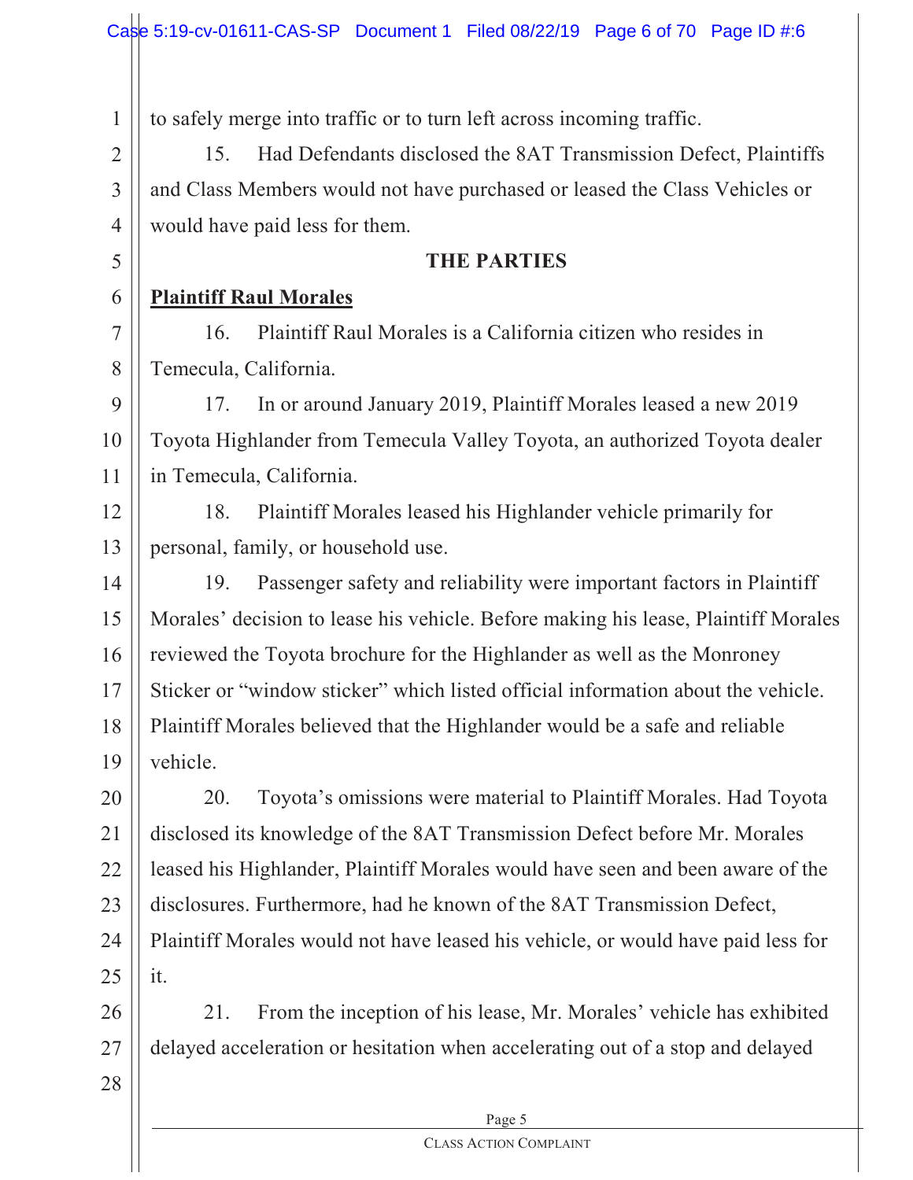to safely merge into traffic or to turn left across incoming traffic.

15. Had Defendants disclosed the 8AT Transmission Defect, Plaintiffs and Class Members would not have purchased or leased the Class Vehicles or would have paid less for them.

## THE PARTIES

**Plaintiff Raul Morales**

16. Plaintiff Raul Morales is a California citizen who resides in Temecula, California.

17. In or around January 2019, Plaintiff Morales leased a new 2019 Toyota Highlander from Temecula Valley Toyota, an authorized Toyota dealer in Temecula, California.

18. Plaintiff Morales leased his Highlander vehicle primarily for personal, family, or household use.

19. Passenger safety and reliability were important factors in Plaintiff Morales' decision to lease his vehicle. Before making his lease, Plaintiff Morales reviewed the Toyota brochure for the Highlander as well as the Monroney Sticker or "window sticker" which listed official information about the vehicle. Plaintiff Morales believed that the Highlander would be a safe and reliable vehicle.

20. Toyota's omissions were material to Plaintiff Morales. Had Toyota disclosed its knowledge of the 8AT Transmission Defect before Mr. Morales leased his Highlander, Plaintiff Morales would have seen and been aware of the disclosures. Furthermore, had he known of the 8AT Transmission Defect, Plaintiff Morales would not have leased his vehicle, or would have paid less for it.

21. From the inception of his lease, Mr. Morales' vehicle has exhibited delayed acceleration or hesitation when accelerating out of a stop and delayed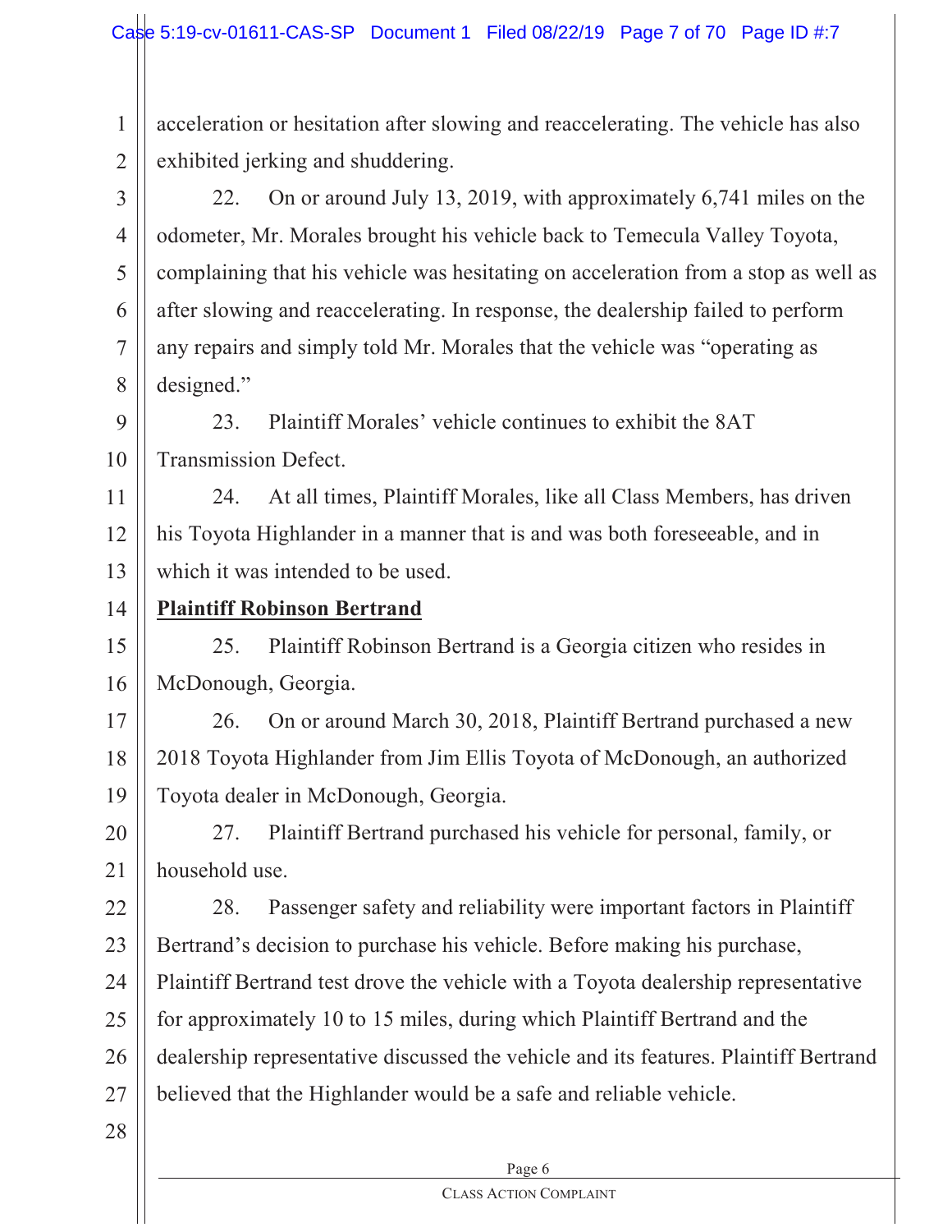acceleration or hesitation after slowing and reaccelerating. The vehicle has also exhibited jerking and shuddering.

22. On or around July 13, 2019, with approximately 6,741 miles on the odometer, Mr. Morales brought his vehicle back to Temecula Valley Toyota, complaining that his vehicle was hesitating on acceleration from a stop as well as after slowing and reaccelerating. In response, the dealership failed to perform any repairs and simply told Mr. Morales that the vehicle was "operating as designed."

23. Plaintiff Morales' vehicle continues to exhibit the 8AT Transmission Defect.

24. At all times, Plaintiff Morales, like all Class Members, has driven his Toyota Highlander in a manner that is and was both foreseeable, and in which it was intended to be used.

**Plaintiff Robinson Bertrand**

25. Plaintiff Robinson Bertrand is a Georgia citizen who resides in McDonough, Georgia.

26. On or around March 30, 2018, Plaintiff Bertrand purchased a new 2018 Toyota Highlander from Jim Ellis Toyota of McDonough, an authorized Toyota dealer in McDonough, Georgia.

27. Plaintiff Bertrand purchased his vehicle for personal, family, or household use.

28. Passenger safety and reliability were important factors in Plaintiff Bertrand's decision to purchase his vehicle. Before making his purchase, Plaintiff Bertrand test drove the vehicle with a Toyota dealership representative for approximately 10 to 15 miles, during which Plaintiff Bertrand and the dealership representative discussed the vehicle and its features. Plaintiff Bertrand believed that the Highlander would be a safe and reliable vehicle.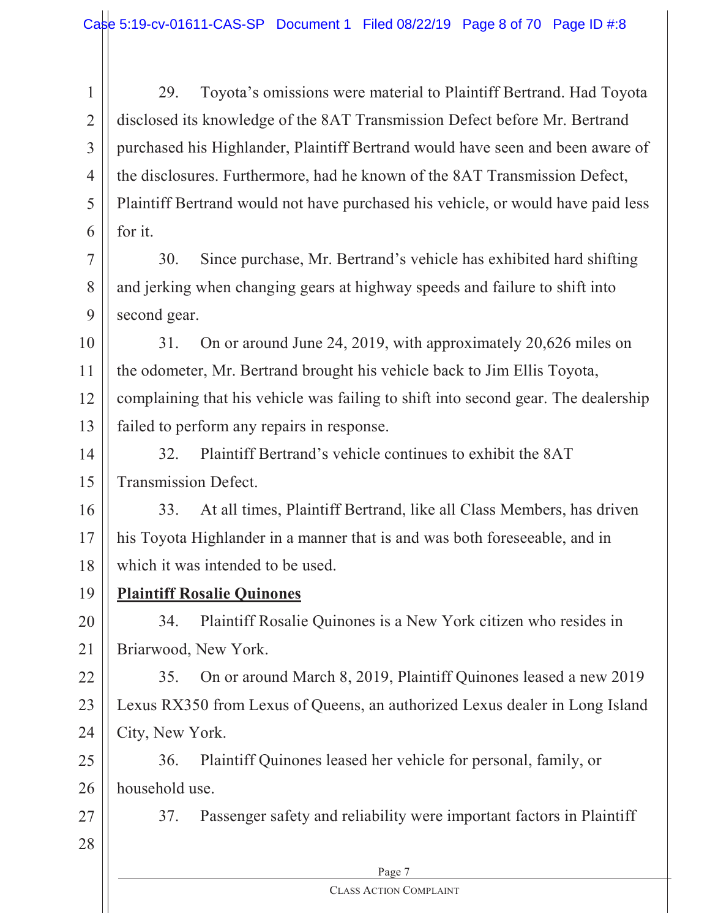29. Toyota's omissions were material to Plaintiff Bertrand. Had Toyota disclosed its knowledge of the 8AT Transmission Defect before Mr. Bertrand purchased his Highlander, Plaintiff Bertrand would have seen and been aware of the disclosures. Furthermore, had he known of the 8AT Transmission Defect, Plaintiff Bertrand would not have purchased his vehicle, or would have paid less for it.

30. Since purchase, Mr. Bertrand's vehicle has exhibited hard shifting and jerking when changing gears at highway speeds and failure to shift into second gear.

31. On or around June 24, 2019, with approximately 20,626 miles on the odometer, Mr. Bertrand brought his vehicle back to Jim Ellis Toyota, complaining that his vehicle was failing to shift into second gear. The dealership failed to perform any repairs in response.

32. Plaintiff Bertrand's vehicle continues to exhibit the 8AT Transmission Defect.

33. At all times, Plaintiff Bertrand, like all Class Members, has driven his Toyota Highlander in a manner that is and was both foreseeable, and in which it was intended to be used.

**Plaintiff Rosalie Quinones**

34. Plaintiff Rosalie Quinones is a New York citizen who resides in Briarwood, New York.

35. On or around March 8, 2019, Plaintiff Quinones leased a new 2019 Lexus RX350 from Lexus of Queens, an authorized Lexus dealer in Long Island City, New York.

36. Plaintiff Quinones leased her vehicle for personal, family, or household use.

37. Passenger safety and reliability were important factors in Plaintiff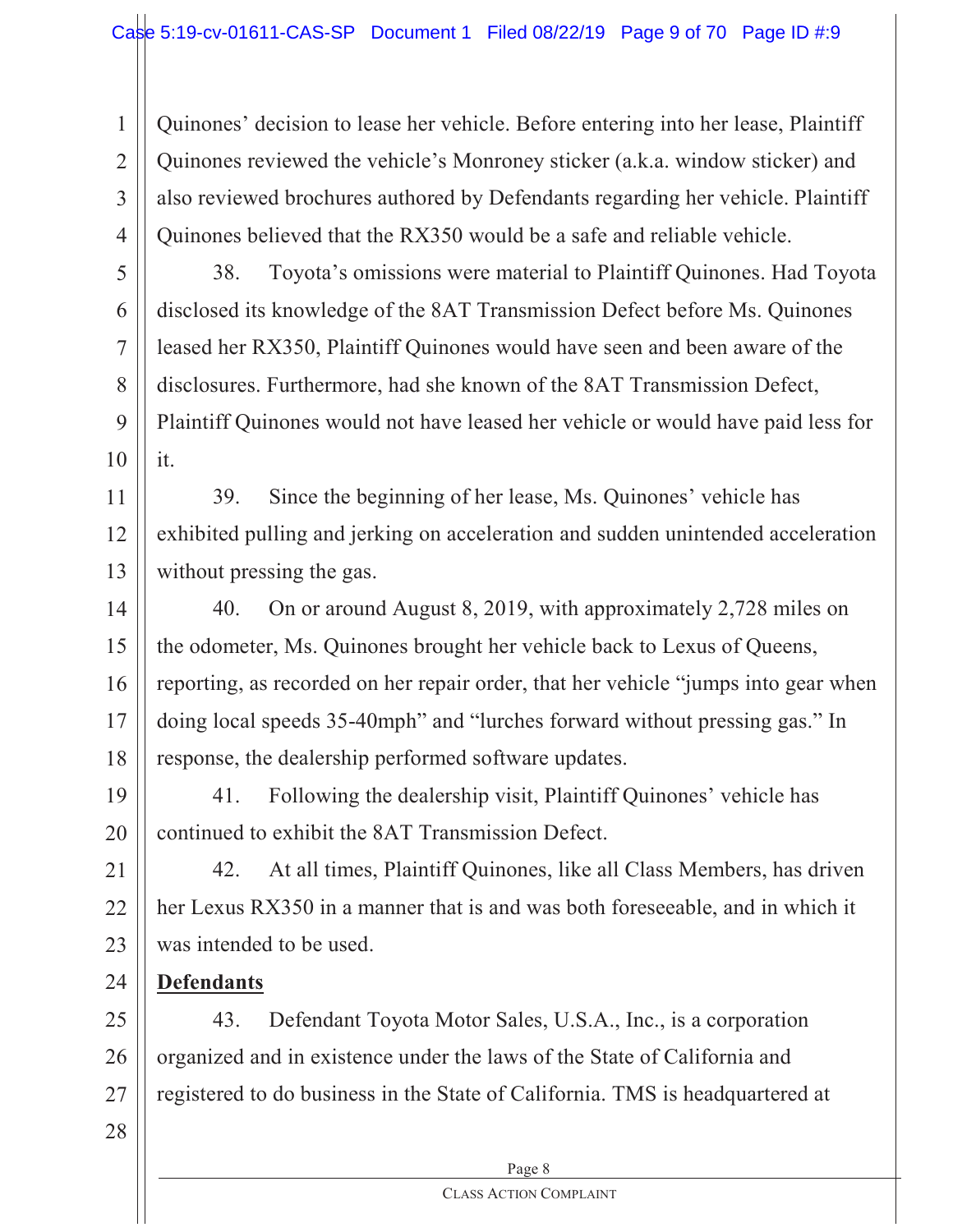Quinones' decision to lease her vehicle. Before entering into her lease, Plaintiff Quinones reviewed the vehicle's Monroney sticker (a.k.a. window sticker) and also reviewed brochures authored by Defendants regarding her vehicle. Plaintiff Quinones believed that the RX350 would be a safe and reliable vehicle.

38. Toyota's omissions were material to Plaintiff Quinones. Had Toyota disclosed its knowledge of the 8AT Transmission Defect before Ms. Quinones leased her RX350, Plaintiff Quinones would have seen and been aware of the disclosures. Furthermore, had she known of the 8AT Transmission Defect, Plaintiff Quinones would not have leased her vehicle or would have paid less for it.

39. Since the beginning of her lease, Ms. Quinones' vehicle has exhibited pulling and jerking on acceleration and sudden unintended acceleration without pressing the gas.

40. On or around August 8, 2019, with approximately 2,728 miles on the odometer, Ms. Quinones brought her vehicle back to Lexus of Queens, reporting, as recorded on her repair order, that her vehicle "jumps into gear when doing local speeds 35-40mph" and "lurches forward without pressing gas." In response, the dealership performed software updates.

41. Following the dealership visit, Plaintiff Quinones' vehicle has continued to exhibit the 8AT Transmission Defect.

42. At all times, Plaintiff Quinones, like all Class Members, has driven her Lexus RX350 in a manner that is and was both foreseeable, and in which it was intended to be used.

**Defendants**

43. Defendant Toyota Motor Sales, U.S.A., Inc., is a corporation organized and in existence under the laws of the State of California and registered to do business in the State of California. TMS is headquartered at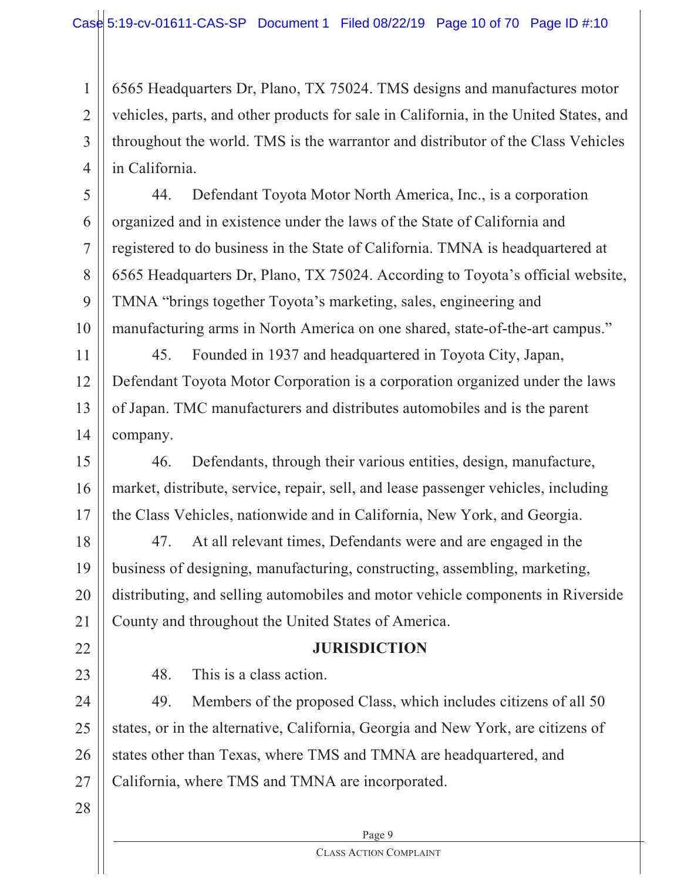6565 Headquarters Dr, Plano, TX 75024. TMS designs and manufactures motor vehicles, parts, and other products for sale in California, in the United States, and throughout the world. TMS is the warrantor and distributor of the Class Vehicles in California.

44. Defendant Toyota Motor North America, Inc., is a corporation organized and in existence under the laws of the State of California and registered to do business in the State of California. TMNA is headquartered at 6565 Headquarters Dr, Plano, TX 75024. According to Toyota's official website, TMNA "brings together Toyota's marketing, sales, engineering and manufacturing arms in North America on one shared, state-of-the-art campus."

45. Founded in 1937 and headquartered in Toyota City, Japan, Defendant Toyota Motor Corporation is a corporation organized under the laws of Japan. TMC manufacturers and distributes automobiles and is the parent company.

46. Defendants, through their various entities, design, manufacture, market, distribute, service, repair, sell, and lease passenger vehicles, including the Class Vehicles, nationwide and in California, New York, and Georgia.

47. At all relevant times, Defendants were and are engaged in the business of designing, manufacturing, constructing, assembling, marketing, distributing, and selling automobiles and motor vehicle components in Riverside County and throughout the United States of America.

## JURISDICTION

48. This is a class action.

49. Members of the proposed Class, which includes citizens of all 50 states, or in the alternative, California, Georgia and New York, are citizens of states other than Texas, where TMS and TMNA are headquartered, and California, where TMS and TMNA are incorporated.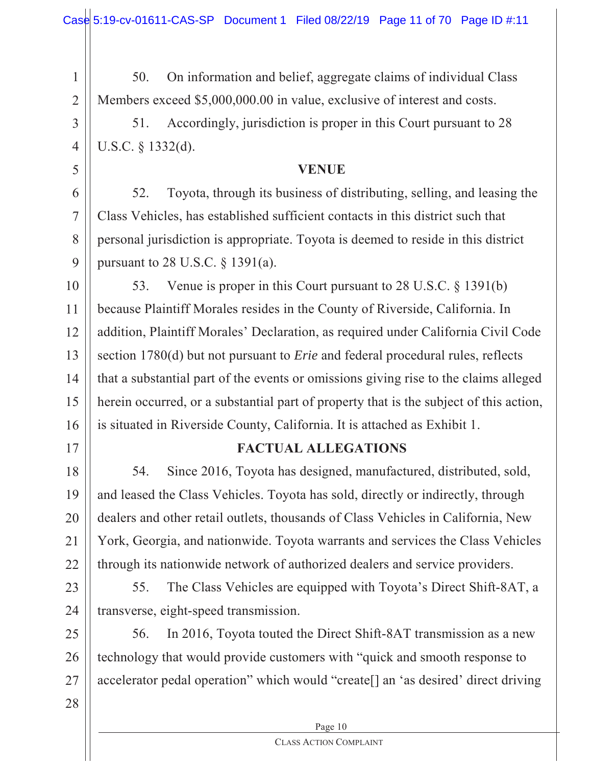50. On information and belief, aggregate claims of individual Class Members exceed $5,000,000.00 in value, exclusive of interest and costs.

51. Accordingly, jurisdiction is proper in this Court pursuant to 28 U.S.C. § 1332(d).

## VENUE

52. Toyota, through its business of distributing, selling, and leasing the Class Vehicles, has established sufficient contacts in this district such that personal jurisdiction is appropriate. Toyota is deemed to reside in this district pursuant to 28 U.S.C. § 1391(a).

53. Venue is proper in this Court pursuant to 28 U.S.C. § 1391(b) because Plaintiff Morales resides in the County of Riverside, California. In addition, Plaintiff Morales' Declaration, as required under California Civil Code section 1780(d) but not pursuant to *Erie* and federal procedural rules, reflects that a substantial part of the events or omissions giving rise to the claims alleged herein occurred, or a substantial part of property that is the subject of this action, is situated in Riverside County, California. It is attached as Exhibit 1.

## FACTUAL ALLEGATIONS

54. Since 2016, Toyota has designed, manufactured, distributed, sold, and leased the Class Vehicles. Toyota has sold, directly or indirectly, through dealers and other retail outlets, thousands of Class Vehicles in California, New York, Georgia, and nationwide. Toyota warrants and services the Class Vehicles through its nationwide network of authorized dealers and service providers.

55. The Class Vehicles are equipped with Toyota's Direct Shift-8AT, a transverse, eight-speed transmission.

56. In 2016, Toyota touted the Direct Shift-8AT transmission as a new technology that would provide customers with "quick and smooth response to accelerator pedal operation" which would "create[] an 'as desired' direct driving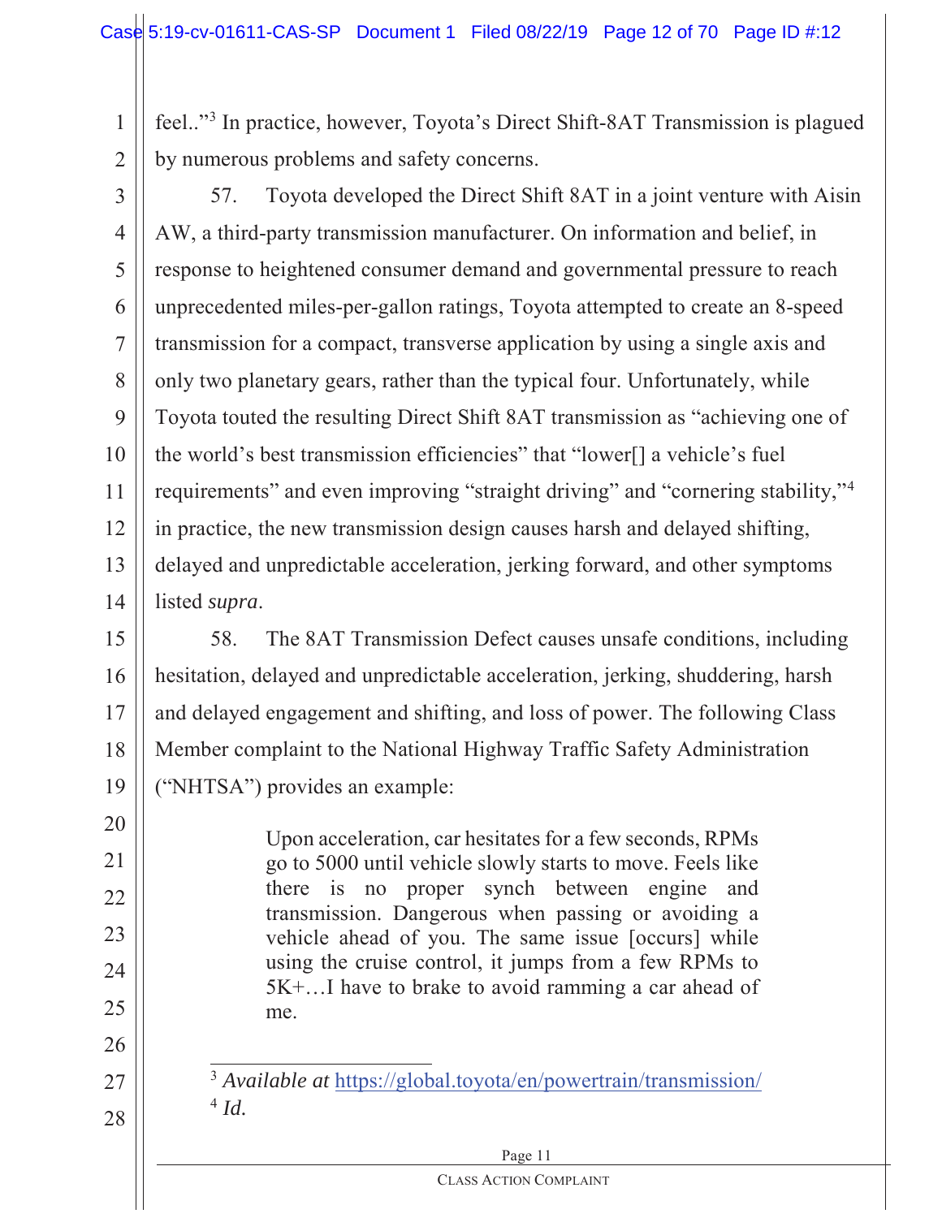feel.."[3] In practice, however, Toyota's Direct Shift-8AT Transmission is plagued by numerous problems and safety concerns.

57. Toyota developed the Direct Shift 8AT in a joint venture with Aisin AW, a third-party transmission manufacturer. On information and belief, in response to heightened consumer demand and governmental pressure to reach unprecedented miles-per-gallon ratings, Toyota attempted to create an 8-speed transmission for a compact, transverse application by using a single axis and only two planetary gears, rather than the typical four. Unfortunately, while Toyota touted the resulting Direct Shift 8AT transmission as "achieving one of the world's best transmission efficiencies" that "lower[] a vehicle's fuel requirements" and even improving "straight driving" and "cornering stability,"[4] in practice, the new transmission design causes harsh and delayed shifting, delayed and unpredictable acceleration, jerking forward, and other symptoms listed *supra*.

58. The 8AT Transmission Defect causes unsafe conditions, including hesitation, delayed and unpredictable acceleration, jerking, shuddering, harsh and delayed engagement and shifting, and loss of power. The following Class Member complaint to the National Highway Traffic Safety Administration ("NHTSA") provides an example:

> Upon acceleration, car hesitates for a few seconds, RPMs go to 5000 until vehicle slowly starts to move. Feels like there is no proper synch between engine and transmission. Dangerous when passing or avoiding a vehicle ahead of you. The same issue [occurs] while using the cruise control, it jumps from a few RPMs to 5K+…I have to brake to avoid ramming a car ahead of me.

---

[3] *Available at* https://global.toyota/en/powertrain/transmission/

[4] *Id.*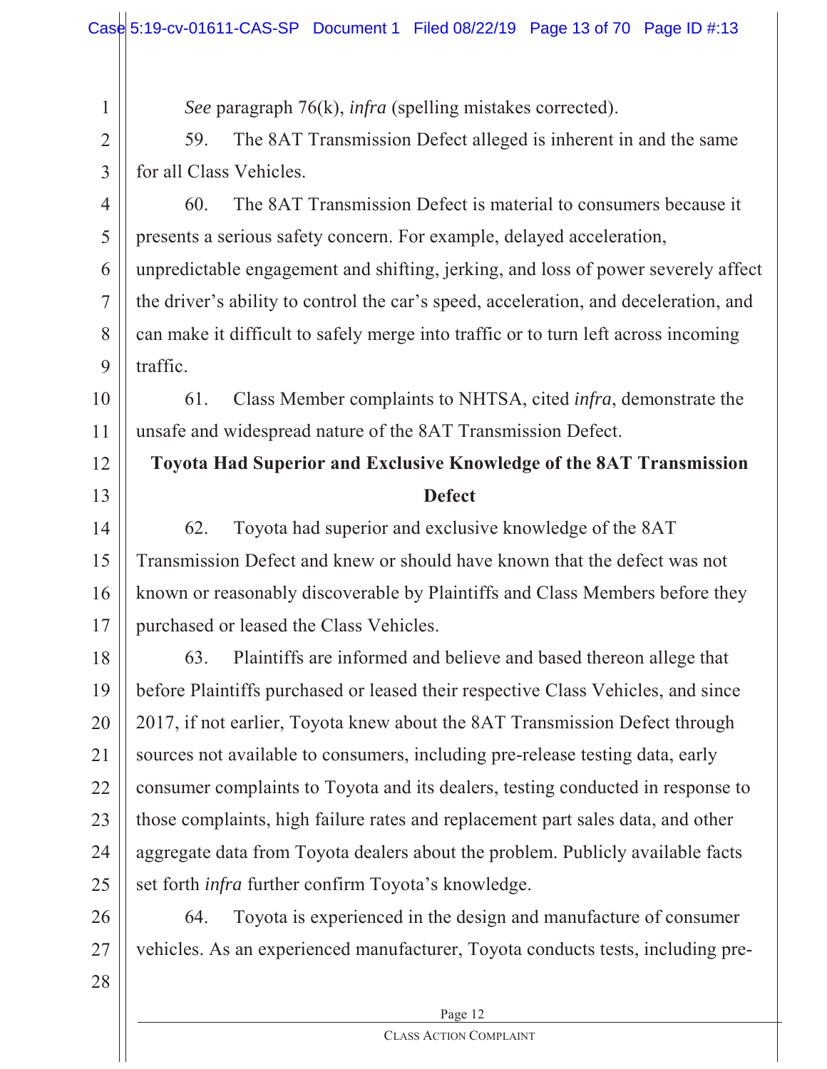*See* paragraph 76(k), *infra* (spelling mistakes corrected).

59. The 8AT Transmission Defect alleged is inherent in and the same for all Class Vehicles.

60. The 8AT Transmission Defect is material to consumers because it presents a serious safety concern. For example, delayed acceleration, unpredictable engagement and shifting, jerking, and loss of power severely affect the driver's ability to control the car's speed, acceleration, and deceleration, and can make it difficult to safely merge into traffic or to turn left across incoming traffic.

61. Class Member complaints to NHTSA, cited *infra*, demonstrate the unsafe and widespread nature of the 8AT Transmission Defect.

**Toyota Had Superior and Exclusive Knowledge of the 8AT Transmission Defect**

62. Toyota had superior and exclusive knowledge of the 8AT Transmission Defect and knew or should have known that the defect was not known or reasonably discoverable by Plaintiffs and Class Members before they purchased or leased the Class Vehicles.

63. Plaintiffs are informed and believe and based thereon allege that before Plaintiffs purchased or leased their respective Class Vehicles, and since 2017, if not earlier, Toyota knew about the 8AT Transmission Defect through sources not available to consumers, including pre-release testing data, early consumer complaints to Toyota and its dealers, testing conducted in response to those complaints, high failure rates and replacement part sales data, and other aggregate data from Toyota dealers about the problem. Publicly available facts set forth *infra* further confirm Toyota's knowledge.

64. Toyota is experienced in the design and manufacture of consumer vehicles. As an experienced manufacturer, Toyota conducts tests, including pre-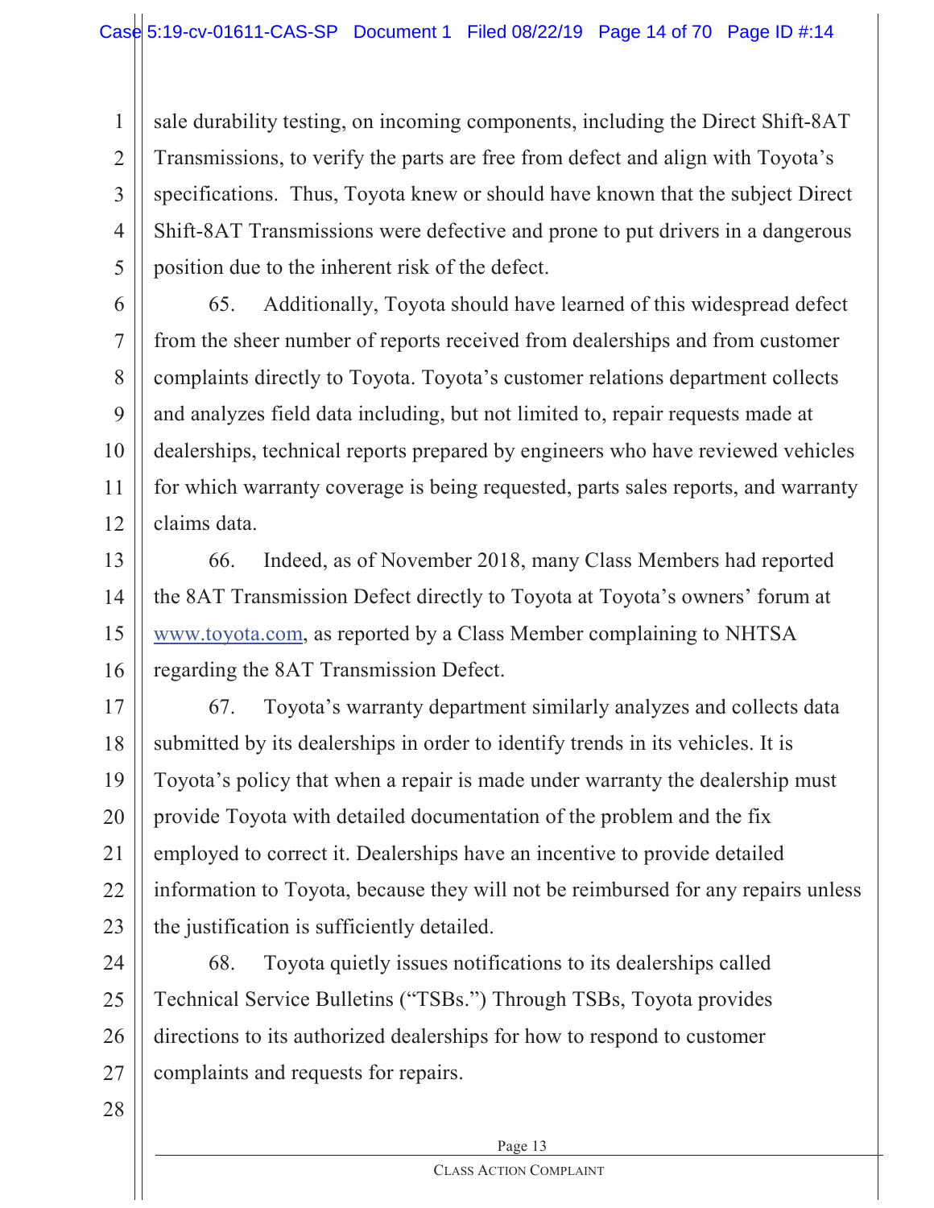sale durability testing, on incoming components, including the Direct Shift-8AT Transmissions, to verify the parts are free from defect and align with Toyota's specifications. Thus, Toyota knew or should have known that the subject Direct Shift-8AT Transmissions were defective and prone to put drivers in a dangerous position due to the inherent risk of the defect.

65. Additionally, Toyota should have learned of this widespread defect from the sheer number of reports received from dealerships and from customer complaints directly to Toyota. Toyota's customer relations department collects and analyzes field data including, but not limited to, repair requests made at dealerships, technical reports prepared by engineers who have reviewed vehicles for which warranty coverage is being requested, parts sales reports, and warranty claims data.

66. Indeed, as of November 2018, many Class Members had reported the 8AT Transmission Defect directly to Toyota at Toyota's owners' forum at www.toyota.com, as reported by a Class Member complaining to NHTSA regarding the 8AT Transmission Defect.

67. Toyota's warranty department similarly analyzes and collects data submitted by its dealerships in order to identify trends in its vehicles. It is Toyota's policy that when a repair is made under warranty the dealership must provide Toyota with detailed documentation of the problem and the fix employed to correct it. Dealerships have an incentive to provide detailed information to Toyota, because they will not be reimbursed for any repairs unless the justification is sufficiently detailed.

68. Toyota quietly issues notifications to its dealerships called Technical Service Bulletins ("TSBs.") Through TSBs, Toyota provides directions to its authorized dealerships for how to respond to customer complaints and requests for repairs.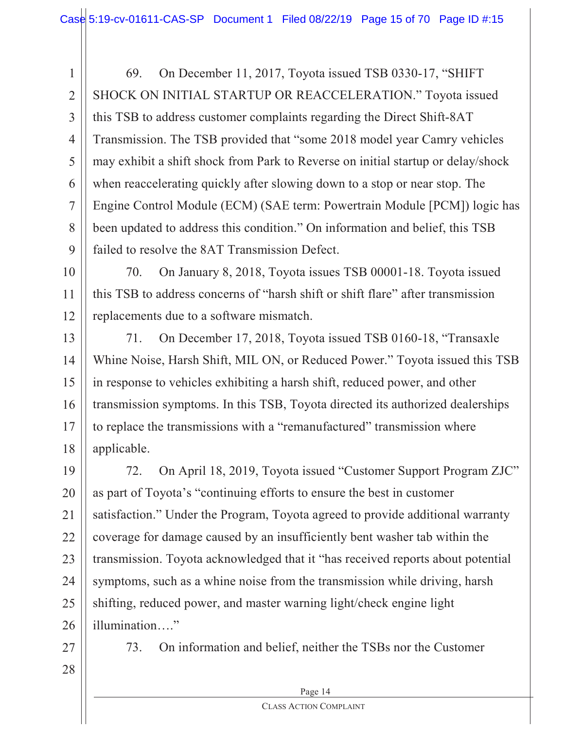69. On December 11, 2017, Toyota issued TSB 0330-17, "SHIFT SHOCK ON INITIAL STARTUP OR REACCELERATION." Toyota issued this TSB to address customer complaints regarding the Direct Shift-8AT Transmission. The TSB provided that "some 2018 model year Camry vehicles may exhibit a shift shock from Park to Reverse on initial startup or delay/shock when reaccelerating quickly after slowing down to a stop or near stop. The Engine Control Module (ECM) (SAE term: Powertrain Module [PCM]) logic has been updated to address this condition." On information and belief, this TSB failed to resolve the 8AT Transmission Defect.

70. On January 8, 2018, Toyota issues TSB 00001-18. Toyota issued this TSB to address concerns of "harsh shift or shift flare" after transmission replacements due to a software mismatch.

71. On December 17, 2018, Toyota issued TSB 0160-18, "Transaxle Whine Noise, Harsh Shift, MIL ON, or Reduced Power." Toyota issued this TSB in response to vehicles exhibiting a harsh shift, reduced power, and other transmission symptoms. In this TSB, Toyota directed its authorized dealerships to replace the transmissions with a "remanufactured" transmission where applicable.

72. On April 18, 2019, Toyota issued "Customer Support Program ZJC" as part of Toyota's "continuing efforts to ensure the best in customer satisfaction." Under the Program, Toyota agreed to provide additional warranty coverage for damage caused by an insufficiently bent washer tab within the transmission. Toyota acknowledged that it "has received reports about potential symptoms, such as a whine noise from the transmission while driving, harsh shifting, reduced power, and master warning light/check engine light illumination…."

73. On information and belief, neither the TSBs nor the Customer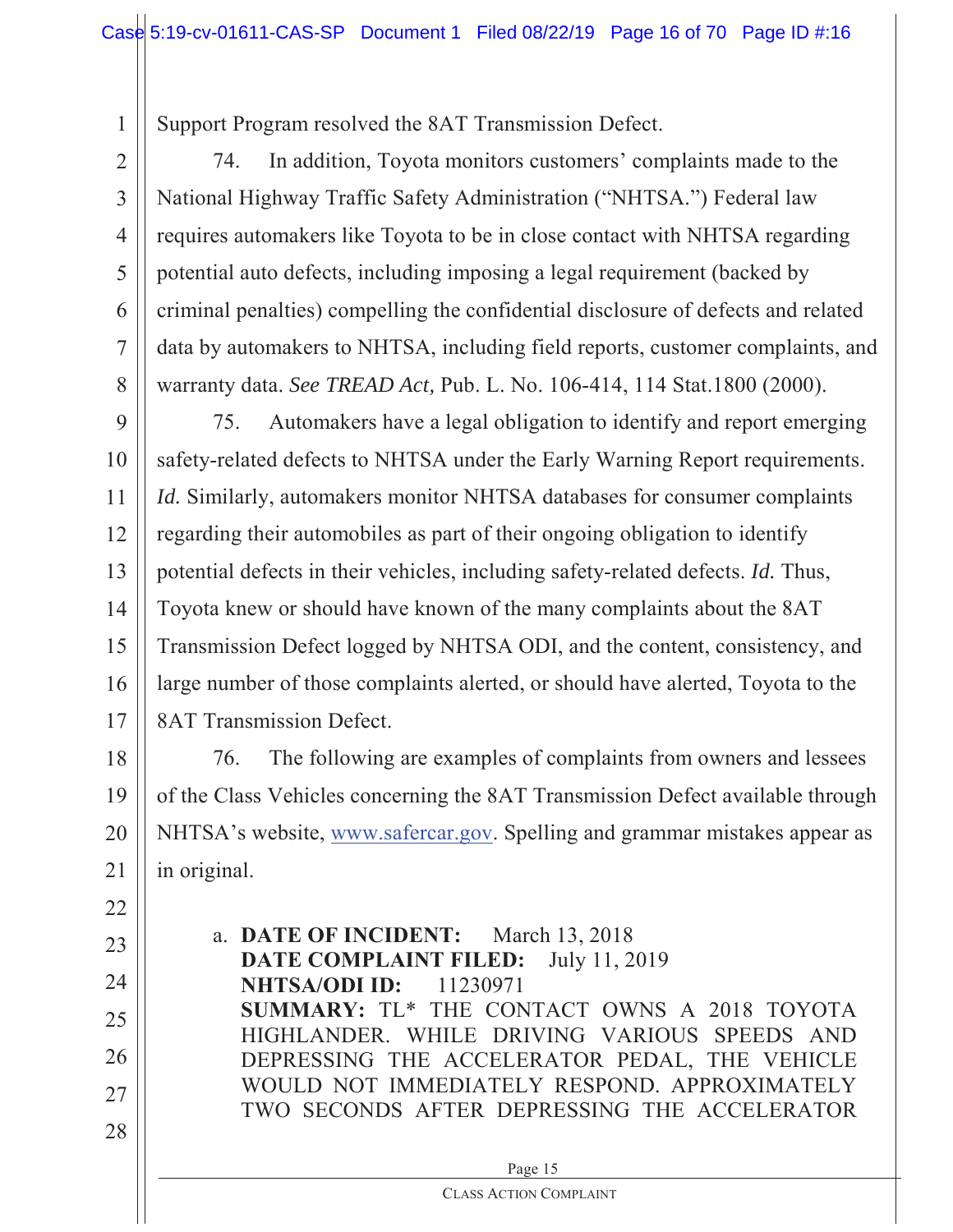Support Program resolved the 8AT Transmission Defect.

74. In addition, Toyota monitors customers' complaints made to the National Highway Traffic Safety Administration ("NHTSA.") Federal law requires automakers like Toyota to be in close contact with NHTSA regarding potential auto defects, including imposing a legal requirement (backed by criminal penalties) compelling the confidential disclosure of defects and related data by automakers to NHTSA, including field reports, customer complaints, and warranty data. *See TREAD Act,* Pub. L. No. 106-414, 114 Stat.1800 (2000).

75. Automakers have a legal obligation to identify and report emerging safety-related defects to NHTSA under the Early Warning Report requirements. *Id.* Similarly, automakers monitor NHTSA databases for consumer complaints regarding their automobiles as part of their ongoing obligation to identify potential defects in their vehicles, including safety-related defects. *Id.* Thus, Toyota knew or should have known of the many complaints about the 8AT Transmission Defect logged by NHTSA ODI, and the content, consistency, and large number of those complaints alerted, or should have alerted, Toyota to the 8AT Transmission Defect.

76. The following are examples of complaints from owners and lessees of the Class Vehicles concerning the 8AT Transmission Defect available through NHTSA's website, www.safercar.gov. Spelling and grammar mistakes appear as in original.

a. **DATE OF INCIDENT:** March 13, 2018
**DATE COMPLAINT FILED:** July 11, 2019
**NHTSA/ODI ID:** 11230971
**SUMMARY:** TL* THE CONTACT OWNS A 2018 TOYOTA HIGHLANDER. WHILE DRIVING VARIOUS SPEEDS AND DEPRESSING THE ACCELERATOR PEDAL, THE VEHICLE WOULD NOT IMMEDIATELY RESPOND. APPROXIMATELY TWO SECONDS AFTER DEPRESSING THE ACCELERATOR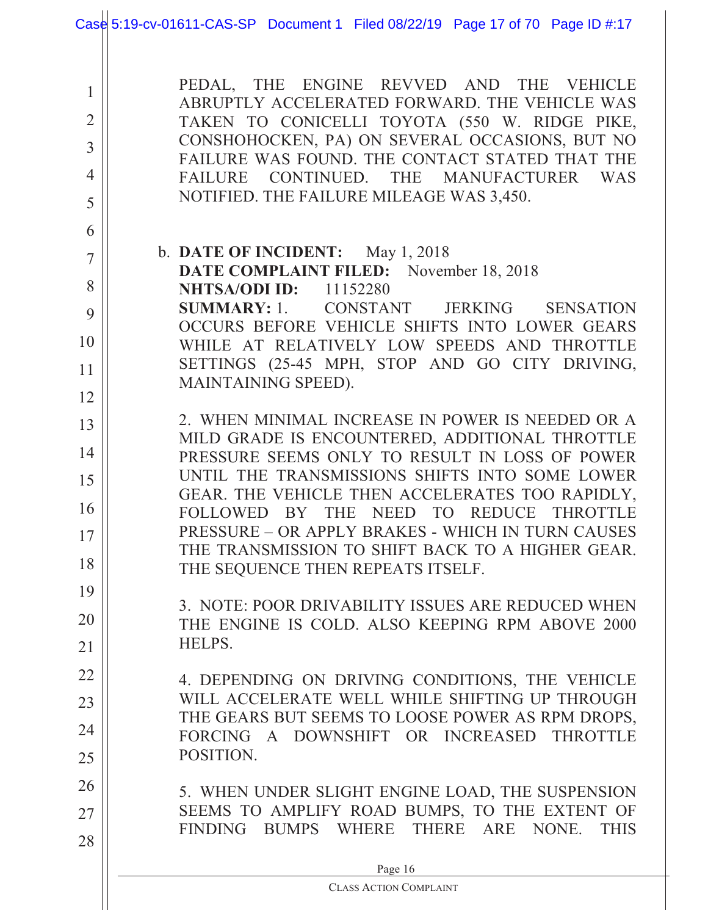PEDAL, THE ENGINE REVVED AND THE VEHICLE ABRUPTLY ACCELERATED FORWARD. THE VEHICLE WAS TAKEN TO CONICELLI TOYOTA (550 W. RIDGE PIKE, CONSHOHOCKEN, PA) ON SEVERAL OCCASIONS, BUT NO FAILURE WAS FOUND. THE CONTACT STATED THAT THE FAILURE CONTINUED. THE MANUFACTURER WAS NOTIFIED. THE FAILURE MILEAGE WAS 3,450.

b. **DATE OF INCIDENT:** May 1, 2018
**DATE COMPLAINT FILED:** November 18, 2018
**NHTSA/ODI ID:** 11152280
**SUMMARY:** 1. CONSTANT JERKING SENSATION OCCURS BEFORE VEHICLE SHIFTS INTO LOWER GEARS WHILE AT RELATIVELY LOW SPEEDS AND THROTTLE SETTINGS (25-45 MPH, STOP AND GO CITY DRIVING, MAINTAINING SPEED).

2. WHEN MINIMAL INCREASE IN POWER IS NEEDED OR A MILD GRADE IS ENCOUNTERED, ADDITIONAL THROTTLE PRESSURE SEEMS ONLY TO RESULT IN LOSS OF POWER UNTIL THE TRANSMISSIONS SHIFTS INTO SOME LOWER GEAR. THE VEHICLE THEN ACCELERATES TOO RAPIDLY, FOLLOWED BY THE NEED TO REDUCE THROTTLE PRESSURE – OR APPLY BRAKES - WHICH IN TURN CAUSES THE TRANSMISSION TO SHIFT BACK TO A HIGHER GEAR. THE SEQUENCE THEN REPEATS ITSELF.

3. NOTE: POOR DRIVABILITY ISSUES ARE REDUCED WHEN THE ENGINE IS COLD. ALSO KEEPING RPM ABOVE 2000 HELPS.

4. DEPENDING ON DRIVING CONDITIONS, THE VEHICLE WILL ACCELERATE WELL WHILE SHIFTING UP THROUGH THE GEARS BUT SEEMS TO LOOSE POWER AS RPM DROPS, FORCING A DOWNSHIFT OR INCREASED THROTTLE POSITION.

5. WHEN UNDER SLIGHT ENGINE LOAD, THE SUSPENSION SEEMS TO AMPLIFY ROAD BUMPS, TO THE EXTENT OF FINDING BUMPS WHERE THERE ARE NONE. THIS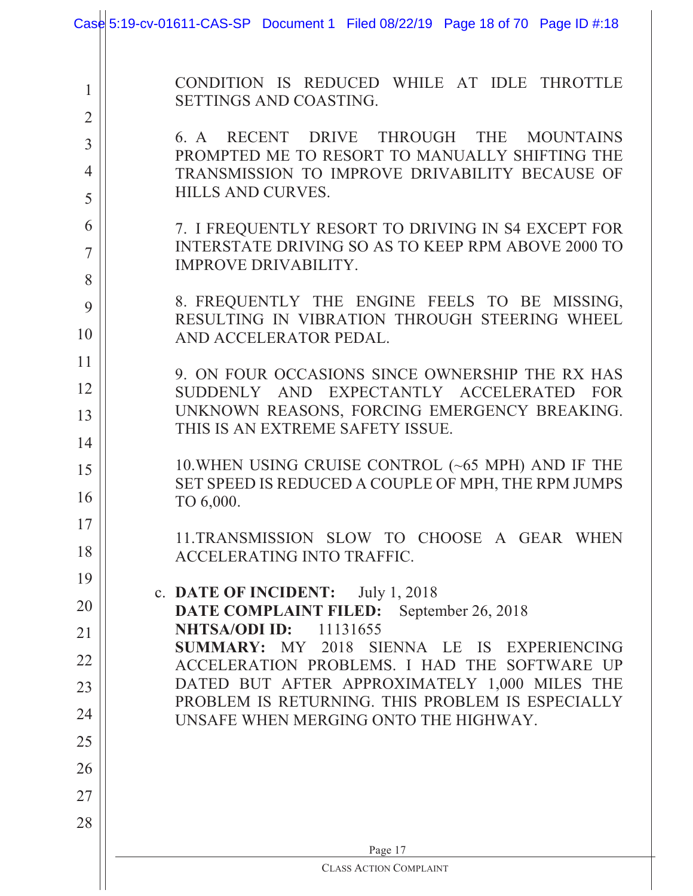CONDITION IS REDUCED WHILE AT IDLE THROTTLE SETTINGS AND COASTING.

6. A RECENT DRIVE THROUGH THE MOUNTAINS PROMPTED ME TO RESORT TO MANUALLY SHIFTING THE TRANSMISSION TO IMPROVE DRIVABILITY BECAUSE OF HILLS AND CURVES.

7. I FREQUENTLY RESORT TO DRIVING IN S4 EXCEPT FOR INTERSTATE DRIVING SO AS TO KEEP RPM ABOVE 2000 TO IMPROVE DRIVABILITY.

8. FREQUENTLY THE ENGINE FEELS TO BE MISSING, RESULTING IN VIBRATION THROUGH STEERING WHEEL AND ACCELERATOR PEDAL.

9. ON FOUR OCCASIONS SINCE OWNERSHIP THE RX HAS SUDDENLY AND EXPECTANTLY ACCELERATED FOR UNKNOWN REASONS, FORCING EMERGENCY BREAKING. THIS IS AN EXTREME SAFETY ISSUE.

10.WHEN USING CRUISE CONTROL (~65 MPH) AND IF THE SET SPEED IS REDUCED A COUPLE OF MPH, THE RPM JUMPS TO 6,000.

11.TRANSMISSION SLOW TO CHOOSE A GEAR WHEN ACCELERATING INTO TRAFFIC.

c. **DATE OF INCIDENT:** July 1, 2018
**DATE COMPLAINT FILED:** September 26, 2018
**NHTSA/ODI ID:** 11131655
**SUMMARY:** MY 2018 SIENNA LE IS EXPERIENCING ACCELERATION PROBLEMS. I HAD THE SOFTWARE UP DATED BUT AFTER APPROXIMATELY 1,000 MILES THE PROBLEM IS RETURNING. THIS PROBLEM IS ESPECIALLY UNSAFE WHEN MERGING ONTO THE HIGHWAY.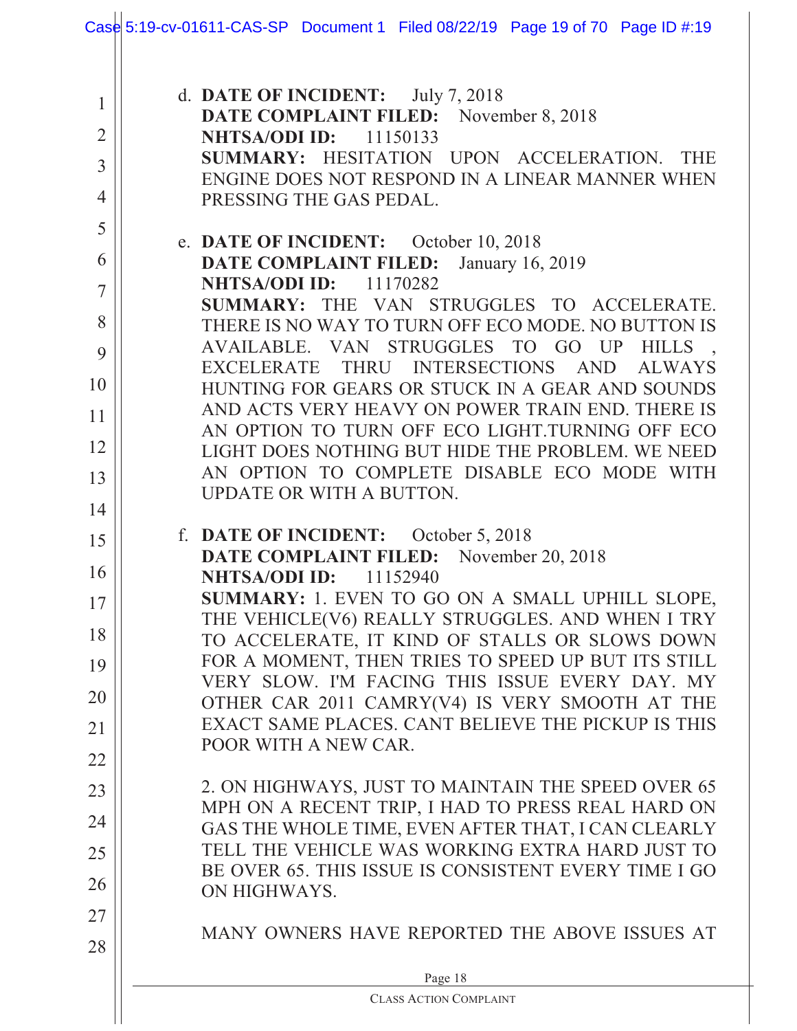d. **DATE OF INCIDENT:** July 7, 2018
**DATE COMPLAINT FILED:** November 8, 2018
**NHTSA/ODI ID:** 11150133
**SUMMARY:** HESITATION UPON ACCELERATION. THE ENGINE DOES NOT RESPOND IN A LINEAR MANNER WHEN PRESSING THE GAS PEDAL.

e. **DATE OF INCIDENT:** October 10, 2018
**DATE COMPLAINT FILED:** January 16, 2019
**NHTSA/ODI ID:** 11170282
**SUMMARY:** THE VAN STRUGGLES TO ACCELERATE. THERE IS NO WAY TO TURN OFF ECO MODE. NO BUTTON IS AVAILABLE. VAN STRUGGLES TO GO UP HILLS , EXCELERATE THRU INTERSECTIONS AND ALWAYS HUNTING FOR GEARS OR STUCK IN A GEAR AND SOUNDS AND ACTS VERY HEAVY ON POWER TRAIN END. THERE IS AN OPTION TO TURN OFF ECO LIGHT.TURNING OFF ECO LIGHT DOES NOTHING BUT HIDE THE PROBLEM. WE NEED AN OPTION TO COMPLETE DISABLE ECO MODE WITH UPDATE OR WITH A BUTTON.

f. **DATE OF INCIDENT:** October 5, 2018
**DATE COMPLAINT FILED:** November 20, 2018
**NHTSA/ODI ID:** 11152940
**SUMMARY:** 1. EVEN TO GO ON A SMALL UPHILL SLOPE, THE VEHICLE(V6) REALLY STRUGGLES. AND WHEN I TRY TO ACCELERATE, IT KIND OF STALLS OR SLOWS DOWN FOR A MOMENT, THEN TRIES TO SPEED UP BUT ITS STILL VERY SLOW. I'M FACING THIS ISSUE EVERY DAY. MY OTHER CAR 2011 CAMRY(V4) IS VERY SMOOTH AT THE EXACT SAME PLACES. CANT BELIEVE THE PICKUP IS THIS POOR WITH A NEW CAR.

2. ON HIGHWAYS, JUST TO MAINTAIN THE SPEED OVER 65 MPH ON A RECENT TRIP, I HAD TO PRESS REAL HARD ON GAS THE WHOLE TIME, EVEN AFTER THAT, I CAN CLEARLY TELL THE VEHICLE WAS WORKING EXTRA HARD JUST TO BE OVER 65. THIS ISSUE IS CONSISTENT EVERY TIME I GO ON HIGHWAYS.

MANY OWNERS HAVE REPORTED THE ABOVE ISSUES AT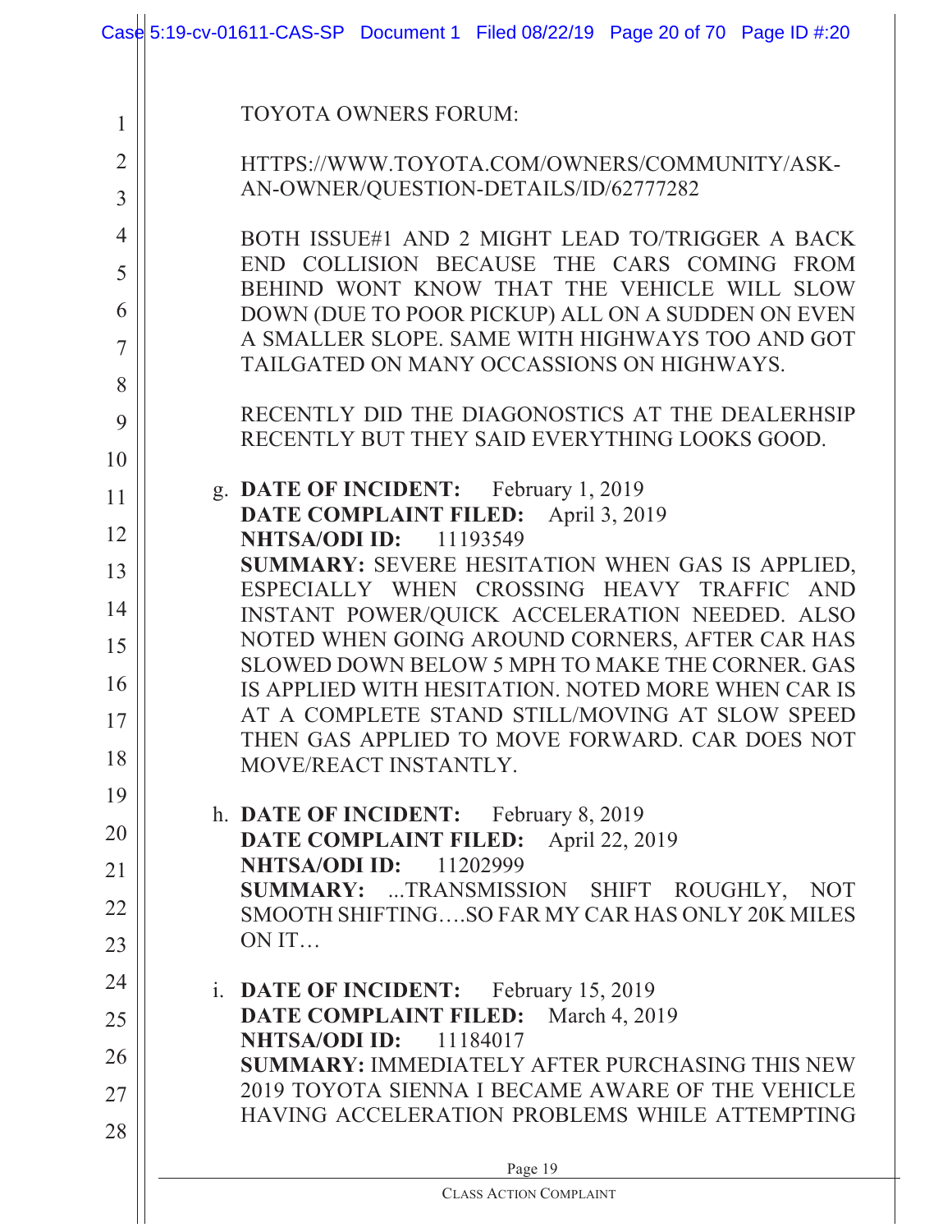TOYOTA OWNERS FORUM:

HTTPS://WWW.TOYOTA.COM/OWNERS/COMMUNITY/ASK-AN-OWNER/QUESTION-DETAILS/ID/62777282

BOTH ISSUE#1 AND 2 MIGHT LEAD TO/TRIGGER A BACK END COLLISION BECAUSE THE CARS COMING FROM BEHIND WONT KNOW THAT THE VEHICLE WILL SLOW DOWN (DUE TO POOR PICKUP) ALL ON A SUDDEN ON EVEN A SMALLER SLOPE. SAME WITH HIGHWAYS TOO AND GOT TAILGATED ON MANY OCCASSIONS ON HIGHWAYS.

RECENTLY DID THE DIAGONOSTICS AT THE DEALERHSIP RECENTLY BUT THEY SAID EVERYTHING LOOKS GOOD.

g. **DATE OF INCIDENT:** February 1, 2019
**DATE COMPLAINT FILED:** April 3, 2019
**NHTSA/ODI ID:** 11193549
**SUMMARY:** SEVERE HESITATION WHEN GAS IS APPLIED, ESPECIALLY WHEN CROSSING HEAVY TRAFFIC AND INSTANT POWER/QUICK ACCELERATION NEEDED. ALSO NOTED WHEN GOING AROUND CORNERS, AFTER CAR HAS SLOWED DOWN BELOW 5 MPH TO MAKE THE CORNER. GAS IS APPLIED WITH HESITATION. NOTED MORE WHEN CAR IS AT A COMPLETE STAND STILL/MOVING AT SLOW SPEED THEN GAS APPLIED TO MOVE FORWARD. CAR DOES NOT MOVE/REACT INSTANTLY.

h. **DATE OF INCIDENT:** February 8, 2019
**DATE COMPLAINT FILED:** April 22, 2019
**NHTSA/ODI ID:** 11202999
**SUMMARY:** ...TRANSMISSION SHIFT ROUGHLY, NOT SMOOTH SHIFTING….SO FAR MY CAR HAS ONLY 20K MILES ON IT…

i. **DATE OF INCIDENT:** February 15, 2019
**DATE COMPLAINT FILED:** March 4, 2019
**NHTSA/ODI ID:** 11184017
**SUMMARY:** IMMEDIATELY AFTER PURCHASING THIS NEW 2019 TOYOTA SIENNA I BECAME AWARE OF THE VEHICLE HAVING ACCELERATION PROBLEMS WHILE ATTEMPTING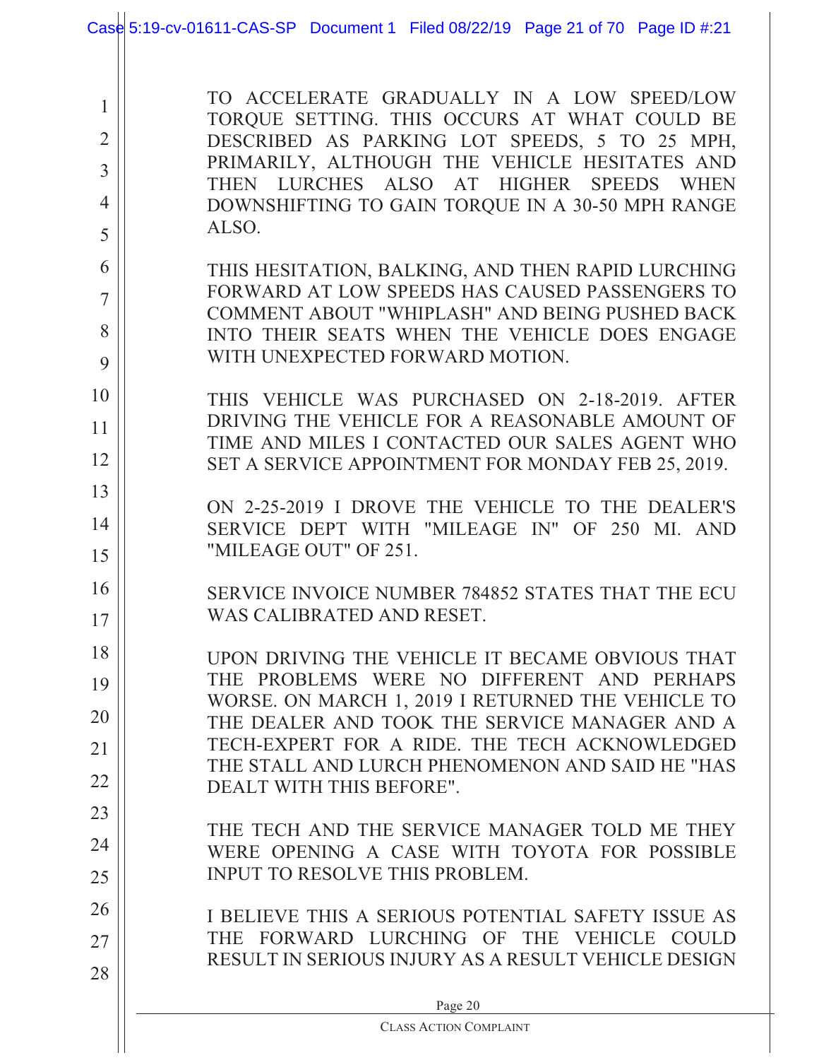TO ACCELERATE GRADUALLY IN A LOW SPEED/LOW TORQUE SETTING. THIS OCCURS AT WHAT COULD BE DESCRIBED AS PARKING LOT SPEEDS, 5 TO 25 MPH, PRIMARILY, ALTHOUGH THE VEHICLE HESITATES AND THEN LURCHES ALSO AT HIGHER SPEEDS WHEN DOWNSHIFTING TO GAIN TORQUE IN A 30-50 MPH RANGE ALSO.

THIS HESITATION, BALKING, AND THEN RAPID LURCHING FORWARD AT LOW SPEEDS HAS CAUSED PASSENGERS TO COMMENT ABOUT "WHIPLASH" AND BEING PUSHED BACK INTO THEIR SEATS WHEN THE VEHICLE DOES ENGAGE WITH UNEXPECTED FORWARD MOTION.

THIS VEHICLE WAS PURCHASED ON 2-18-2019. AFTER DRIVING THE VEHICLE FOR A REASONABLE AMOUNT OF TIME AND MILES I CONTACTED OUR SALES AGENT WHO SET A SERVICE APPOINTMENT FOR MONDAY FEB 25, 2019.

ON 2-25-2019 I DROVE THE VEHICLE TO THE DEALER'S SERVICE DEPT WITH "MILEAGE IN" OF 250 MI. AND "MILEAGE OUT" OF 251.

SERVICE INVOICE NUMBER 784852 STATES THAT THE ECU WAS CALIBRATED AND RESET.

UPON DRIVING THE VEHICLE IT BECAME OBVIOUS THAT THE PROBLEMS WERE NO DIFFERENT AND PERHAPS WORSE. ON MARCH 1, 2019 I RETURNED THE VEHICLE TO THE DEALER AND TOOK THE SERVICE MANAGER AND A TECH-EXPERT FOR A RIDE. THE TECH ACKNOWLEDGED THE STALL AND LURCH PHENOMENON AND SAID HE "HAS DEALT WITH THIS BEFORE".

THE TECH AND THE SERVICE MANAGER TOLD ME THEY WERE OPENING A CASE WITH TOYOTA FOR POSSIBLE INPUT TO RESOLVE THIS PROBLEM.

I BELIEVE THIS A SERIOUS POTENTIAL SAFETY ISSUE AS THE FORWARD LURCHING OF THE VEHICLE COULD RESULT IN SERIOUS INJURY AS A RESULT VEHICLE DESIGN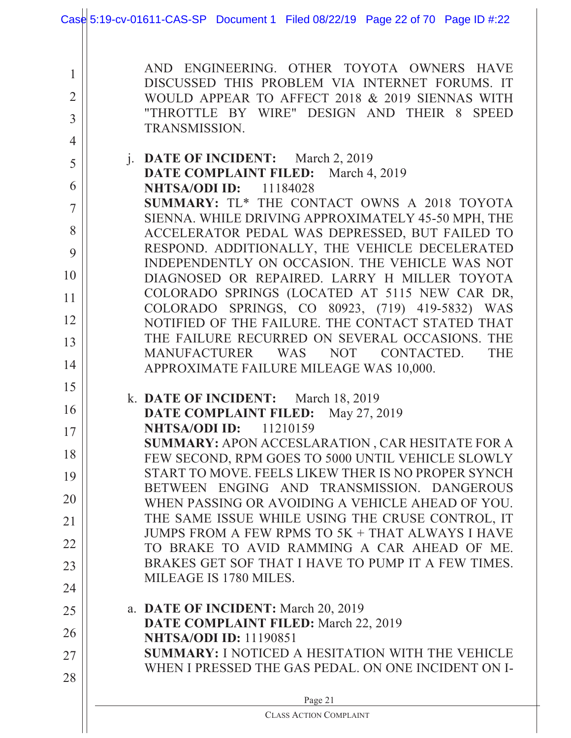AND ENGINEERING. OTHER TOYOTA OWNERS HAVE DISCUSSED THIS PROBLEM VIA INTERNET FORUMS. IT WOULD APPEAR TO AFFECT 2018 & 2019 SIENNAS WITH "THROTTLE BY WIRE" DESIGN AND THEIR 8 SPEED TRANSMISSION.

j. **DATE OF INCIDENT:** March 2, 2019
**DATE COMPLAINT FILED:** March 4, 2019
**NHTSA/ODI ID:** 11184028
**SUMMARY:** TL* THE CONTACT OWNS A 2018 TOYOTA SIENNA. WHILE DRIVING APPROXIMATELY 45-50 MPH, THE ACCELERATOR PEDAL WAS DEPRESSED, BUT FAILED TO RESPOND. ADDITIONALLY, THE VEHICLE DECELERATED INDEPENDENTLY ON OCCASION. THE VEHICLE WAS NOT DIAGNOSED OR REPAIRED. LARRY H MILLER TOYOTA COLORADO SPRINGS (LOCATED AT 5115 NEW CAR DR, COLORADO SPRINGS, CO 80923, (719) 419-5832) WAS NOTIFIED OF THE FAILURE. THE CONTACT STATED THAT THE FAILURE RECURRED ON SEVERAL OCCASIONS. THE MANUFACTURER WAS NOT CONTACTED. THE APPROXIMATE FAILURE MILEAGE WAS 10,000.

k. **DATE OF INCIDENT:** March 18, 2019
**DATE COMPLAINT FILED:** May 27, 2019
**NHTSA/ODI ID:** 11210159
**SUMMARY:** APON ACCESLARATION , CAR HESITATE FOR A FEW SECOND, RPM GOES TO 5000 UNTIL VEHICLE SLOWLY START TO MOVE. FEELS LIKEW THER IS NO PROPER SYNCH BETWEEN ENGING AND TRANSMISSION. DANGEROUS WHEN PASSING OR AVOIDING A VEHICLE AHEAD OF YOU. THE SAME ISSUE WHILE USING THE CRUSE CONTROL, IT JUMPS FROM A FEW RPMS TO 5K + THAT ALWAYS I HAVE TO BRAKE TO AVID RAMMING A CAR AHEAD OF ME. BRAKES GET SOF THAT I HAVE TO PUMP IT A FEW TIMES. MILEAGE IS 1780 MILES.

a. **DATE OF INCIDENT:** March 20, 2019
**DATE COMPLAINT FILED:** March 22, 2019
**NHTSA/ODI ID:** 11190851
**SUMMARY:** I NOTICED A HESITATION WITH THE VEHICLE WHEN I PRESSED THE GAS PEDAL. ON ONE INCIDENT ON I-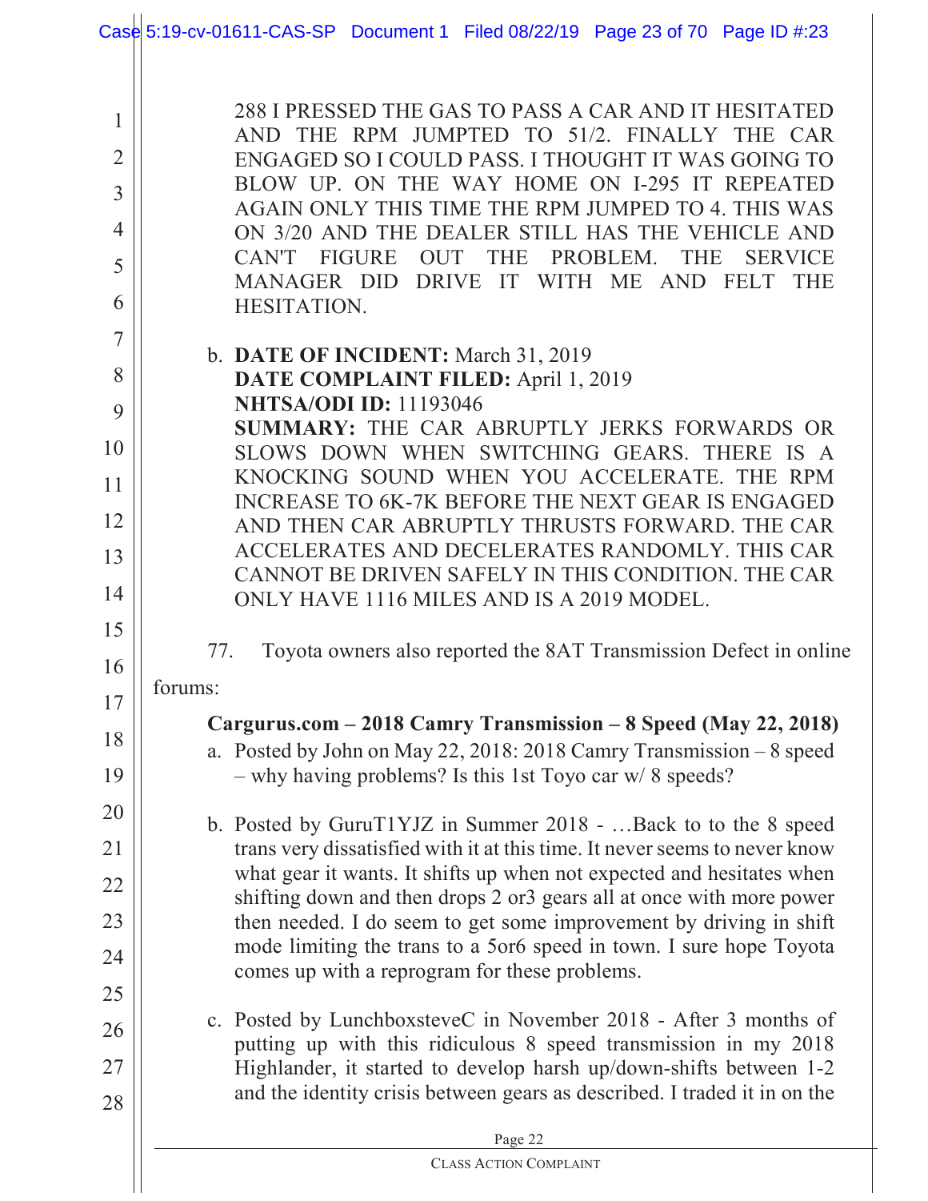288 I PRESSED THE GAS TO PASS A CAR AND IT HESITATED AND THE RPM JUMPTED TO 51/2. FINALLY THE CAR ENGAGED SO I COULD PASS. I THOUGHT IT WAS GOING TO BLOW UP. ON THE WAY HOME ON I-295 IT REPEATED AGAIN ONLY THIS TIME THE RPM JUMPED TO 4. THIS WAS ON 3/20 AND THE DEALER STILL HAS THE VEHICLE AND CAN'T FIGURE OUT THE PROBLEM. THE SERVICE MANAGER DID DRIVE IT WITH ME AND FELT THE HESITATION.

b. **DATE OF INCIDENT:** March 31, 2019
**DATE COMPLAINT FILED:** April 1, 2019
**NHTSA/ODI ID:** 11193046
**SUMMARY:** THE CAR ABRUPTLY JERKS FORWARDS OR SLOWS DOWN WHEN SWITCHING GEARS. THERE IS A KNOCKING SOUND WHEN YOU ACCELERATE. THE RPM INCREASE TO 6K-7K BEFORE THE NEXT GEAR IS ENGAGED AND THEN CAR ABRUPTLY THRUSTS FORWARD. THE CAR ACCELERATES AND DECELERATES RANDOMLY. THIS CAR CANNOT BE DRIVEN SAFELY IN THIS CONDITION. THE CAR ONLY HAVE 1116 MILES AND IS A 2019 MODEL.

77. Toyota owners also reported the 8AT Transmission Defect in online forums:

**Cargurus.com – 2018 Camry Transmission – 8 Speed (May 22, 2018)**

a. Posted by John on May 22, 2018: 2018 Camry Transmission – 8 speed – why having problems? Is this 1st Toyo car w/ 8 speeds?

b. Posted by GuruT1YJZ in Summer 2018 - …Back to to the 8 speed trans very dissatisfied with it at this time. It never seems to never know what gear it wants. It shifts up when not expected and hesitates when shifting down and then drops 2 or3 gears all at once with more power then needed. I do seem to get some improvement by driving in shift mode limiting the trans to a 5or6 speed in town. I sure hope Toyota comes up with a reprogram for these problems.

c. Posted by LunchboxsteveC in November 2018 - After 3 months of putting up with this ridiculous 8 speed transmission in my 2018 Highlander, it started to develop harsh up/down-shifts between 1-2 and the identity crisis between gears as described. I traded it in on the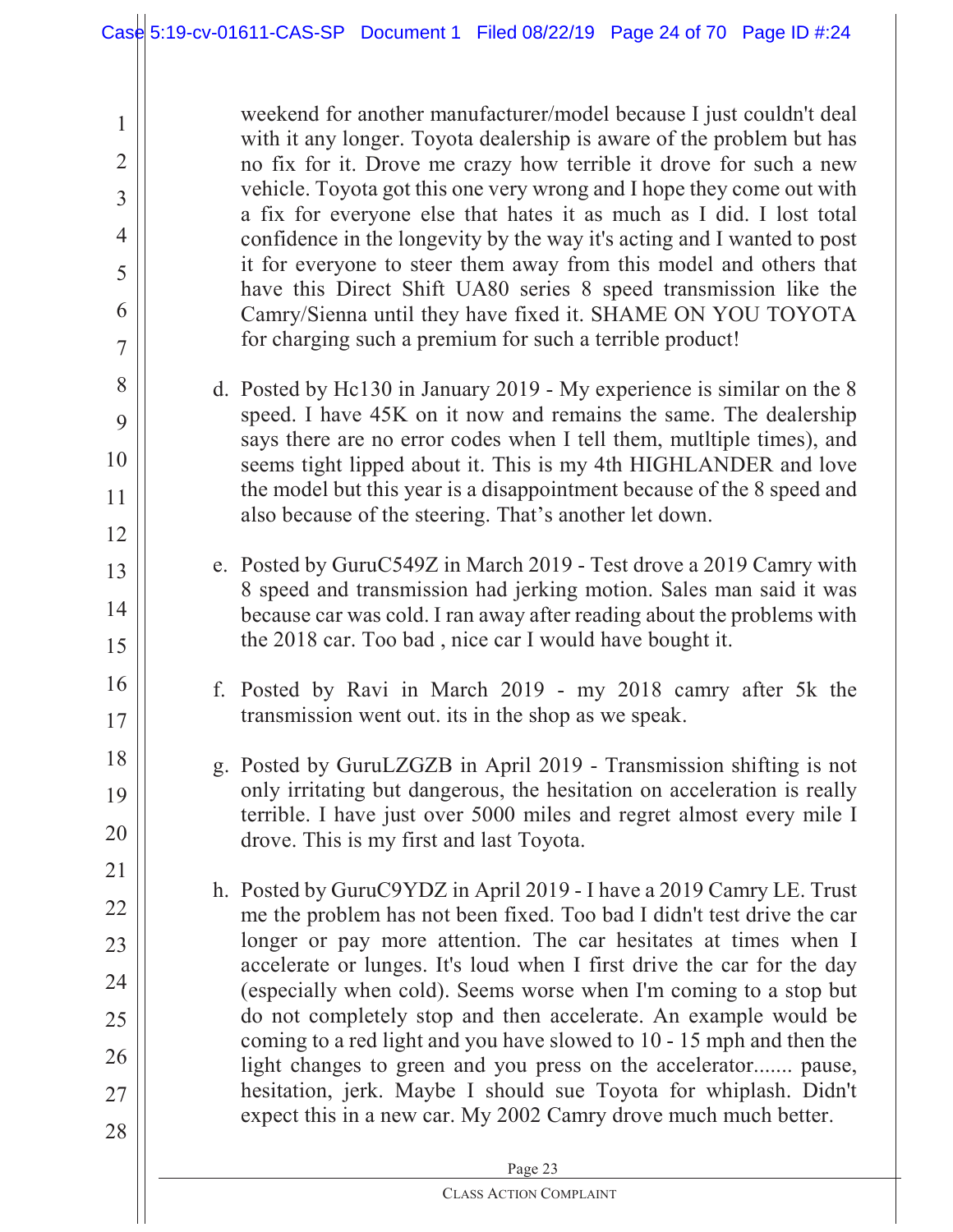weekend for another manufacturer/model because I just couldn't deal with it any longer. Toyota dealership is aware of the problem but has no fix for it. Drove me crazy how terrible it drove for such a new vehicle. Toyota got this one very wrong and I hope they come out with a fix for everyone else that hates it as much as I did. I lost total confidence in the longevity by the way it's acting and I wanted to post it for everyone to steer them away from this model and others that have this Direct Shift UA80 series 8 speed transmission like the Camry/Sienna until they have fixed it. SHAME ON YOU TOYOTA for charging such a premium for such a terrible product!

d. Posted by Hc130 in January 2019 - My experience is similar on the 8 speed. I have 45K on it now and remains the same. The dealership says there are no error codes when I tell them, mutltiple times), and seems tight lipped about it. This is my 4th HIGHLANDER and love the model but this year is a disappointment because of the 8 speed and also because of the steering. That's another let down.

e. Posted by GuruC549Z in March 2019 - Test drove a 2019 Camry with 8 speed and transmission had jerking motion. Sales man said it was because car was cold. I ran away after reading about the problems with the 2018 car. Too bad , nice car I would have bought it.

f. Posted by Ravi in March 2019 - my 2018 camry after 5k the transmission went out. its in the shop as we speak.

g. Posted by GuruLZGZB in April 2019 - Transmission shifting is not only irritating but dangerous, the hesitation on acceleration is really terrible. I have just over 5000 miles and regret almost every mile I drove. This is my first and last Toyota.

h. Posted by GuruC9YDZ in April 2019 - I have a 2019 Camry LE. Trust me the problem has not been fixed. Too bad I didn't test drive the car longer or pay more attention. The car hesitates at times when I accelerate or lunges. It's loud when I first drive the car for the day (especially when cold). Seems worse when I'm coming to a stop but do not completely stop and then accelerate. An example would be coming to a red light and you have slowed to 10 - 15 mph and then the light changes to green and you press on the accelerator....... pause, hesitation, jerk. Maybe I should sue Toyota for whiplash. Didn't expect this in a new car. My 2002 Camry drove much much better.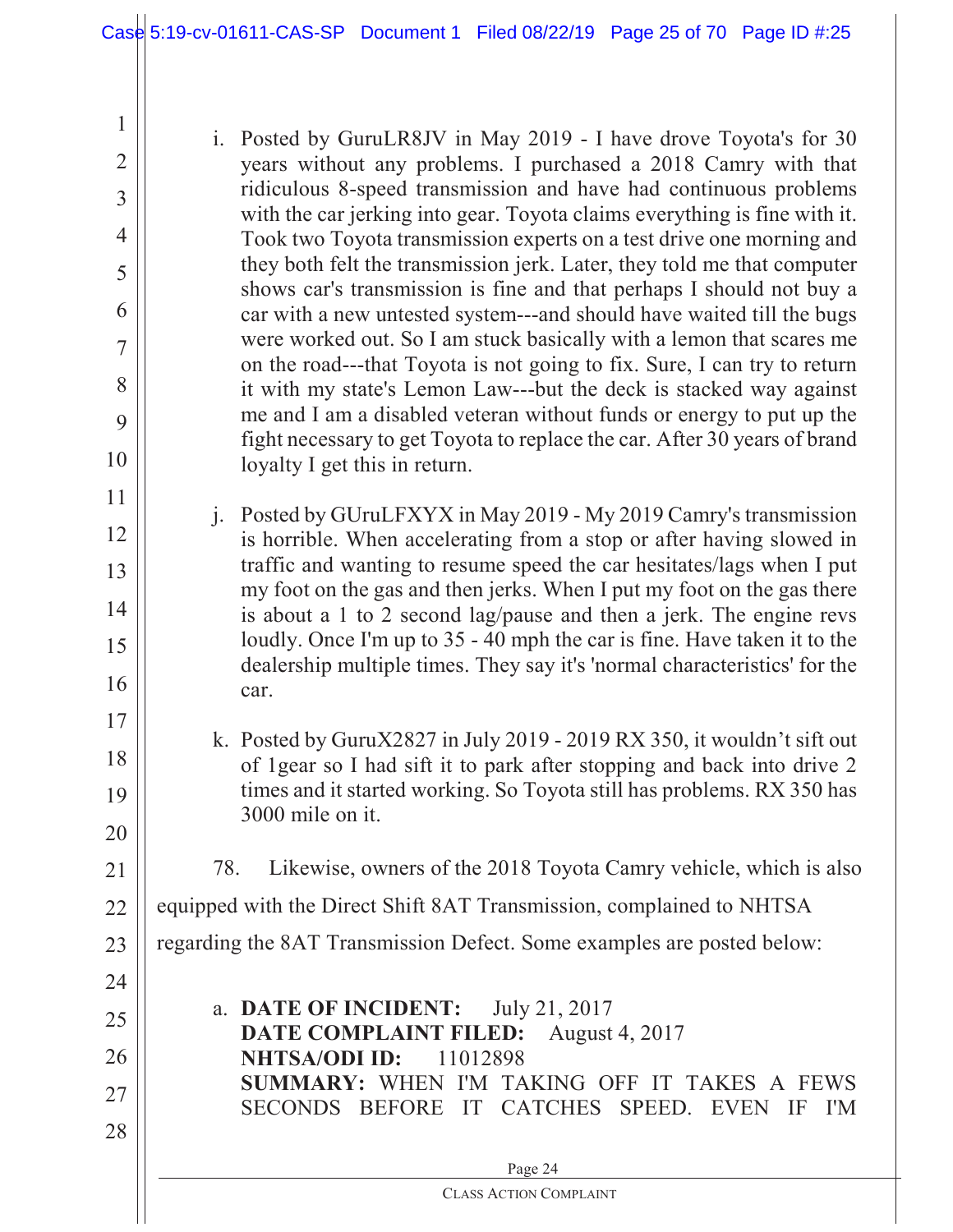i. Posted by GuruLR8JV in May 2019 - I have drove Toyota's for 30 years without any problems. I purchased a 2018 Camry with that ridiculous 8-speed transmission and have had continuous problems with the car jerking into gear. Toyota claims everything is fine with it. Took two Toyota transmission experts on a test drive one morning and they both felt the transmission jerk. Later, they told me that computer shows car's transmission is fine and that perhaps I should not buy a car with a new untested system---and should have waited till the bugs were worked out. So I am stuck basically with a lemon that scares me on the road---that Toyota is not going to fix. Sure, I can try to return it with my state's Lemon Law---but the deck is stacked way against me and I am a disabled veteran without funds or energy to put up the fight necessary to get Toyota to replace the car. After 30 years of brand loyalty I get this in return.

j. Posted by GUruLFXYX in May 2019 - My 2019 Camry's transmission is horrible. When accelerating from a stop or after having slowed in traffic and wanting to resume speed the car hesitates/lags when I put my foot on the gas and then jerks. When I put my foot on the gas there is about a 1 to 2 second lag/pause and then a jerk. The engine revs loudly. Once I'm up to 35 - 40 mph the car is fine. Have taken it to the dealership multiple times. They say it's 'normal characteristics' for the car.

k. Posted by GuruX2827 in July 2019 - 2019 RX 350, it wouldn't sift out of 1gear so I had sift it to park after stopping and back into drive 2 times and it started working. So Toyota still has problems. RX 350 has 3000 mile on it.

78. Likewise, owners of the 2018 Toyota Camry vehicle, which is also equipped with the Direct Shift 8AT Transmission, complained to NHTSA regarding the 8AT Transmission Defect. Some examples are posted below:

a. **DATE OF INCIDENT:** July 21, 2017
**DATE COMPLAINT FILED:** August 4, 2017
**NHTSA/ODI ID:** 11012898
**SUMMARY:** WHEN I'M TAKING OFF IT TAKES A FEWS SECONDS BEFORE IT CATCHES SPEED. EVEN IF I'M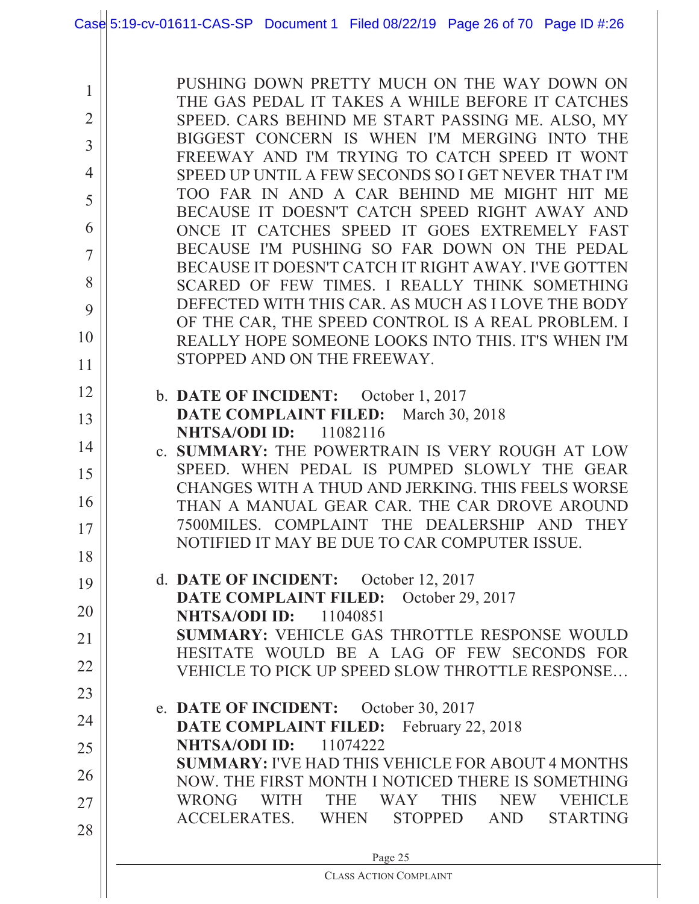PUSHING DOWN PRETTY MUCH ON THE WAY DOWN ON THE GAS PEDAL IT TAKES A WHILE BEFORE IT CATCHES SPEED. CARS BEHIND ME START PASSING ME. ALSO, MY BIGGEST CONCERN IS WHEN I'M MERGING INTO THE FREEWAY AND I'M TRYING TO CATCH SPEED IT WONT SPEED UP UNTIL A FEW SECONDS SO I GET NEVER THAT I'M TOO FAR IN AND A CAR BEHIND ME MIGHT HIT ME BECAUSE IT DOESN'T CATCH SPEED RIGHT AWAY AND ONCE IT CATCHES SPEED IT GOES EXTREMELY FAST BECAUSE I'M PUSHING SO FAR DOWN ON THE PEDAL BECAUSE IT DOESN'T CATCH IT RIGHT AWAY. I'VE GOTTEN SCARED OF FEW TIMES. I REALLY THINK SOMETHING DEFECTED WITH THIS CAR. AS MUCH AS I LOVE THE BODY OF THE CAR, THE SPEED CONTROL IS A REAL PROBLEM. I REALLY HOPE SOMEONE LOOKS INTO THIS. IT'S WHEN I'M STOPPED AND ON THE FREEWAY.

b. **DATE OF INCIDENT:** October 1, 2017
**DATE COMPLAINT FILED:** March 30, 2018
**NHTSA/ODI ID:** 11082116

c. **SUMMARY:** THE POWERTRAIN IS VERY ROUGH AT LOW SPEED. WHEN PEDAL IS PUMPED SLOWLY THE GEAR CHANGES WITH A THUD AND JERKING. THIS FEELS WORSE THAN A MANUAL GEAR CAR. THE CAR DROVE AROUND 7500MILES. COMPLAINT THE DEALERSHIP AND THEY NOTIFIED IT MAY BE DUE TO CAR COMPUTER ISSUE.

d. **DATE OF INCIDENT:** October 12, 2017
**DATE COMPLAINT FILED:** October 29, 2017
**NHTSA/ODI ID:** 11040851
**SUMMARY:** VEHICLE GAS THROTTLE RESPONSE WOULD HESITATE WOULD BE A LAG OF FEW SECONDS FOR VEHICLE TO PICK UP SPEED SLOW THROTTLE RESPONSE…

e. **DATE OF INCIDENT:** October 30, 2017
**DATE COMPLAINT FILED:** February 22, 2018
**NHTSA/ODI ID:** 11074222
**SUMMARY:** I'VE HAD THIS VEHICLE FOR ABOUT 4 MONTHS NOW. THE FIRST MONTH I NOTICED THERE IS SOMETHING WRONG WITH THE WAY THIS NEW VEHICLE ACCELERATES. WHEN STOPPED AND STARTING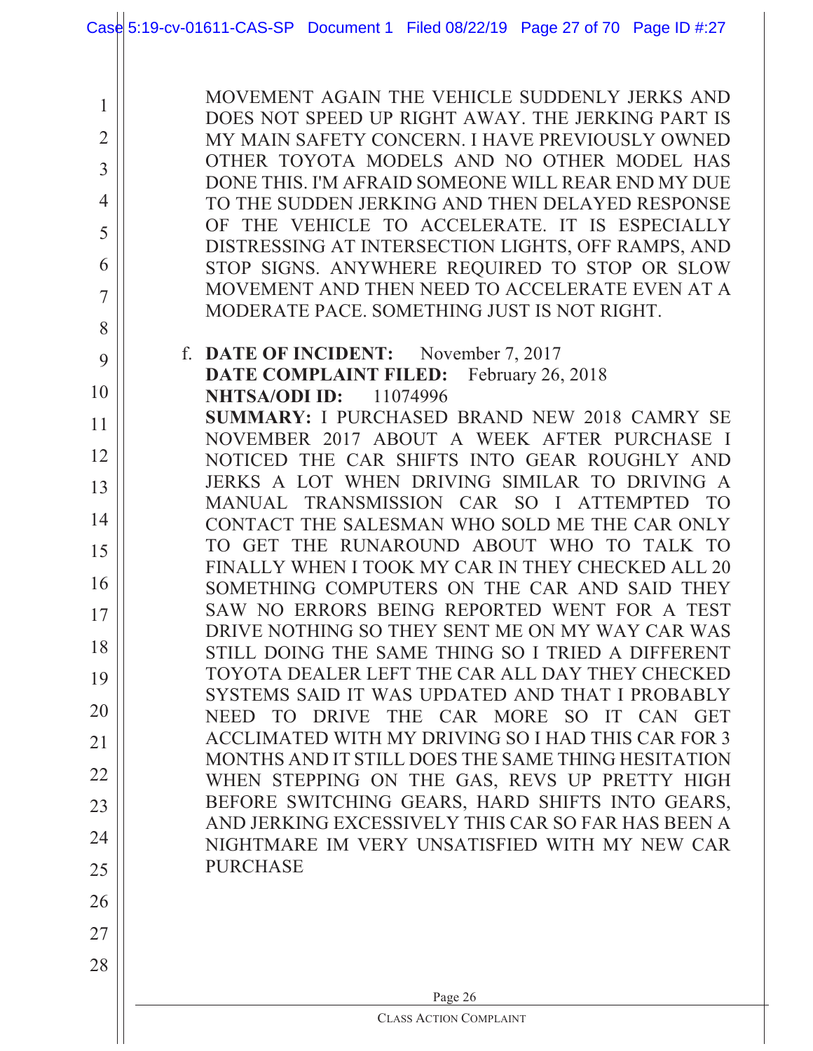MOVEMENT AGAIN THE VEHICLE SUDDENLY JERKS AND DOES NOT SPEED UP RIGHT AWAY. THE JERKING PART IS MY MAIN SAFETY CONCERN. I HAVE PREVIOUSLY OWNED OTHER TOYOTA MODELS AND NO OTHER MODEL HAS DONE THIS. I'M AFRAID SOMEONE WILL REAR END MY DUE TO THE SUDDEN JERKING AND THEN DELAYED RESPONSE OF THE VEHICLE TO ACCELERATE. IT IS ESPECIALLY DISTRESSING AT INTERSECTION LIGHTS, OFF RAMPS, AND STOP SIGNS. ANYWHERE REQUIRED TO STOP OR SLOW MOVEMENT AND THEN NEED TO ACCELERATE EVEN AT A MODERATE PACE. SOMETHING JUST IS NOT RIGHT.

f. **DATE OF INCIDENT:** November 7, 2017
**DATE COMPLAINT FILED:** February 26, 2018
**NHTSA/ODI ID:** 11074996
**SUMMARY:** I PURCHASED BRAND NEW 2018 CAMRY SE NOVEMBER 2017 ABOUT A WEEK AFTER PURCHASE I NOTICED THE CAR SHIFTS INTO GEAR ROUGHLY AND JERKS A LOT WHEN DRIVING SIMILAR TO DRIVING A MANUAL TRANSMISSION CAR SO I ATTEMPTED TO CONTACT THE SALESMAN WHO SOLD ME THE CAR ONLY TO GET THE RUNAROUND ABOUT WHO TO TALK TO FINALLY WHEN I TOOK MY CAR IN THEY CHECKED ALL 20 SOMETHING COMPUTERS ON THE CAR AND SAID THEY SAW NO ERRORS BEING REPORTED WENT FOR A TEST DRIVE NOTHING SO THEY SENT ME ON MY WAY CAR WAS STILL DOING THE SAME THING SO I TRIED A DIFFERENT TOYOTA DEALER LEFT THE CAR ALL DAY THEY CHECKED SYSTEMS SAID IT WAS UPDATED AND THAT I PROBABLY NEED TO DRIVE THE CAR MORE SO IT CAN GET ACCLIMATED WITH MY DRIVING SO I HAD THIS CAR FOR 3 MONTHS AND IT STILL DOES THE SAME THING HESITATION WHEN STEPPING ON THE GAS, REVS UP PRETTY HIGH BEFORE SWITCHING GEARS, HARD SHIFTS INTO GEARS, AND JERKING EXCESSIVELY THIS CAR SO FAR HAS BEEN A NIGHTMARE IM VERY UNSATISFIED WITH MY NEW CAR PURCHASE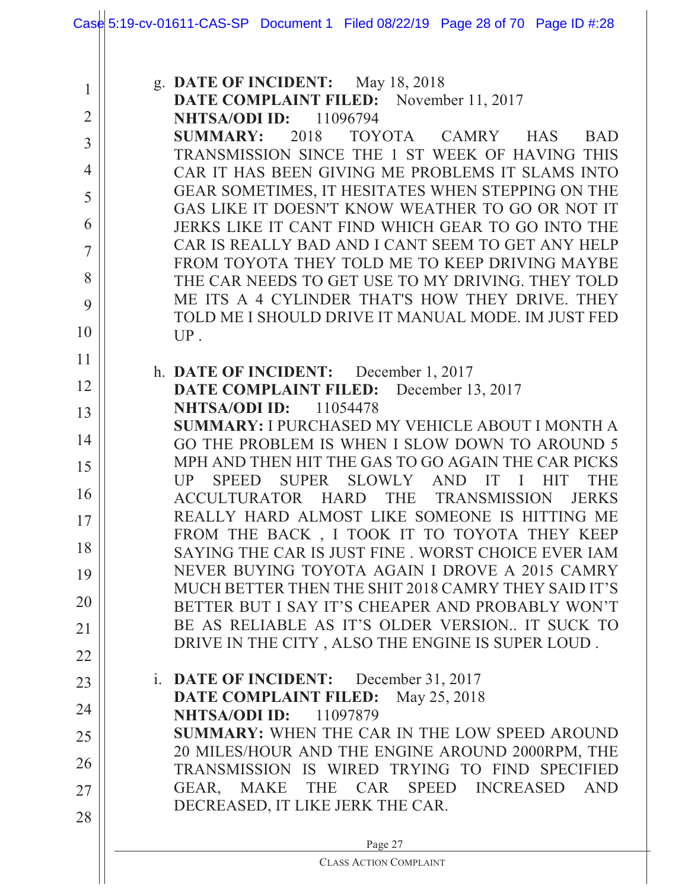g. **DATE OF INCIDENT:** May 18, 2018
   **DATE COMPLAINT FILED:** November 11, 2017
   **NHTSA/ODI ID:** 11096794
   **SUMMARY:** 2018 TOYOTA CAMRY HAS BAD TRANSMISSION SINCE THE 1 ST WEEK OF HAVING THIS CAR IT HAS BEEN GIVING ME PROBLEMS IT SLAMS INTO GEAR SOMETIMES, IT HESITATES WHEN STEPPING ON THE GAS LIKE IT DOESN'T KNOW WEATHER TO GO OR NOT IT JERKS LIKE IT CANT FIND WHICH GEAR TO GO INTO THE CAR IS REALLY BAD AND I CANT SEEM TO GET ANY HELP FROM TOYOTA THEY TOLD ME TO KEEP DRIVING MAYBE THE CAR NEEDS TO GET USE TO MY DRIVING. THEY TOLD ME ITS A 4 CYLINDER THAT'S HOW THEY DRIVE. THEY TOLD ME I SHOULD DRIVE IT MANUAL MODE. IM JUST FED UP .

h. **DATE OF INCIDENT:** December 1, 2017
   **DATE COMPLAINT FILED:** December 13, 2017
   **NHTSA/ODI ID:** 11054478
   **SUMMARY:** I PURCHASED MY VEHICLE ABOUT I MONTH A GO THE PROBLEM IS WHEN I SLOW DOWN TO AROUND 5 MPH AND THEN HIT THE GAS TO GO AGAIN THE CAR PICKS UP SPEED SUPER SLOWLY AND IT I HIT THE ACCULTURATOR HARD THE TRANSMISSION JERKS REALLY HARD ALMOST LIKE SOMEONE IS HITTING ME FROM THE BACK , I TOOK IT TO TOYOTA THEY KEEP SAYING THE CAR IS JUST FINE . WORST CHOICE EVER IAM NEVER BUYING TOYOTA AGAIN I DROVE A 2015 CAMRY MUCH BETTER THEN THE SHIT 2018 CAMRY THEY SAID IT'S BETTER BUT I SAY IT'S CHEAPER AND PROBABLY WON'T BE AS RELIABLE AS IT'S OLDER VERSION.. IT SUCK TO DRIVE IN THE CITY , ALSO THE ENGINE IS SUPER LOUD .

i. **DATE OF INCIDENT:** December 31, 2017
   **DATE COMPLAINT FILED:** May 25, 2018
   **NHTSA/ODI ID:** 11097879
   **SUMMARY:** WHEN THE CAR IN THE LOW SPEED AROUND 20 MILES/HOUR AND THE ENGINE AROUND 2000RPM, THE TRANSMISSION IS WIRED TRYING TO FIND SPECIFIED GEAR, MAKE THE CAR SPEED INCREASED AND DECREASED, IT LIKE JERK THE CAR.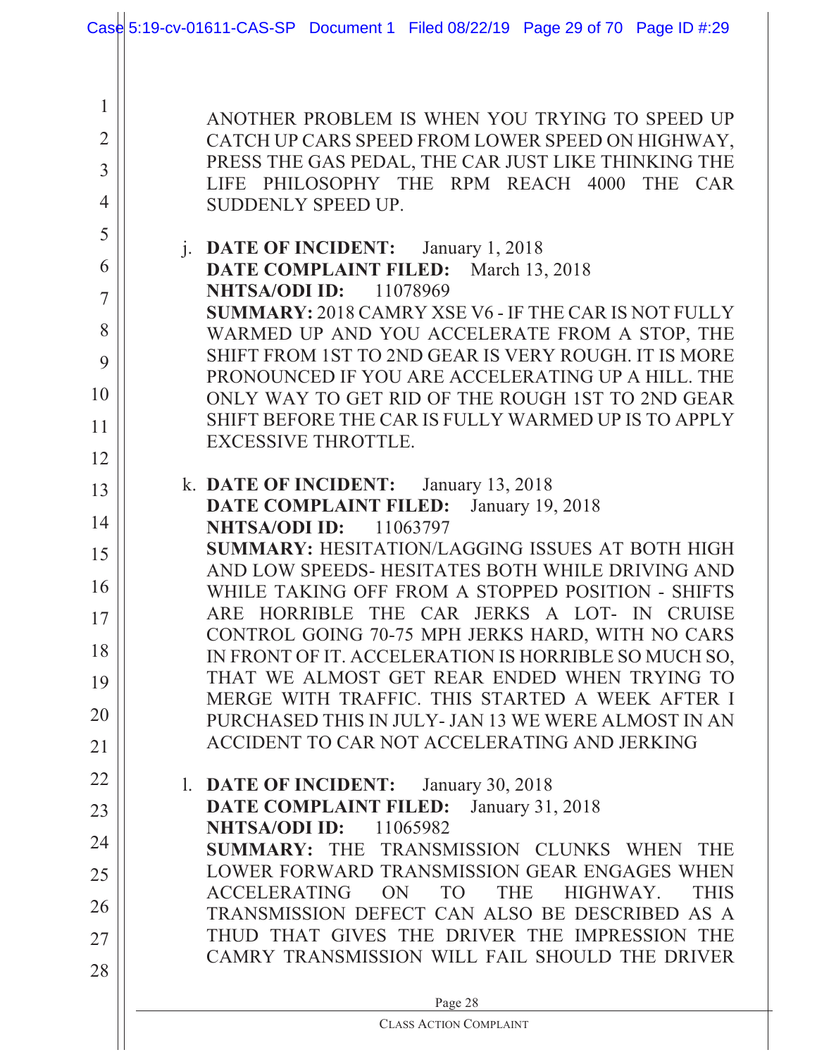ANOTHER PROBLEM IS WHEN YOU TRYING TO SPEED UP CATCH UP CARS SPEED FROM LOWER SPEED ON HIGHWAY, PRESS THE GAS PEDAL, THE CAR JUST LIKE THINKING THE LIFE PHILOSOPHY THE RPM REACH 4000 THE CAR SUDDENLY SPEED UP.

j. **DATE OF INCIDENT:** January 1, 2018
**DATE COMPLAINT FILED:** March 13, 2018
**NHTSA/ODI ID:** 11078969
**SUMMARY:** 2018 CAMRY XSE V6 - IF THE CAR IS NOT FULLY WARMED UP AND YOU ACCELERATE FROM A STOP, THE SHIFT FROM 1ST TO 2ND GEAR IS VERY ROUGH. IT IS MORE PRONOUNCED IF YOU ARE ACCELERATING UP A HILL. THE ONLY WAY TO GET RID OF THE ROUGH 1ST TO 2ND GEAR SHIFT BEFORE THE CAR IS FULLY WARMED UP IS TO APPLY EXCESSIVE THROTTLE.

k. **DATE OF INCIDENT:** January 13, 2018
**DATE COMPLAINT FILED:** January 19, 2018
**NHTSA/ODI ID:** 11063797
**SUMMARY:** HESITATION/LAGGING ISSUES AT BOTH HIGH AND LOW SPEEDS- HESITATES BOTH WHILE DRIVING AND WHILE TAKING OFF FROM A STOPPED POSITION - SHIFTS ARE HORRIBLE THE CAR JERKS A LOT- IN CRUISE CONTROL GOING 70-75 MPH JERKS HARD, WITH NO CARS IN FRONT OF IT. ACCELERATION IS HORRIBLE SO MUCH SO, THAT WE ALMOST GET REAR ENDED WHEN TRYING TO MERGE WITH TRAFFIC. THIS STARTED A WEEK AFTER I PURCHASED THIS IN JULY- JAN 13 WE WERE ALMOST IN AN ACCIDENT TO CAR NOT ACCELERATING AND JERKING

l. **DATE OF INCIDENT:** January 30, 2018
**DATE COMPLAINT FILED:** January 31, 2018
**NHTSA/ODI ID:** 11065982
**SUMMARY:** THE TRANSMISSION CLUNKS WHEN THE LOWER FORWARD TRANSMISSION GEAR ENGAGES WHEN ACCELERATING ON TO THE HIGHWAY. THIS TRANSMISSION DEFECT CAN ALSO BE DESCRIBED AS A THUD THAT GIVES THE DRIVER THE IMPRESSION THE CAMRY TRANSMISSION WILL FAIL SHOULD THE DRIVER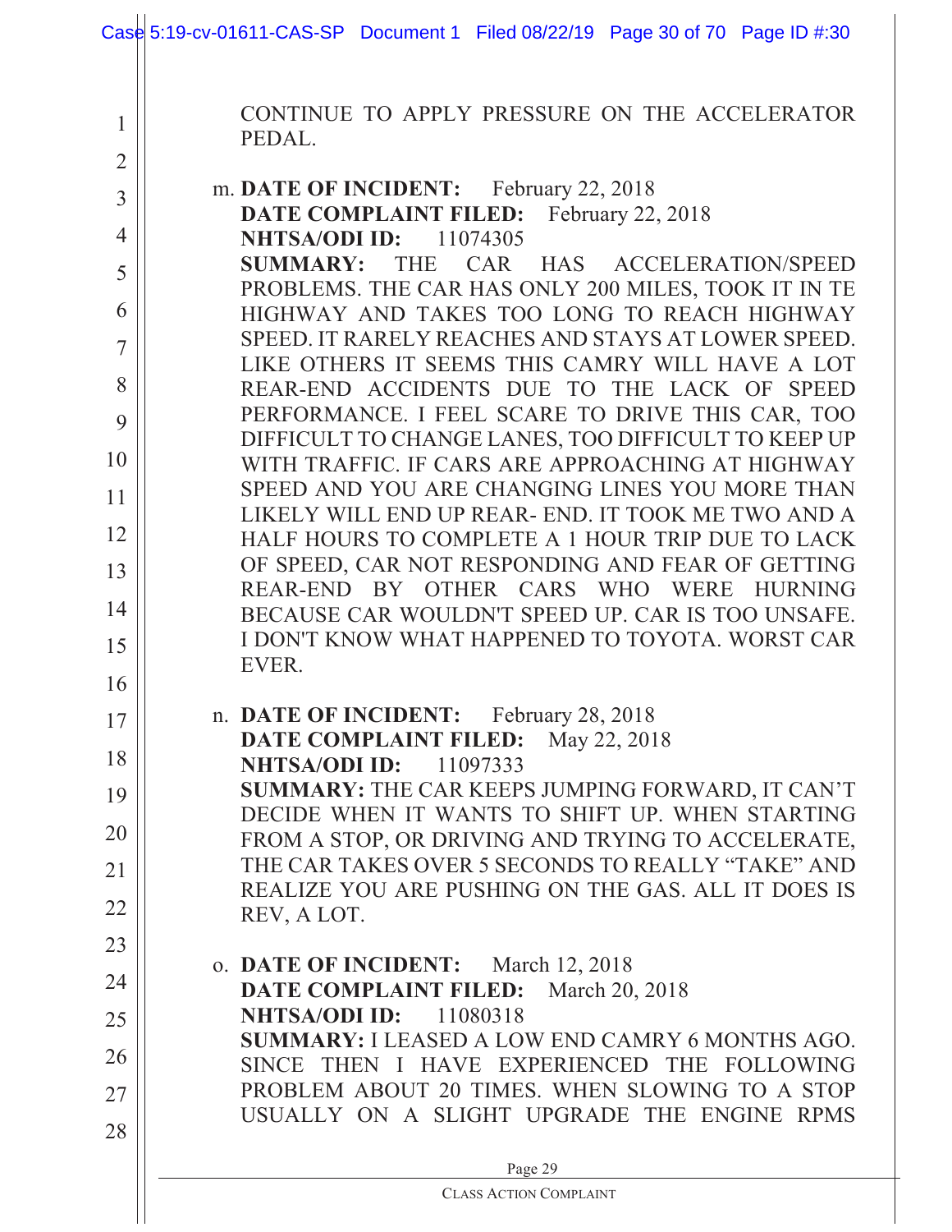CONTINUE TO APPLY PRESSURE ON THE ACCELERATOR PEDAL.

m. **DATE OF INCIDENT:** February 22, 2018
**DATE COMPLAINT FILED:** February 22, 2018
**NHTSA/ODI ID:** 11074305
**SUMMARY:** THE CAR HAS ACCELERATION/SPEED PROBLEMS. THE CAR HAS ONLY 200 MILES, TOOK IT IN TE HIGHWAY AND TAKES TOO LONG TO REACH HIGHWAY SPEED. IT RARELY REACHES AND STAYS AT LOWER SPEED. LIKE OTHERS IT SEEMS THIS CAMRY WILL HAVE A LOT REAR-END ACCIDENTS DUE TO THE LACK OF SPEED PERFORMANCE. I FEEL SCARE TO DRIVE THIS CAR, TOO DIFFICULT TO CHANGE LANES, TOO DIFFICULT TO KEEP UP WITH TRAFFIC. IF CARS ARE APPROACHING AT HIGHWAY SPEED AND YOU ARE CHANGING LINES YOU MORE THAN LIKELY WILL END UP REAR- END. IT TOOK ME TWO AND A HALF HOURS TO COMPLETE A 1 HOUR TRIP DUE TO LACK OF SPEED, CAR NOT RESPONDING AND FEAR OF GETTING REAR-END BY OTHER CARS WHO WERE HURNING BECAUSE CAR WOULDN'T SPEED UP. CAR IS TOO UNSAFE. I DON'T KNOW WHAT HAPPENED TO TOYOTA. WORST CAR EVER.

n. **DATE OF INCIDENT:** February 28, 2018
**DATE COMPLAINT FILED:** May 22, 2018
**NHTSA/ODI ID:** 11097333
**SUMMARY:** THE CAR KEEPS JUMPING FORWARD, IT CAN'T DECIDE WHEN IT WANTS TO SHIFT UP. WHEN STARTING FROM A STOP, OR DRIVING AND TRYING TO ACCELERATE, THE CAR TAKES OVER 5 SECONDS TO REALLY "TAKE" AND REALIZE YOU ARE PUSHING ON THE GAS. ALL IT DOES IS REV, A LOT.

o. **DATE OF INCIDENT:** March 12, 2018
**DATE COMPLAINT FILED:** March 20, 2018
**NHTSA/ODI ID:** 11080318
**SUMMARY:** I LEASED A LOW END CAMRY 6 MONTHS AGO. SINCE THEN I HAVE EXPERIENCED THE FOLLOWING PROBLEM ABOUT 20 TIMES. WHEN SLOWING TO A STOP USUALLY ON A SLIGHT UPGRADE THE ENGINE RPMS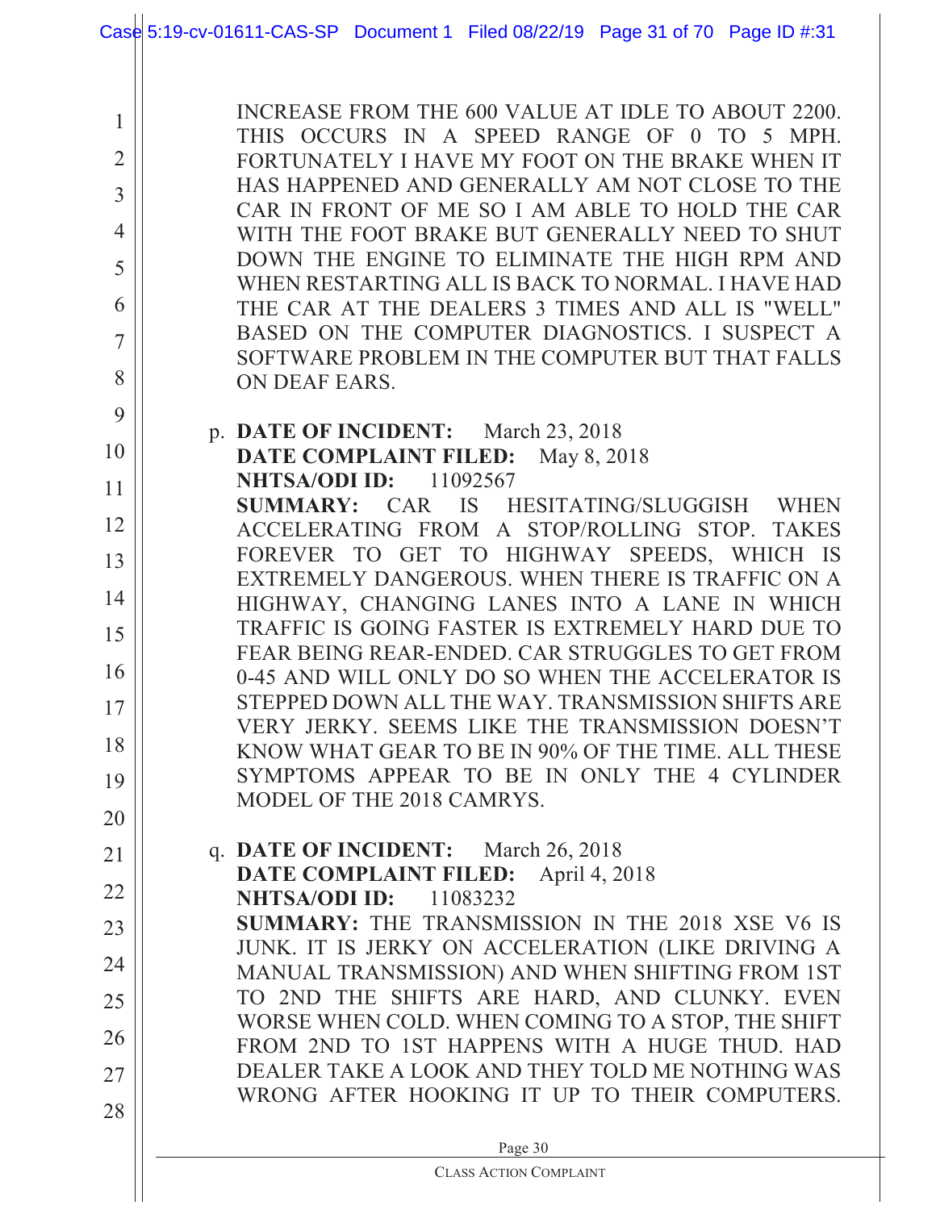INCREASE FROM THE 600 VALUE AT IDLE TO ABOUT 2200. THIS OCCURS IN A SPEED RANGE OF 0 TO 5 MPH. FORTUNATELY I HAVE MY FOOT ON THE BRAKE WHEN IT HAS HAPPENED AND GENERALLY AM NOT CLOSE TO THE CAR IN FRONT OF ME SO I AM ABLE TO HOLD THE CAR WITH THE FOOT BRAKE BUT GENERALLY NEED TO SHUT DOWN THE ENGINE TO ELIMINATE THE HIGH RPM AND WHEN RESTARTING ALL IS BACK TO NORMAL. I HAVE HAD THE CAR AT THE DEALERS 3 TIMES AND ALL IS "WELL" BASED ON THE COMPUTER DIAGNOSTICS. I SUSPECT A SOFTWARE PROBLEM IN THE COMPUTER BUT THAT FALLS ON DEAF EARS.

p. **DATE OF INCIDENT:** March 23, 2018
**DATE COMPLAINT FILED:** May 8, 2018
**NHTSA/ODI ID:** 11092567
**SUMMARY:** CAR IS HESITATING/SLUGGISH WHEN ACCELERATING FROM A STOP/ROLLING STOP. TAKES FOREVER TO GET TO HIGHWAY SPEEDS, WHICH IS EXTREMELY DANGEROUS. WHEN THERE IS TRAFFIC ON A HIGHWAY, CHANGING LANES INTO A LANE IN WHICH TRAFFIC IS GOING FASTER IS EXTREMELY HARD DUE TO FEAR BEING REAR-ENDED. CAR STRUGGLES TO GET FROM 0-45 AND WILL ONLY DO SO WHEN THE ACCELERATOR IS STEPPED DOWN ALL THE WAY. TRANSMISSION SHIFTS ARE VERY JERKY. SEEMS LIKE THE TRANSMISSION DOESN'T KNOW WHAT GEAR TO BE IN 90% OF THE TIME. ALL THESE SYMPTOMS APPEAR TO BE IN ONLY THE 4 CYLINDER MODEL OF THE 2018 CAMRYS.

q. **DATE OF INCIDENT:** March 26, 2018
**DATE COMPLAINT FILED:** April 4, 2018
**NHTSA/ODI ID:** 11083232
**SUMMARY:** THE TRANSMISSION IN THE 2018 XSE V6 IS JUNK. IT IS JERKY ON ACCELERATION (LIKE DRIVING A MANUAL TRANSMISSION) AND WHEN SHIFTING FROM 1ST TO 2ND THE SHIFTS ARE HARD, AND CLUNKY. EVEN WORSE WHEN COLD. WHEN COMING TO A STOP, THE SHIFT FROM 2ND TO 1ST HAPPENS WITH A HUGE THUD. HAD DEALER TAKE A LOOK AND THEY TOLD ME NOTHING WAS WRONG AFTER HOOKING IT UP TO THEIR COMPUTERS.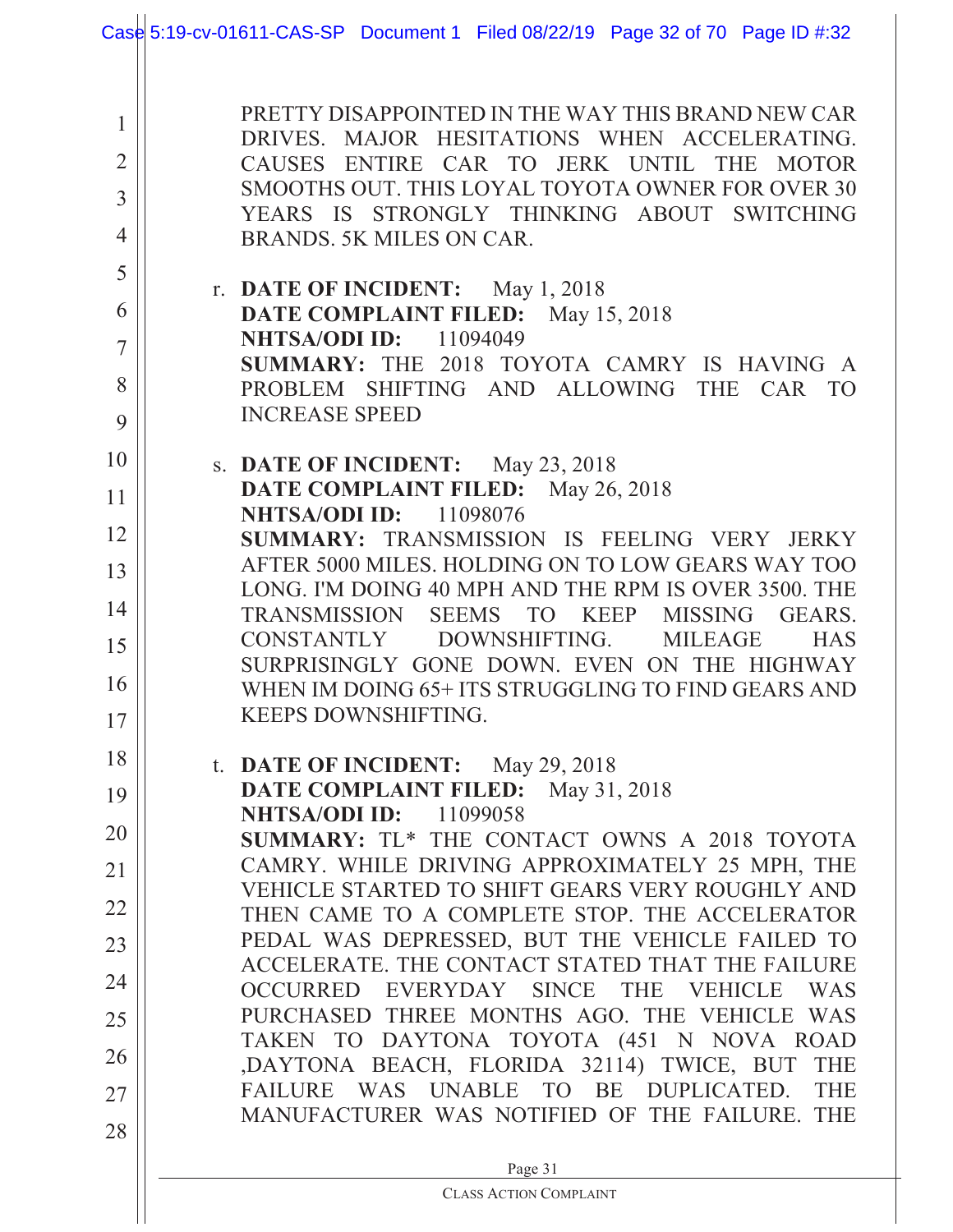PRETTY DISAPPOINTED IN THE WAY THIS BRAND NEW CAR DRIVES. MAJOR HESITATIONS WHEN ACCELERATING. CAUSES ENTIRE CAR TO JERK UNTIL THE MOTOR SMOOTHS OUT. THIS LOYAL TOYOTA OWNER FOR OVER 30 YEARS IS STRONGLY THINKING ABOUT SWITCHING BRANDS. 5K MILES ON CAR.

r. **DATE OF INCIDENT:** May 1, 2018
**DATE COMPLAINT FILED:** May 15, 2018
**NHTSA/ODI ID:** 11094049
**SUMMARY:** THE 2018 TOYOTA CAMRY IS HAVING A PROBLEM SHIFTING AND ALLOWING THE CAR TO INCREASE SPEED

s. **DATE OF INCIDENT:** May 23, 2018
**DATE COMPLAINT FILED:** May 26, 2018
**NHTSA/ODI ID:** 11098076
**SUMMARY:** TRANSMISSION IS FEELING VERY JERKY AFTER 5000 MILES. HOLDING ON TO LOW GEARS WAY TOO LONG. I'M DOING 40 MPH AND THE RPM IS OVER 3500. THE TRANSMISSION SEEMS TO KEEP MISSING GEARS. CONSTANTLY DOWNSHIFTING. MILEAGE HAS SURPRISINGLY GONE DOWN. EVEN ON THE HIGHWAY WHEN IM DOING 65+ ITS STRUGGLING TO FIND GEARS AND KEEPS DOWNSHIFTING.

t. **DATE OF INCIDENT:** May 29, 2018
**DATE COMPLAINT FILED:** May 31, 2018
**NHTSA/ODI ID:** 11099058
**SUMMARY:** TL* THE CONTACT OWNS A 2018 TOYOTA CAMRY. WHILE DRIVING APPROXIMATELY 25 MPH, THE VEHICLE STARTED TO SHIFT GEARS VERY ROUGHLY AND THEN CAME TO A COMPLETE STOP. THE ACCELERATOR PEDAL WAS DEPRESSED, BUT THE VEHICLE FAILED TO ACCELERATE. THE CONTACT STATED THAT THE FAILURE OCCURRED EVERYDAY SINCE THE VEHICLE WAS PURCHASED THREE MONTHS AGO. THE VEHICLE WAS TAKEN TO DAYTONA TOYOTA (451 N NOVA ROAD ,DAYTONA BEACH, FLORIDA 32114) TWICE, BUT THE FAILURE WAS UNABLE TO BE DUPLICATED. THE MANUFACTURER WAS NOTIFIED OF THE FAILURE. THE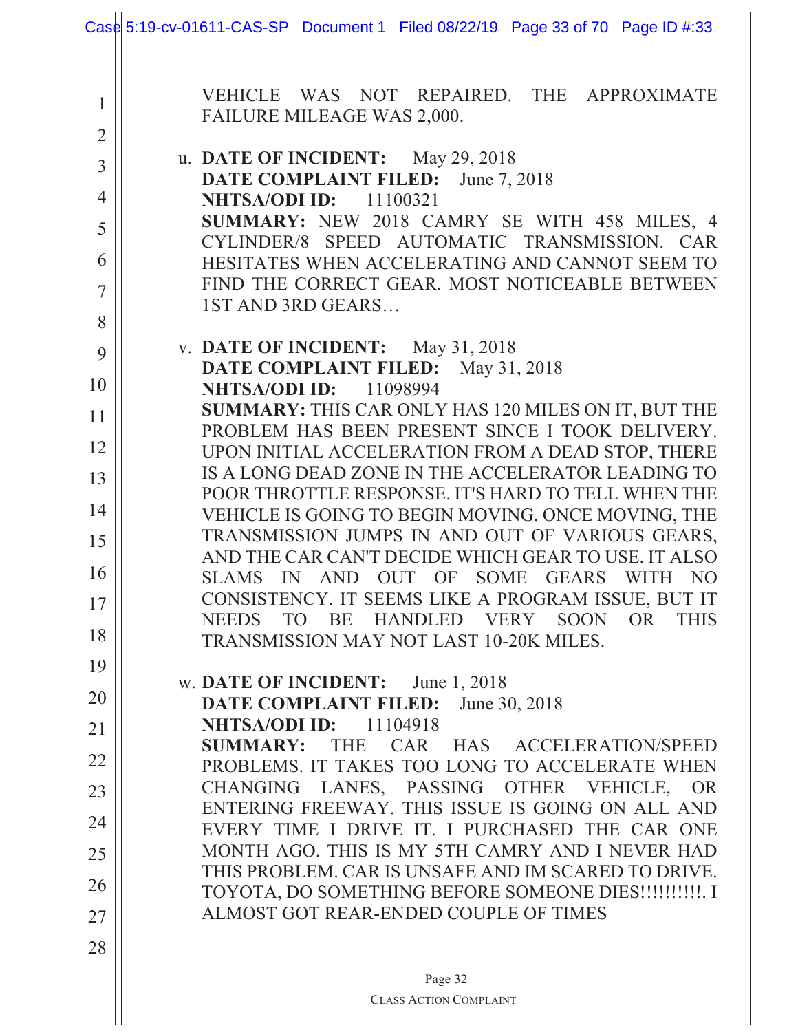VEHICLE WAS NOT REPAIRED. THE APPROXIMATE FAILURE MILEAGE WAS 2,000.

u. **DATE OF INCIDENT:** May 29, 2018
**DATE COMPLAINT FILED:** June 7, 2018
**NHTSA/ODI ID:** 11100321
**SUMMARY:** NEW 2018 CAMRY SE WITH 458 MILES, 4 CYLINDER/8 SPEED AUTOMATIC TRANSMISSION. CAR HESITATES WHEN ACCELERATING AND CANNOT SEEM TO FIND THE CORRECT GEAR. MOST NOTICEABLE BETWEEN 1ST AND 3RD GEARS…

v. **DATE OF INCIDENT:** May 31, 2018
**DATE COMPLAINT FILED:** May 31, 2018
**NHTSA/ODI ID:** 11098994
**SUMMARY:** THIS CAR ONLY HAS 120 MILES ON IT, BUT THE PROBLEM HAS BEEN PRESENT SINCE I TOOK DELIVERY. UPON INITIAL ACCELERATION FROM A DEAD STOP, THERE IS A LONG DEAD ZONE IN THE ACCELERATOR LEADING TO POOR THROTTLE RESPONSE. IT'S HARD TO TELL WHEN THE VEHICLE IS GOING TO BEGIN MOVING. ONCE MOVING, THE TRANSMISSION JUMPS IN AND OUT OF VARIOUS GEARS, AND THE CAR CAN'T DECIDE WHICH GEAR TO USE. IT ALSO SLAMS IN AND OUT OF SOME GEARS WITH NO CONSISTENCY. IT SEEMS LIKE A PROGRAM ISSUE, BUT IT NEEDS TO BE HANDLED VERY SOON OR THIS TRANSMISSION MAY NOT LAST 10-20K MILES.

w. **DATE OF INCIDENT:** June 1, 2018
**DATE COMPLAINT FILED:** June 30, 2018
**NHTSA/ODI ID:** 11104918
**SUMMARY:** THE CAR HAS ACCELERATION/SPEED PROBLEMS. IT TAKES TOO LONG TO ACCELERATE WHEN CHANGING LANES, PASSING OTHER VEHICLE, OR ENTERING FREEWAY. THIS ISSUE IS GOING ON ALL AND EVERY TIME I DRIVE IT. I PURCHASED THE CAR ONE MONTH AGO. THIS IS MY 5TH CAMRY AND I NEVER HAD THIS PROBLEM. CAR IS UNSAFE AND IM SCARED TO DRIVE. TOYOTA, DO SOMETHING BEFORE SOMEONE DIES!!!!!!!!!!. I ALMOST GOT REAR-ENDED COUPLE OF TIMES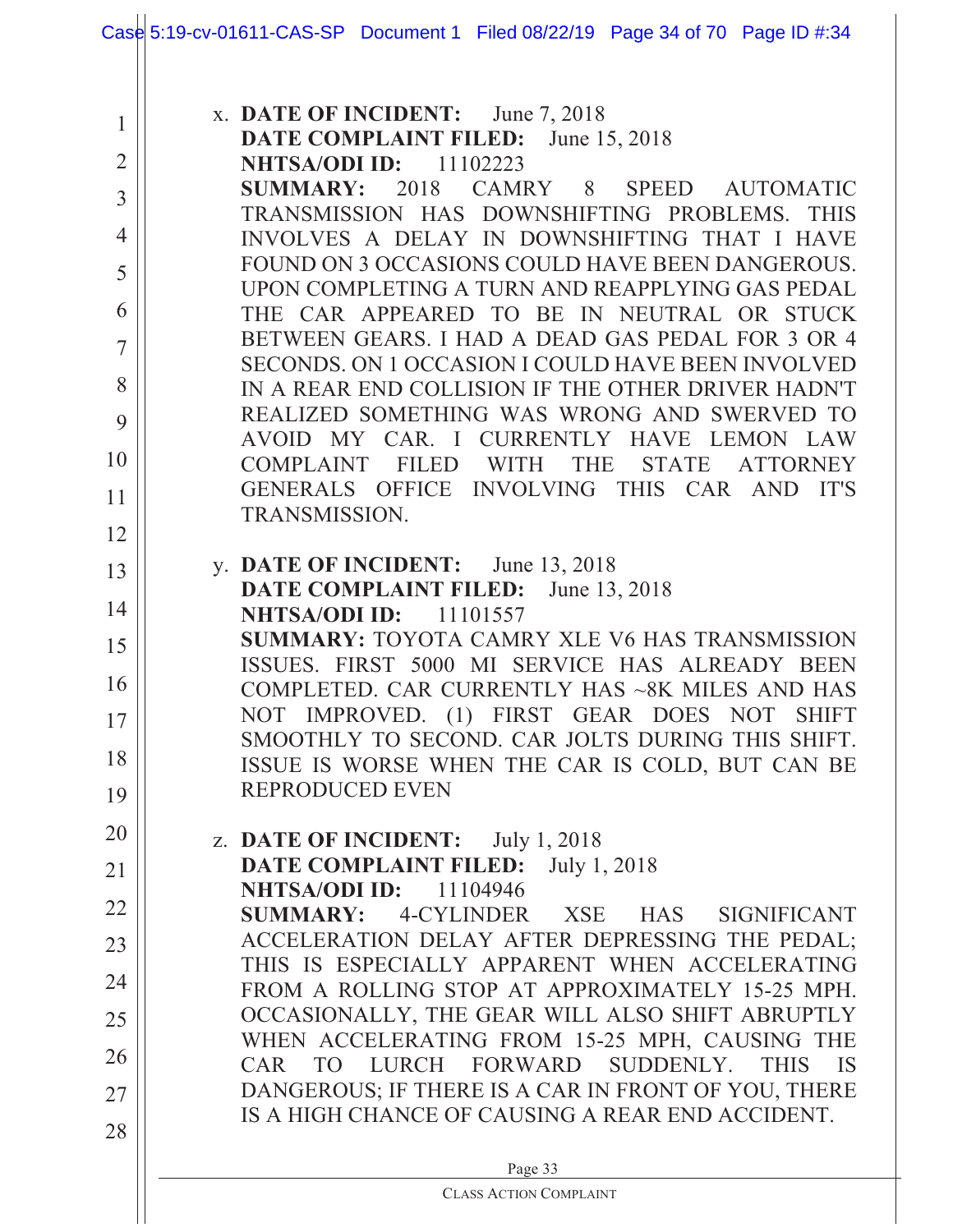x. **DATE OF INCIDENT:** June 7, 2018
**DATE COMPLAINT FILED:** June 15, 2018
**NHTSA/ODI ID:** 11102223
**SUMMARY:** 2018 CAMRY 8 SPEED AUTOMATIC TRANSMISSION HAS DOWNSHIFTING PROBLEMS. THIS INVOLVES A DELAY IN DOWNSHIFTING THAT I HAVE FOUND ON 3 OCCASIONS COULD HAVE BEEN DANGEROUS. UPON COMPLETING A TURN AND REAPPLYING GAS PEDAL THE CAR APPEARED TO BE IN NEUTRAL OR STUCK BETWEEN GEARS. I HAD A DEAD GAS PEDAL FOR 3 OR 4 SECONDS. ON 1 OCCASION I COULD HAVE BEEN INVOLVED IN A REAR END COLLISION IF THE OTHER DRIVER HADN'T REALIZED SOMETHING WAS WRONG AND SWERVED TO AVOID MY CAR. I CURRENTLY HAVE LEMON LAW COMPLAINT FILED WITH THE STATE ATTORNEY GENERALS OFFICE INVOLVING THIS CAR AND IT'S TRANSMISSION.

y. **DATE OF INCIDENT:** June 13, 2018
**DATE COMPLAINT FILED:** June 13, 2018
**NHTSA/ODI ID:** 11101557
**SUMMARY:** TOYOTA CAMRY XLE V6 HAS TRANSMISSION ISSUES. FIRST 5000 MI SERVICE HAS ALREADY BEEN COMPLETED. CAR CURRENTLY HAS ~8K MILES AND HAS NOT IMPROVED. (1) FIRST GEAR DOES NOT SHIFT SMOOTHLY TO SECOND. CAR JOLTS DURING THIS SHIFT. ISSUE IS WORSE WHEN THE CAR IS COLD, BUT CAN BE REPRODUCED EVEN

z. **DATE OF INCIDENT:** July 1, 2018
**DATE COMPLAINT FILED:** July 1, 2018
**NHTSA/ODI ID:** 11104946
**SUMMARY:** 4-CYLINDER XSE HAS SIGNIFICANT ACCELERATION DELAY AFTER DEPRESSING THE PEDAL; THIS IS ESPECIALLY APPARENT WHEN ACCELERATING FROM A ROLLING STOP AT APPROXIMATELY 15-25 MPH. OCCASIONALLY, THE GEAR WILL ALSO SHIFT ABRUPTLY WHEN ACCELERATING FROM 15-25 MPH, CAUSING THE CAR TO LURCH FORWARD SUDDENLY. THIS IS DANGEROUS; IF THERE IS A CAR IN FRONT OF YOU, THERE IS A HIGH CHANCE OF CAUSING A REAR END ACCIDENT.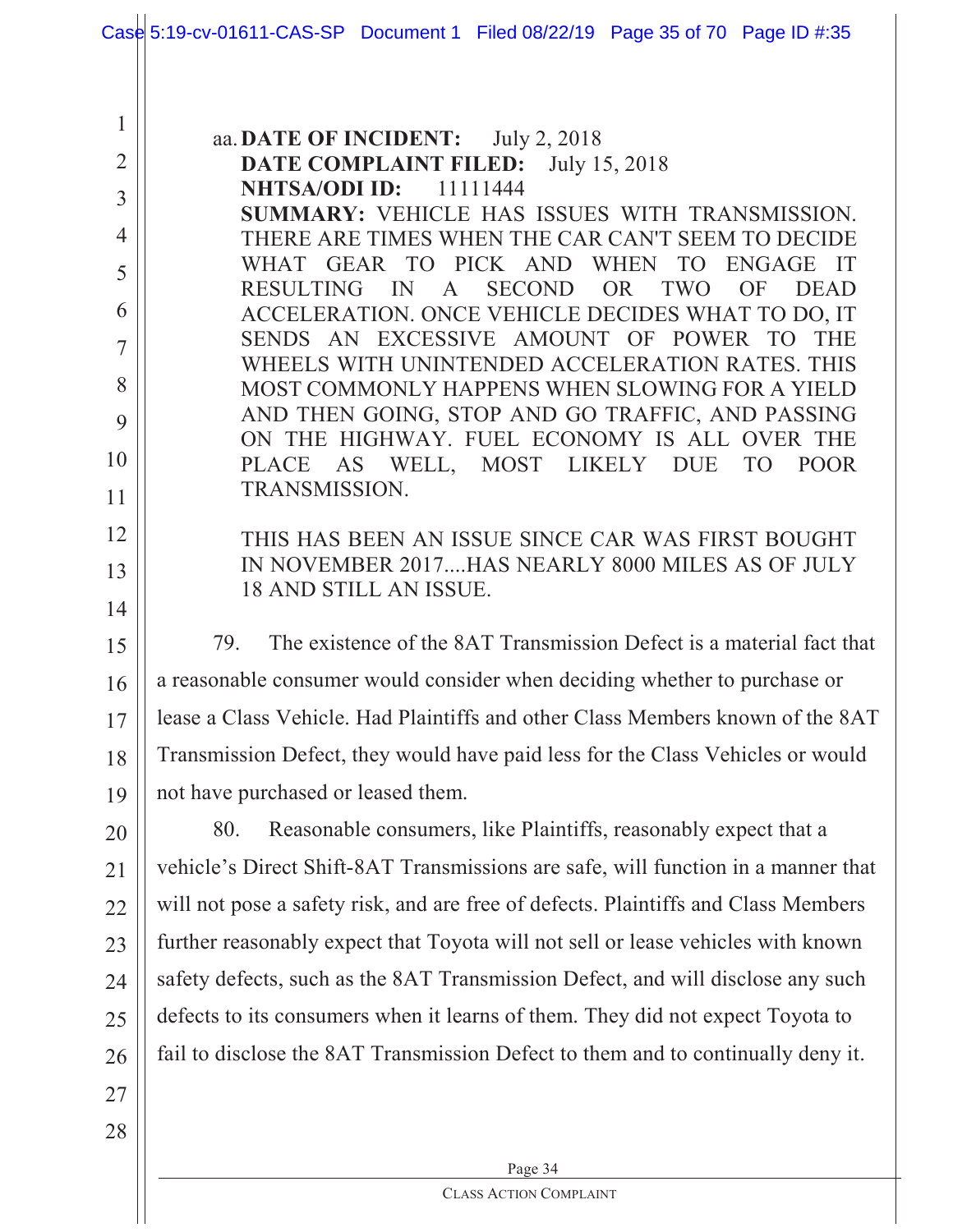aa. **DATE OF INCIDENT:** July 2, 2018
**DATE COMPLAINT FILED:** July 15, 2018
**NHTSA/ODI ID:** 11111444
**SUMMARY:** VEHICLE HAS ISSUES WITH TRANSMISSION. THERE ARE TIMES WHEN THE CAR CAN'T SEEM TO DECIDE WHAT GEAR TO PICK AND WHEN TO ENGAGE IT RESULTING IN A SECOND OR TWO OF DEAD ACCELERATION. ONCE VEHICLE DECIDES WHAT TO DO, IT SENDS AN EXCESSIVE AMOUNT OF POWER TO THE WHEELS WITH UNINTENDED ACCELERATION RATES. THIS MOST COMMONLY HAPPENS WHEN SLOWING FOR A YIELD AND THEN GOING, STOP AND GO TRAFFIC, AND PASSING ON THE HIGHWAY. FUEL ECONOMY IS ALL OVER THE PLACE AS WELL, MOST LIKELY DUE TO POOR TRANSMISSION.

THIS HAS BEEN AN ISSUE SINCE CAR WAS FIRST BOUGHT IN NOVEMBER 2017....HAS NEARLY 8000 MILES AS OF JULY 18 AND STILL AN ISSUE.

79. The existence of the 8AT Transmission Defect is a material fact that a reasonable consumer would consider when deciding whether to purchase or lease a Class Vehicle. Had Plaintiffs and other Class Members known of the 8AT Transmission Defect, they would have paid less for the Class Vehicles or would not have purchased or leased them.

80. Reasonable consumers, like Plaintiffs, reasonably expect that a vehicle's Direct Shift-8AT Transmissions are safe, will function in a manner that will not pose a safety risk, and are free of defects. Plaintiffs and Class Members further reasonably expect that Toyota will not sell or lease vehicles with known safety defects, such as the 8AT Transmission Defect, and will disclose any such defects to its consumers when it learns of them. They did not expect Toyota to fail to disclose the 8AT Transmission Defect to them and to continually deny it.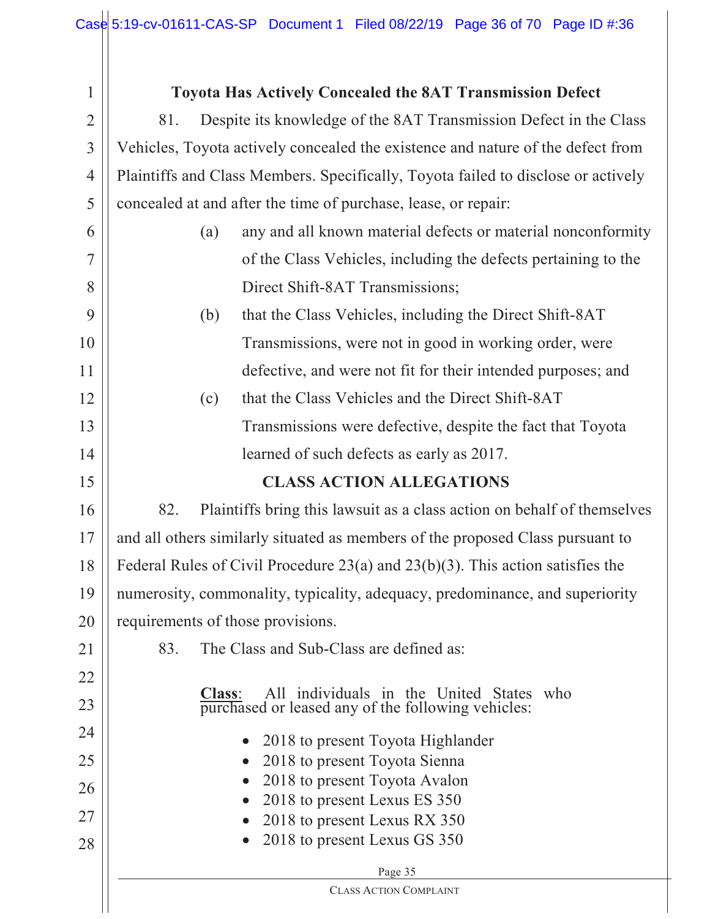## Toyota Has Actively Concealed the 8AT Transmission Defect

81. Despite its knowledge of the 8AT Transmission Defect in the Class Vehicles, Toyota actively concealed the existence and nature of the defect from Plaintiffs and Class Members. Specifically, Toyota failed to disclose or actively concealed at and after the time of purchase, lease, or repair:

(a) any and all known material defects or material nonconformity of the Class Vehicles, including the defects pertaining to the Direct Shift-8AT Transmissions;

(b) that the Class Vehicles, including the Direct Shift-8AT Transmissions, were not in good in working order, were defective, and were not fit for their intended purposes; and

(c) that the Class Vehicles and the Direct Shift-8AT Transmissions were defective, despite the fact that Toyota learned of such defects as early as 2017.

## CLASS ACTION ALLEGATIONS

82. Plaintiffs bring this lawsuit as a class action on behalf of themselves and all others similarly situated as members of the proposed Class pursuant to Federal Rules of Civil Procedure 23(a) and 23(b)(3). This action satisfies the numerosity, commonality, typicality, adequacy, predominance, and superiority requirements of those provisions.

83. The Class and Sub-Class are defined as:

**Class**: All individuals in the United States who purchased or leased any of the following vehicles:

- 2018 to present Toyota Highlander
- 2018 to present Toyota Sienna
- 2018 to present Toyota Avalon
- 2018 to present Lexus ES 350
- 2018 to present Lexus RX 350
- 2018 to present Lexus GS 350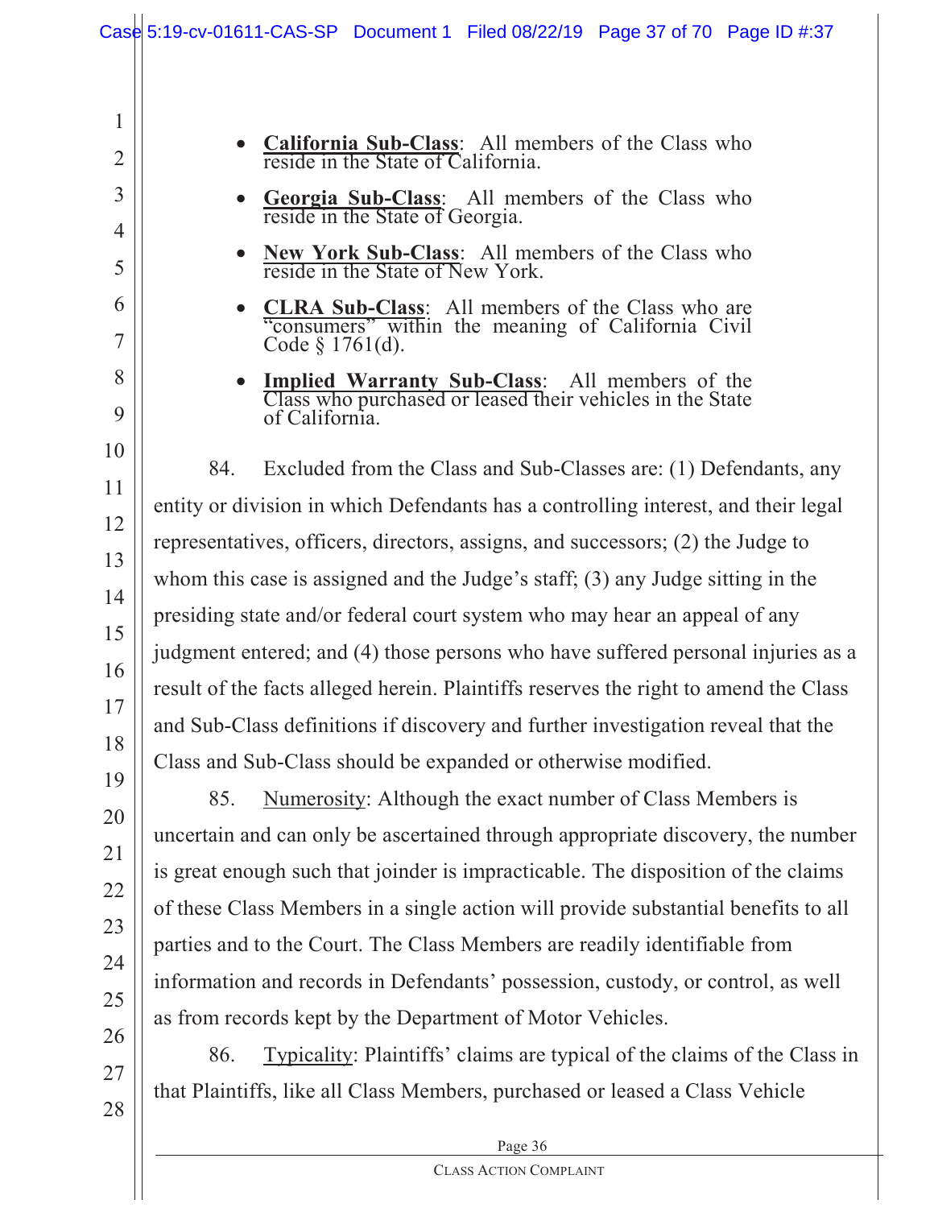- **California Sub-Class**: All members of the Class who reside in the State of California.
- **Georgia Sub-Class**: All members of the Class who reside in the State of Georgia.
- **New York Sub-Class**: All members of the Class who reside in the State of New York.
- **CLRA Sub-Class**: All members of the Class who are "consumers" within the meaning of California Civil Code § 1761(d).
- **Implied Warranty Sub-Class**: All members of the Class who purchased or leased their vehicles in the State of California.

84. Excluded from the Class and Sub-Classes are: (1) Defendants, any entity or division in which Defendants has a controlling interest, and their legal representatives, officers, directors, assigns, and successors; (2) the Judge to whom this case is assigned and the Judge's staff; (3) any Judge sitting in the presiding state and/or federal court system who may hear an appeal of any judgment entered; and (4) those persons who have suffered personal injuries as a result of the facts alleged herein. Plaintiffs reserves the right to amend the Class and Sub-Class definitions if discovery and further investigation reveal that the Class and Sub-Class should be expanded or otherwise modified.

85. Numerosity: Although the exact number of Class Members is uncertain and can only be ascertained through appropriate discovery, the number is great enough such that joinder is impracticable. The disposition of the claims of these Class Members in a single action will provide substantial benefits to all parties and to the Court. The Class Members are readily identifiable from information and records in Defendants' possession, custody, or control, as well as from records kept by the Department of Motor Vehicles.

86. Typicality: Plaintiffs' claims are typical of the claims of the Class in that Plaintiffs, like all Class Members, purchased or leased a Class Vehicle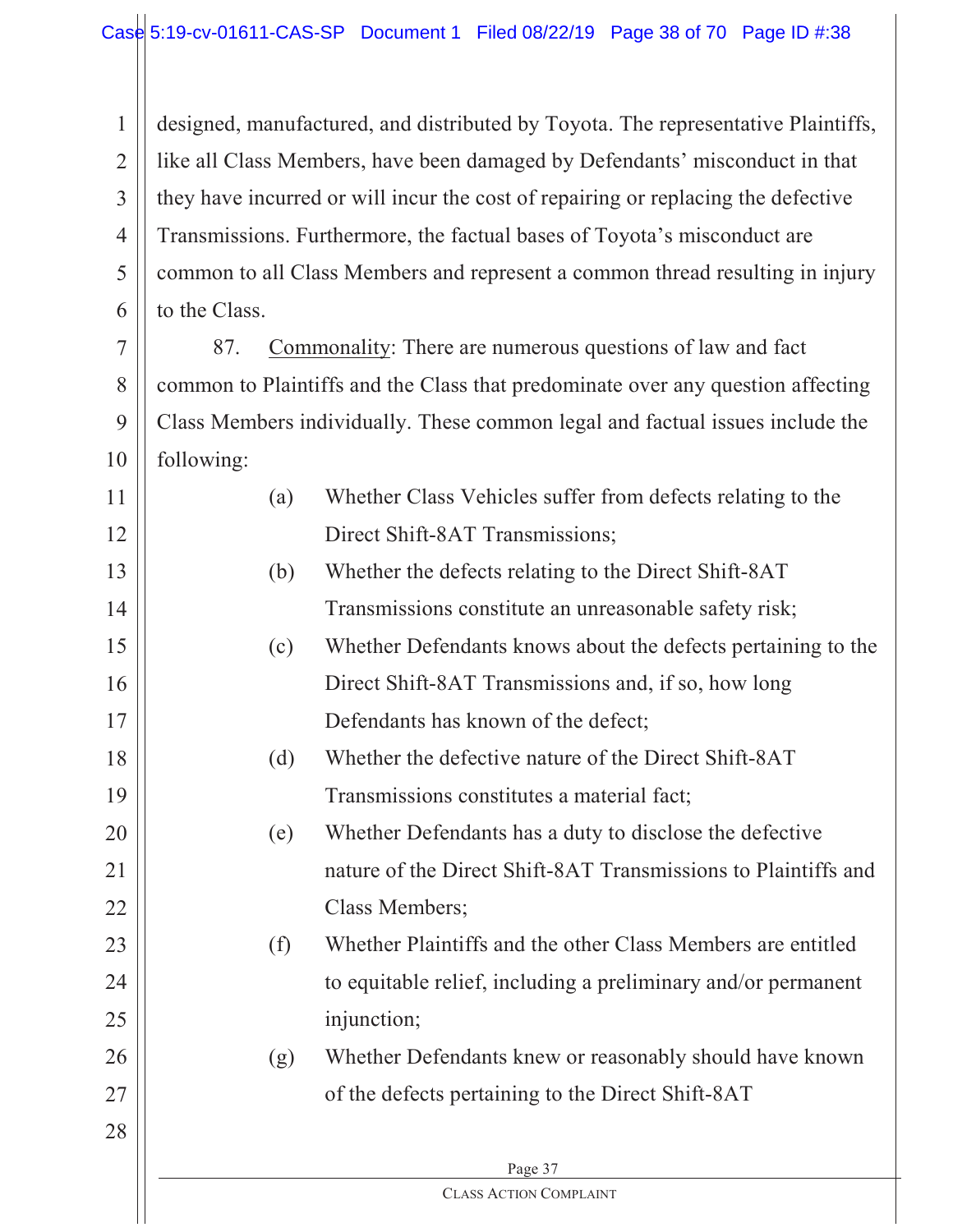designed, manufactured, and distributed by Toyota. The representative Plaintiffs, like all Class Members, have been damaged by Defendants' misconduct in that they have incurred or will incur the cost of repairing or replacing the defective Transmissions. Furthermore, the factual bases of Toyota's misconduct are common to all Class Members and represent a common thread resulting in injury to the Class.

87. Commonality: There are numerous questions of law and fact common to Plaintiffs and the Class that predominate over any question affecting Class Members individually. These common legal and factual issues include the following:

(a) Whether Class Vehicles suffer from defects relating to the Direct Shift-8AT Transmissions;

(b) Whether the defects relating to the Direct Shift-8AT Transmissions constitute an unreasonable safety risk;

(c) Whether Defendants knows about the defects pertaining to the Direct Shift-8AT Transmissions and, if so, how long Defendants has known of the defect;

(d) Whether the defective nature of the Direct Shift-8AT Transmissions constitutes a material fact;

(e) Whether Defendants has a duty to disclose the defective nature of the Direct Shift-8AT Transmissions to Plaintiffs and Class Members;

(f) Whether Plaintiffs and the other Class Members are entitled to equitable relief, including a preliminary and/or permanent injunction;

(g) Whether Defendants knew or reasonably should have known of the defects pertaining to the Direct Shift-8AT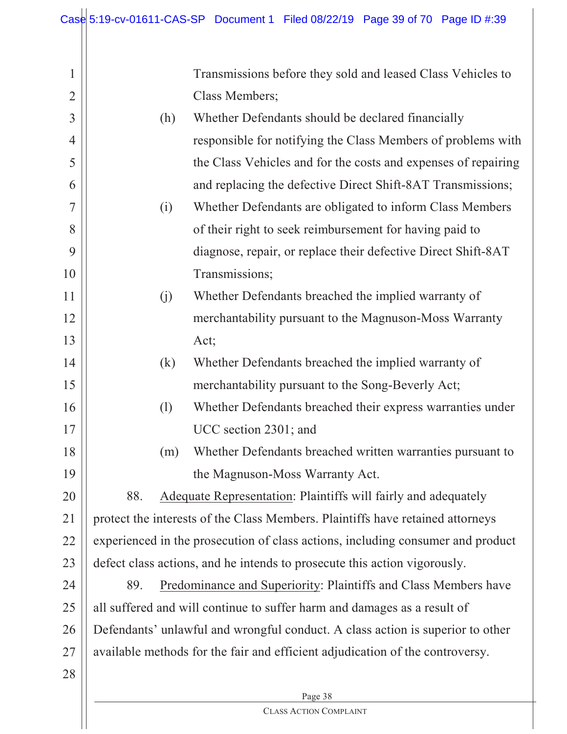Transmissions before they sold and leased Class Vehicles to Class Members;

(h) Whether Defendants should be declared financially responsible for notifying the Class Members of problems with the Class Vehicles and for the costs and expenses of repairing and replacing the defective Direct Shift-8AT Transmissions;

(i) Whether Defendants are obligated to inform Class Members of their right to seek reimbursement for having paid to diagnose, repair, or replace their defective Direct Shift-8AT Transmissions;

(j) Whether Defendants breached the implied warranty of merchantability pursuant to the Magnuson-Moss Warranty Act;

(k) Whether Defendants breached the implied warranty of merchantability pursuant to the Song-Beverly Act;

(l) Whether Defendants breached their express warranties under UCC section 2301; and

(m) Whether Defendants breached written warranties pursuant to the Magnuson-Moss Warranty Act.

88. Adequate Representation: Plaintiffs will fairly and adequately protect the interests of the Class Members. Plaintiffs have retained attorneys experienced in the prosecution of class actions, including consumer and product defect class actions, and he intends to prosecute this action vigorously.

89. Predominance and Superiority: Plaintiffs and Class Members have all suffered and will continue to suffer harm and damages as a result of Defendants' unlawful and wrongful conduct. A class action is superior to other available methods for the fair and efficient adjudication of the controversy.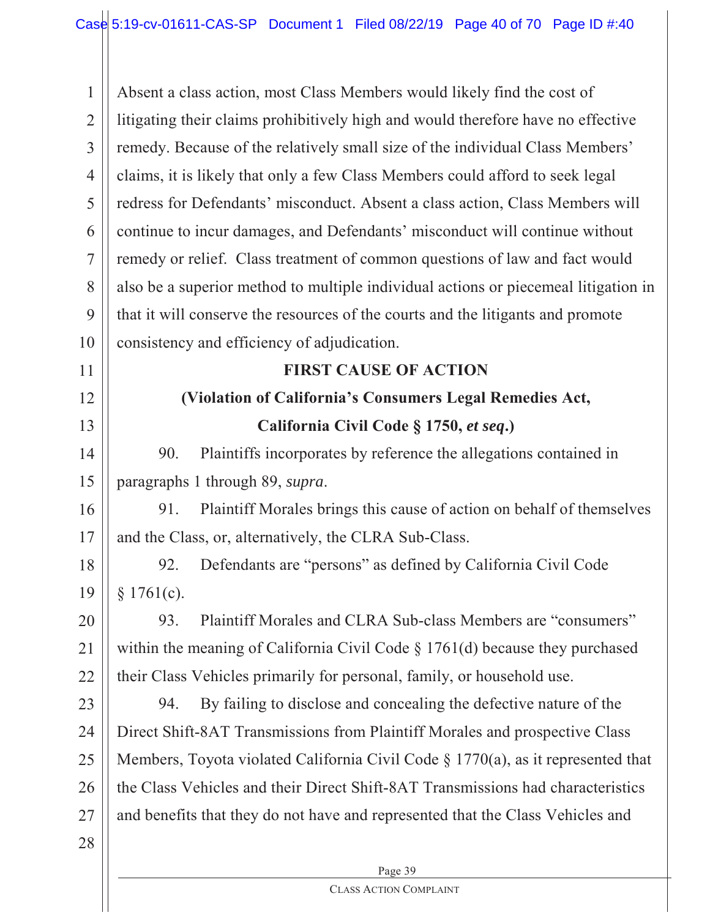Absent a class action, most Class Members would likely find the cost of litigating their claims prohibitively high and would therefore have no effective remedy. Because of the relatively small size of the individual Class Members' claims, it is likely that only a few Class Members could afford to seek legal redress for Defendants' misconduct. Absent a class action, Class Members will continue to incur damages, and Defendants' misconduct will continue without remedy or relief. Class treatment of common questions of law and fact would also be a superior method to multiple individual actions or piecemeal litigation in that it will conserve the resources of the courts and the litigants and promote consistency and efficiency of adjudication.

## FIRST CAUSE OF ACTION

### (Violation of California's Consumers Legal Remedies Act, California Civil Code § 1750, *et seq*.)

90. Plaintiffs incorporates by reference the allegations contained in paragraphs 1 through 89, *supra*.

91. Plaintiff Morales brings this cause of action on behalf of themselves and the Class, or, alternatively, the CLRA Sub-Class.

92. Defendants are "persons" as defined by California Civil Code § 1761(c).

93. Plaintiff Morales and CLRA Sub-class Members are "consumers" within the meaning of California Civil Code § 1761(d) because they purchased their Class Vehicles primarily for personal, family, or household use.

94. By failing to disclose and concealing the defective nature of the Direct Shift-8AT Transmissions from Plaintiff Morales and prospective Class Members, Toyota violated California Civil Code § 1770(a), as it represented that the Class Vehicles and their Direct Shift-8AT Transmissions had characteristics and benefits that they do not have and represented that the Class Vehicles and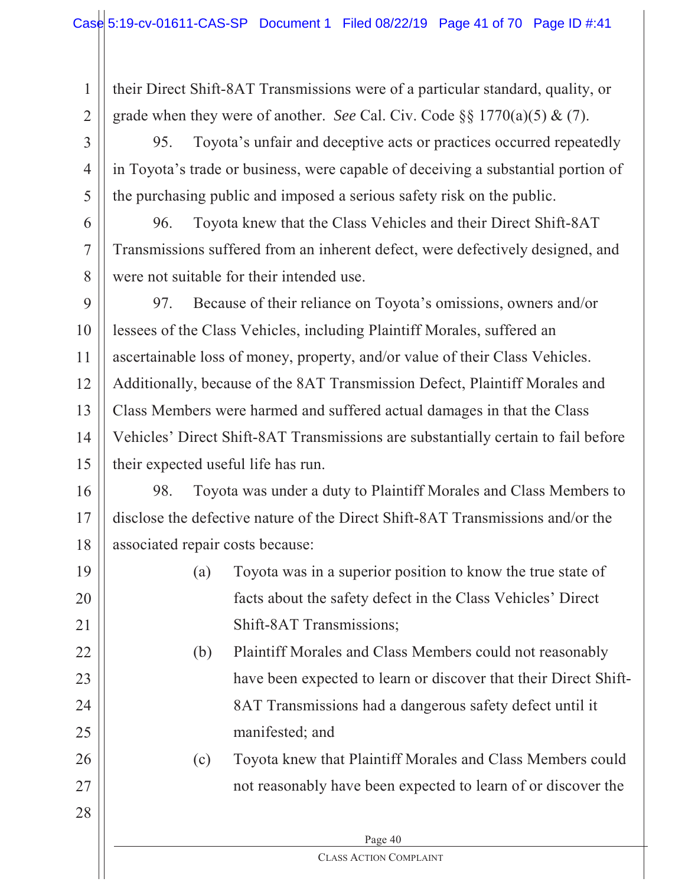their Direct Shift-8AT Transmissions were of a particular standard, quality, or grade when they were of another. *See* Cal. Civ. Code §§ 1770(a)(5) & (7).

95. Toyota's unfair and deceptive acts or practices occurred repeatedly in Toyota's trade or business, were capable of deceiving a substantial portion of the purchasing public and imposed a serious safety risk on the public.

96. Toyota knew that the Class Vehicles and their Direct Shift-8AT Transmissions suffered from an inherent defect, were defectively designed, and were not suitable for their intended use.

97. Because of their reliance on Toyota's omissions, owners and/or lessees of the Class Vehicles, including Plaintiff Morales, suffered an ascertainable loss of money, property, and/or value of their Class Vehicles. Additionally, because of the 8AT Transmission Defect, Plaintiff Morales and Class Members were harmed and suffered actual damages in that the Class Vehicles' Direct Shift-8AT Transmissions are substantially certain to fail before their expected useful life has run.

98. Toyota was under a duty to Plaintiff Morales and Class Members to disclose the defective nature of the Direct Shift-8AT Transmissions and/or the associated repair costs because:

(a) Toyota was in a superior position to know the true state of facts about the safety defect in the Class Vehicles' Direct Shift-8AT Transmissions;

(b) Plaintiff Morales and Class Members could not reasonably have been expected to learn or discover that their Direct Shift-8AT Transmissions had a dangerous safety defect until it manifested; and

(c) Toyota knew that Plaintiff Morales and Class Members could not reasonably have been expected to learn of or discover the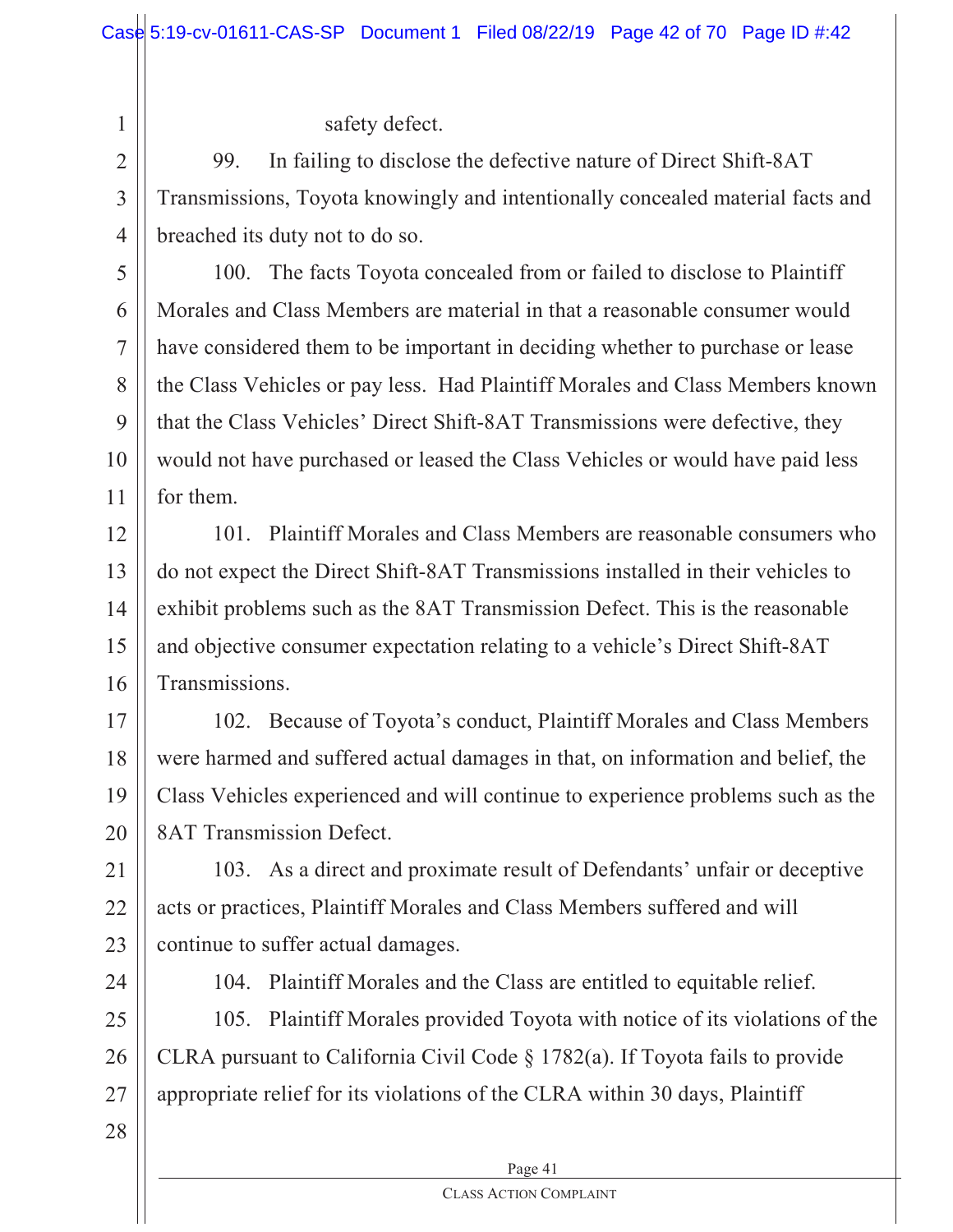safety defect.

99. In failing to disclose the defective nature of Direct Shift-8AT Transmissions, Toyota knowingly and intentionally concealed material facts and breached its duty not to do so.

100. The facts Toyota concealed from or failed to disclose to Plaintiff Morales and Class Members are material in that a reasonable consumer would have considered them to be important in deciding whether to purchase or lease the Class Vehicles or pay less. Had Plaintiff Morales and Class Members known that the Class Vehicles' Direct Shift-8AT Transmissions were defective, they would not have purchased or leased the Class Vehicles or would have paid less for them.

101. Plaintiff Morales and Class Members are reasonable consumers who do not expect the Direct Shift-8AT Transmissions installed in their vehicles to exhibit problems such as the 8AT Transmission Defect. This is the reasonable and objective consumer expectation relating to a vehicle's Direct Shift-8AT Transmissions.

102. Because of Toyota's conduct, Plaintiff Morales and Class Members were harmed and suffered actual damages in that, on information and belief, the Class Vehicles experienced and will continue to experience problems such as the 8AT Transmission Defect.

103. As a direct and proximate result of Defendants' unfair or deceptive acts or practices, Plaintiff Morales and Class Members suffered and will continue to suffer actual damages.

104. Plaintiff Morales and the Class are entitled to equitable relief.

105. Plaintiff Morales provided Toyota with notice of its violations of the CLRA pursuant to California Civil Code § 1782(a). If Toyota fails to provide appropriate relief for its violations of the CLRA within 30 days, Plaintiff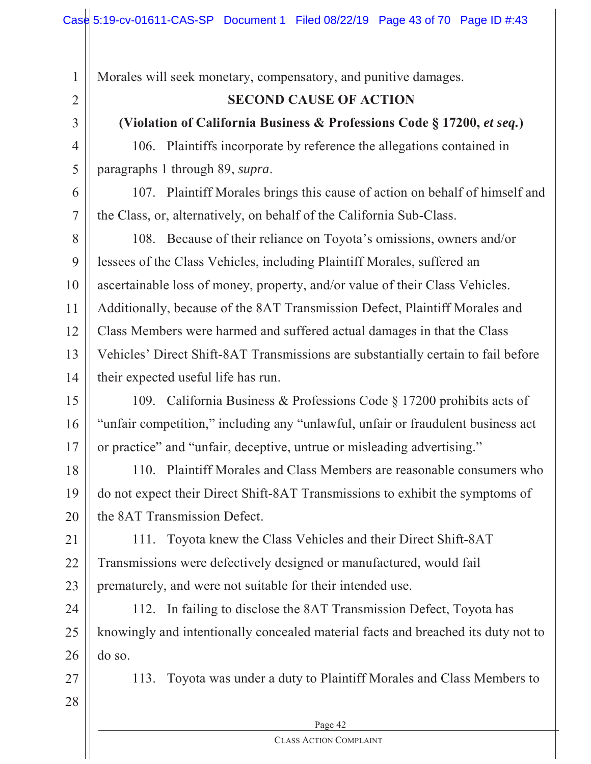Morales will seek monetary, compensatory, and punitive damages.

## SECOND CAUSE OF ACTION

### (Violation of California Business & Professions Code § 17200, *et seq.*)

106. Plaintiffs incorporate by reference the allegations contained in paragraphs 1 through 89, *supra*.

107. Plaintiff Morales brings this cause of action on behalf of himself and the Class, or, alternatively, on behalf of the California Sub-Class.

108. Because of their reliance on Toyota's omissions, owners and/or lessees of the Class Vehicles, including Plaintiff Morales, suffered an ascertainable loss of money, property, and/or value of their Class Vehicles. Additionally, because of the 8AT Transmission Defect, Plaintiff Morales and Class Members were harmed and suffered actual damages in that the Class Vehicles' Direct Shift-8AT Transmissions are substantially certain to fail before their expected useful life has run.

109. California Business & Professions Code § 17200 prohibits acts of "unfair competition," including any "unlawful, unfair or fraudulent business act or practice" and "unfair, deceptive, untrue or misleading advertising."

110. Plaintiff Morales and Class Members are reasonable consumers who do not expect their Direct Shift-8AT Transmissions to exhibit the symptoms of the 8AT Transmission Defect.

111. Toyota knew the Class Vehicles and their Direct Shift-8AT Transmissions were defectively designed or manufactured, would fail prematurely, and were not suitable for their intended use.

112. In failing to disclose the 8AT Transmission Defect, Toyota has knowingly and intentionally concealed material facts and breached its duty not to do so.

113. Toyota was under a duty to Plaintiff Morales and Class Members to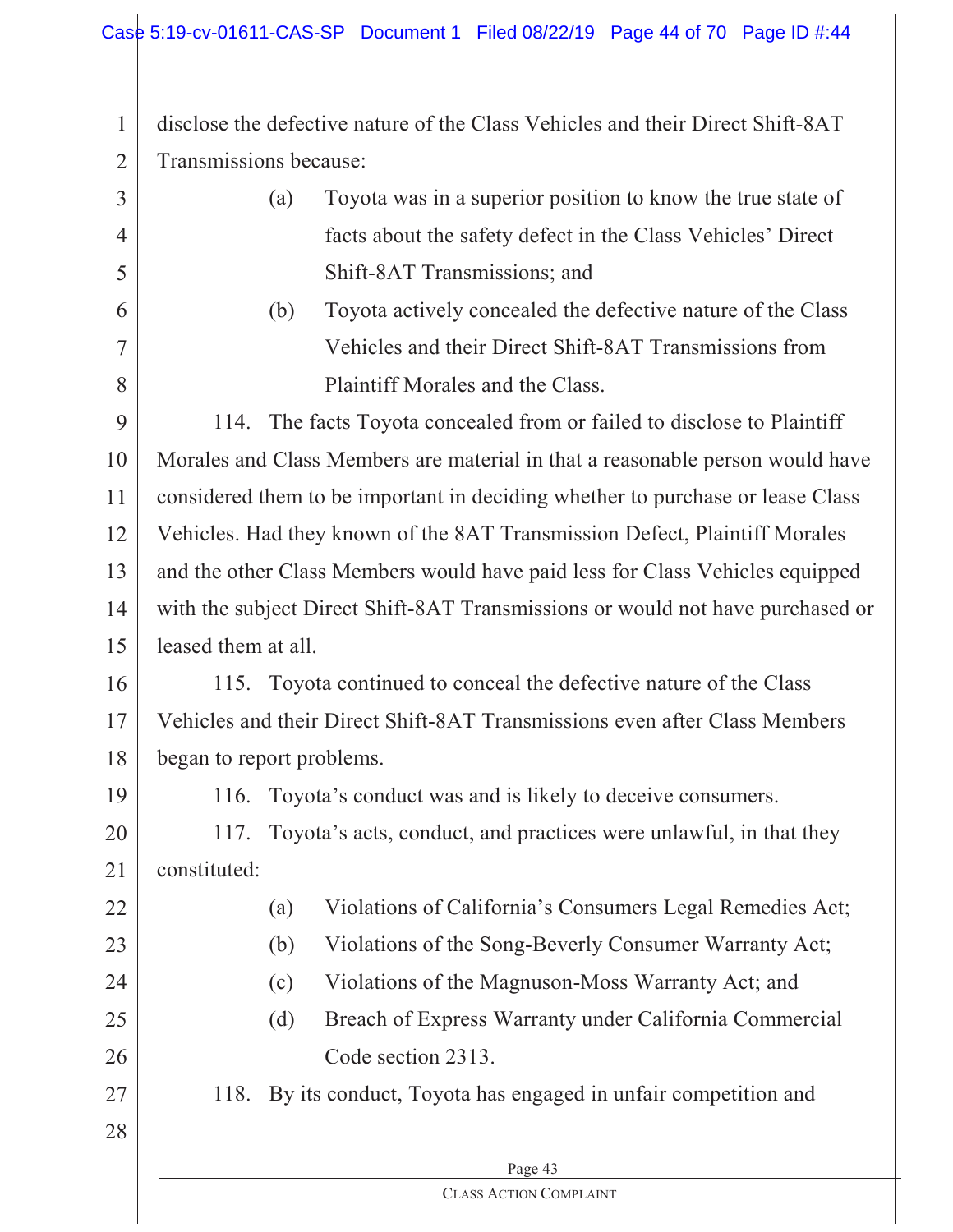disclose the defective nature of the Class Vehicles and their Direct Shift-8AT Transmissions because:

(a) Toyota was in a superior position to know the true state of facts about the safety defect in the Class Vehicles' Direct Shift-8AT Transmissions; and

(b) Toyota actively concealed the defective nature of the Class Vehicles and their Direct Shift-8AT Transmissions from Plaintiff Morales and the Class.

114. The facts Toyota concealed from or failed to disclose to Plaintiff Morales and Class Members are material in that a reasonable person would have considered them to be important in deciding whether to purchase or lease Class Vehicles. Had they known of the 8AT Transmission Defect, Plaintiff Morales and the other Class Members would have paid less for Class Vehicles equipped with the subject Direct Shift-8AT Transmissions or would not have purchased or leased them at all.

115. Toyota continued to conceal the defective nature of the Class Vehicles and their Direct Shift-8AT Transmissions even after Class Members began to report problems.

116. Toyota's conduct was and is likely to deceive consumers.

117. Toyota's acts, conduct, and practices were unlawful, in that they constituted:

(a) Violations of California's Consumers Legal Remedies Act;

(b) Violations of the Song-Beverly Consumer Warranty Act;

(c) Violations of the Magnuson-Moss Warranty Act; and

(d) Breach of Express Warranty under California Commercial Code section 2313.

118. By its conduct, Toyota has engaged in unfair competition and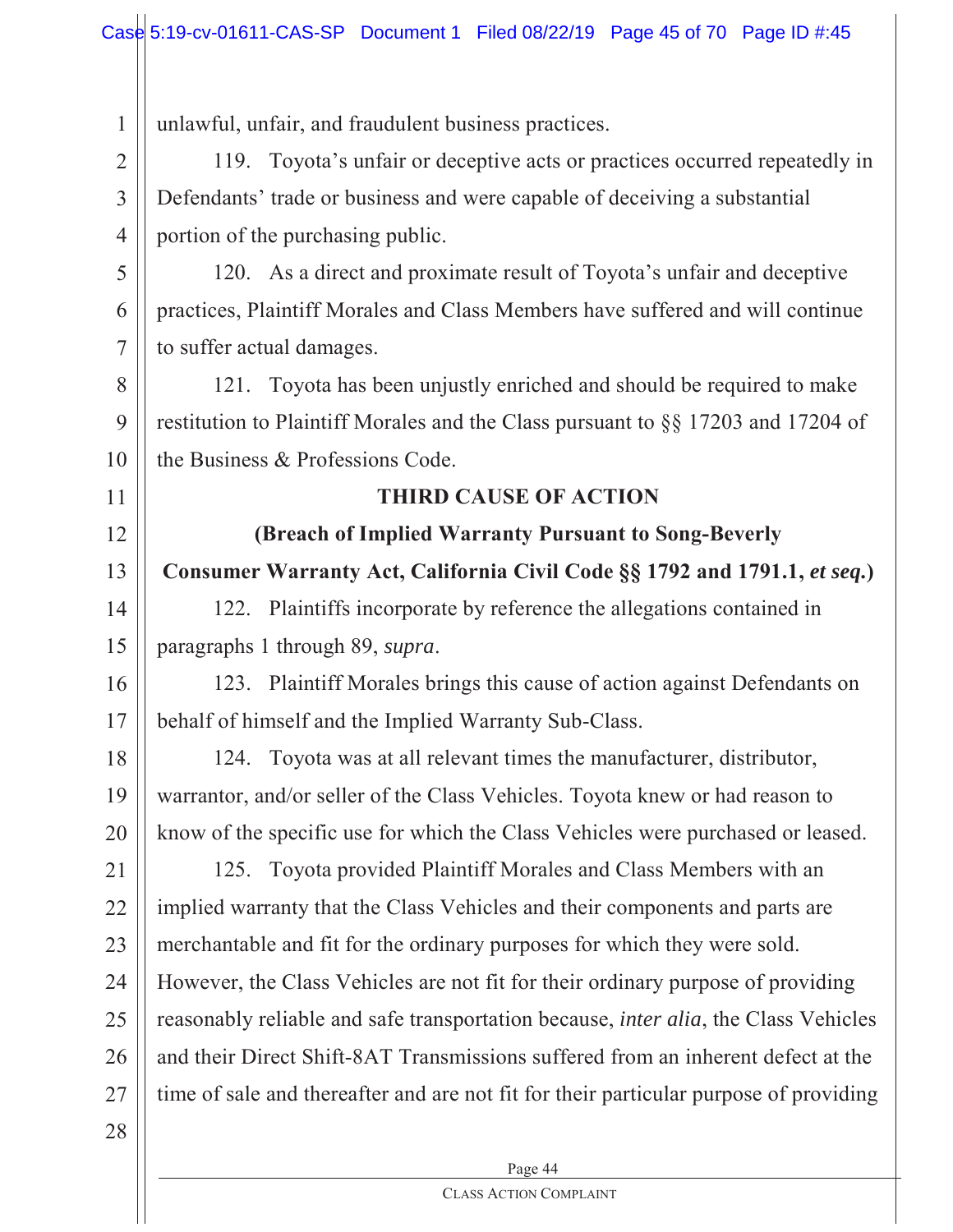unlawful, unfair, and fraudulent business practices.

119. Toyota's unfair or deceptive acts or practices occurred repeatedly in Defendants' trade or business and were capable of deceiving a substantial portion of the purchasing public.

120. As a direct and proximate result of Toyota's unfair and deceptive practices, Plaintiff Morales and Class Members have suffered and will continue to suffer actual damages.

121. Toyota has been unjustly enriched and should be required to make restitution to Plaintiff Morales and the Class pursuant to §§ 17203 and 17204 of the Business & Professions Code.

**THIRD CAUSE OF ACTION**

**(Breach of Implied Warranty Pursuant to Song-Beverly Consumer Warranty Act, California Civil Code §§ 1792 and 1791.1, *et seq.*)**

122. Plaintiffs incorporate by reference the allegations contained in paragraphs 1 through 89, *supra*.

123. Plaintiff Morales brings this cause of action against Defendants on behalf of himself and the Implied Warranty Sub-Class.

124. Toyota was at all relevant times the manufacturer, distributor, warrantor, and/or seller of the Class Vehicles. Toyota knew or had reason to know of the specific use for which the Class Vehicles were purchased or leased.

125. Toyota provided Plaintiff Morales and Class Members with an implied warranty that the Class Vehicles and their components and parts are merchantable and fit for the ordinary purposes for which they were sold. However, the Class Vehicles are not fit for their ordinary purpose of providing reasonably reliable and safe transportation because, *inter alia*, the Class Vehicles and their Direct Shift-8AT Transmissions suffered from an inherent defect at the time of sale and thereafter and are not fit for their particular purpose of providing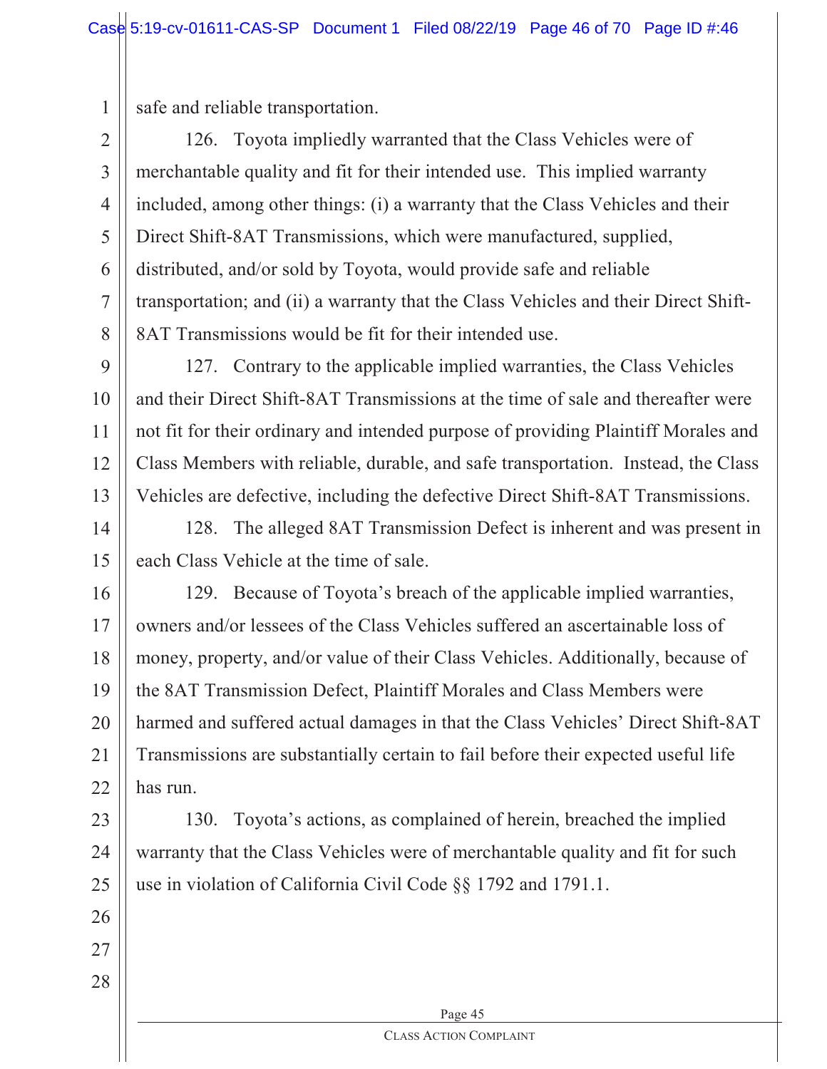safe and reliable transportation.

126. Toyota impliedly warranted that the Class Vehicles were of merchantable quality and fit for their intended use. This implied warranty included, among other things: (i) a warranty that the Class Vehicles and their Direct Shift-8AT Transmissions, which were manufactured, supplied, distributed, and/or sold by Toyota, would provide safe and reliable transportation; and (ii) a warranty that the Class Vehicles and their Direct Shift-8AT Transmissions would be fit for their intended use.

127. Contrary to the applicable implied warranties, the Class Vehicles and their Direct Shift-8AT Transmissions at the time of sale and thereafter were not fit for their ordinary and intended purpose of providing Plaintiff Morales and Class Members with reliable, durable, and safe transportation. Instead, the Class Vehicles are defective, including the defective Direct Shift-8AT Transmissions.

128. The alleged 8AT Transmission Defect is inherent and was present in each Class Vehicle at the time of sale.

129. Because of Toyota's breach of the applicable implied warranties, owners and/or lessees of the Class Vehicles suffered an ascertainable loss of money, property, and/or value of their Class Vehicles. Additionally, because of the 8AT Transmission Defect, Plaintiff Morales and Class Members were harmed and suffered actual damages in that the Class Vehicles' Direct Shift-8AT Transmissions are substantially certain to fail before their expected useful life has run.

130. Toyota's actions, as complained of herein, breached the implied warranty that the Class Vehicles were of merchantable quality and fit for such use in violation of California Civil Code §§ 1792 and 1791.1.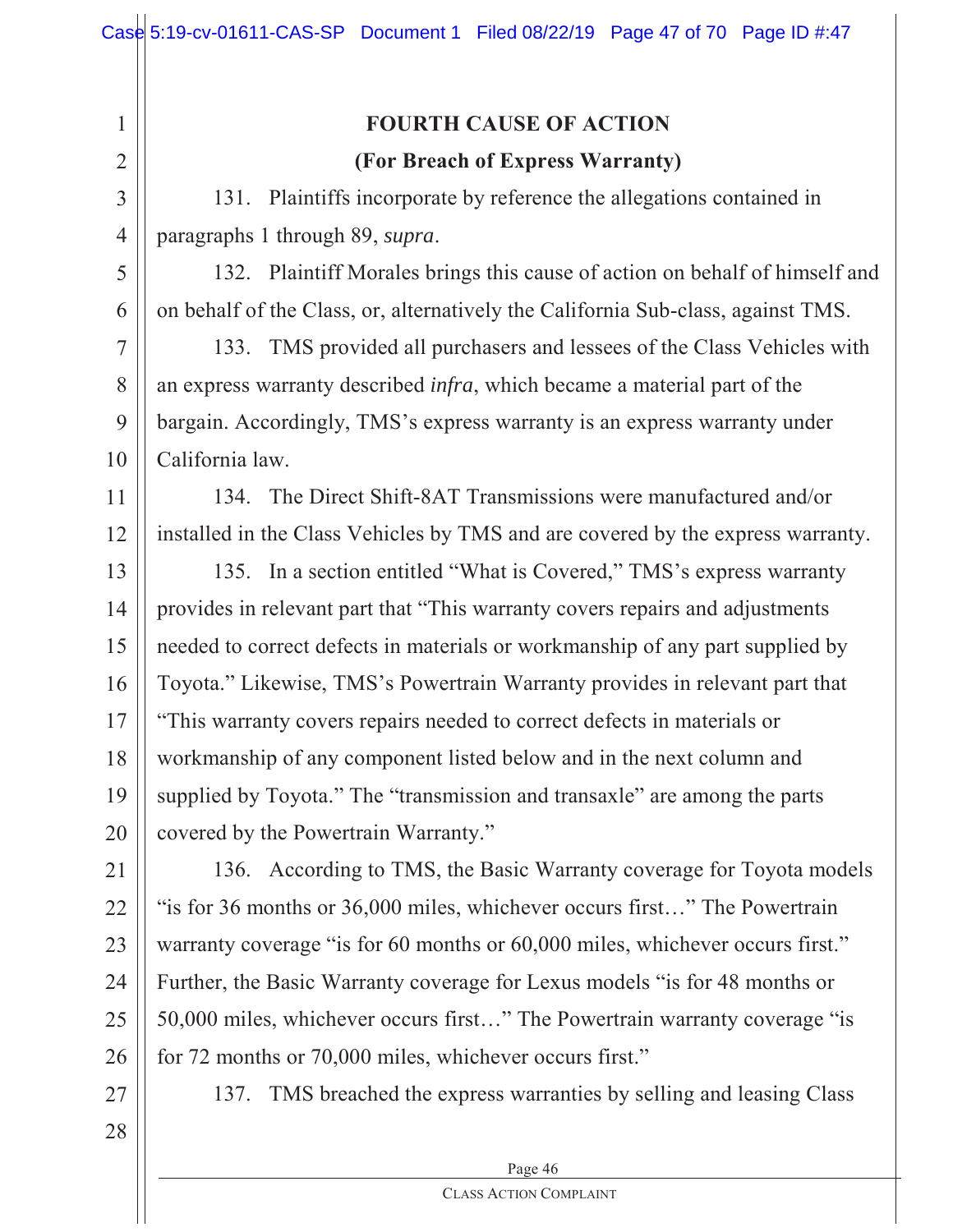## FOURTH CAUSE OF ACTION

## (For Breach of Express Warranty)

131. Plaintiffs incorporate by reference the allegations contained in paragraphs 1 through 89, *supra*.

132. Plaintiff Morales brings this cause of action on behalf of himself and on behalf of the Class, or, alternatively the California Sub-class, against TMS.

133. TMS provided all purchasers and lessees of the Class Vehicles with an express warranty described *infra*, which became a material part of the bargain. Accordingly, TMS's express warranty is an express warranty under California law.

134. The Direct Shift-8AT Transmissions were manufactured and/or installed in the Class Vehicles by TMS and are covered by the express warranty.

135. In a section entitled "What is Covered," TMS's express warranty provides in relevant part that "This warranty covers repairs and adjustments needed to correct defects in materials or workmanship of any part supplied by Toyota." Likewise, TMS's Powertrain Warranty provides in relevant part that "This warranty covers repairs needed to correct defects in materials or workmanship of any component listed below and in the next column and supplied by Toyota." The "transmission and transaxle" are among the parts covered by the Powertrain Warranty."

136. According to TMS, the Basic Warranty coverage for Toyota models "is for 36 months or 36,000 miles, whichever occurs first…" The Powertrain warranty coverage "is for 60 months or 60,000 miles, whichever occurs first." Further, the Basic Warranty coverage for Lexus models "is for 48 months or 50,000 miles, whichever occurs first…" The Powertrain warranty coverage "is for 72 months or 70,000 miles, whichever occurs first."

137. TMS breached the express warranties by selling and leasing Class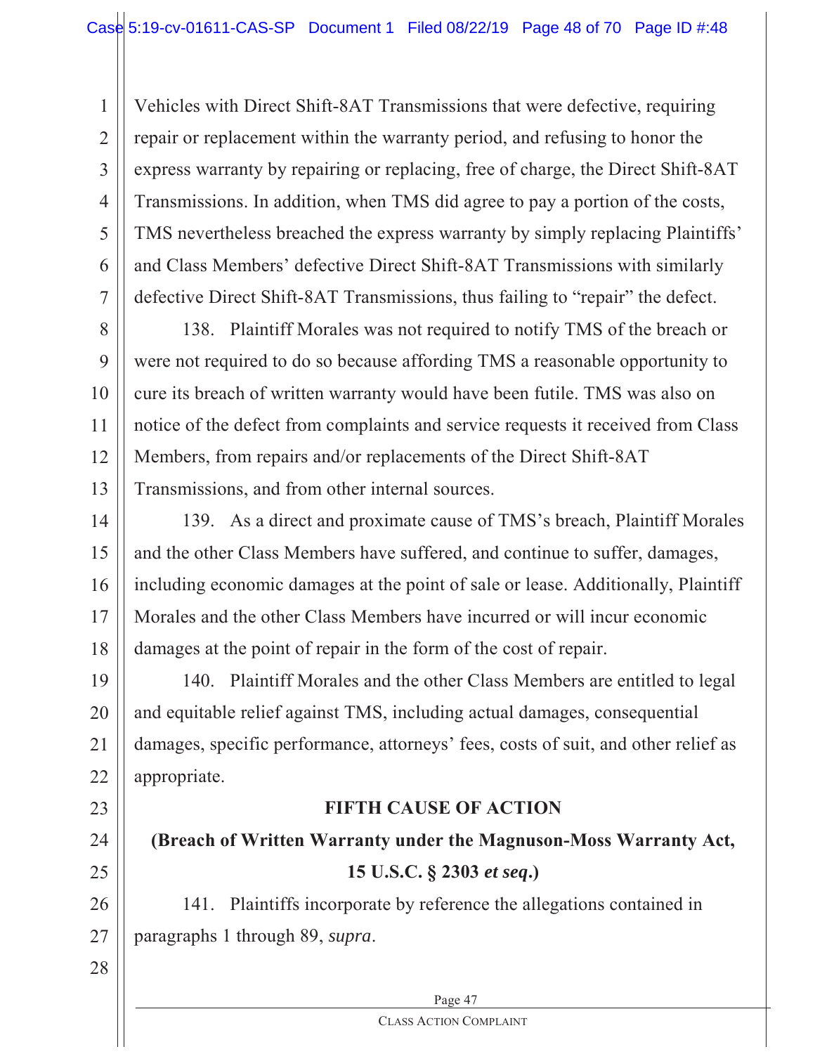Vehicles with Direct Shift-8AT Transmissions that were defective, requiring repair or replacement within the warranty period, and refusing to honor the express warranty by repairing or replacing, free of charge, the Direct Shift-8AT Transmissions. In addition, when TMS did agree to pay a portion of the costs, TMS nevertheless breached the express warranty by simply replacing Plaintiffs' and Class Members' defective Direct Shift-8AT Transmissions with similarly defective Direct Shift-8AT Transmissions, thus failing to "repair" the defect.

138. Plaintiff Morales was not required to notify TMS of the breach or were not required to do so because affording TMS a reasonable opportunity to cure its breach of written warranty would have been futile. TMS was also on notice of the defect from complaints and service requests it received from Class Members, from repairs and/or replacements of the Direct Shift-8AT Transmissions, and from other internal sources.

139. As a direct and proximate cause of TMS's breach, Plaintiff Morales and the other Class Members have suffered, and continue to suffer, damages, including economic damages at the point of sale or lease. Additionally, Plaintiff Morales and the other Class Members have incurred or will incur economic damages at the point of repair in the form of the cost of repair.

140. Plaintiff Morales and the other Class Members are entitled to legal and equitable relief against TMS, including actual damages, consequential damages, specific performance, attorneys' fees, costs of suit, and other relief as appropriate.

## FIFTH CAUSE OF ACTION

**(Breach of Written Warranty under the Magnuson-Moss Warranty Act, 15 U.S.C. § 2303 *et seq*.)**

141. Plaintiffs incorporate by reference the allegations contained in paragraphs 1 through 89, *supra*.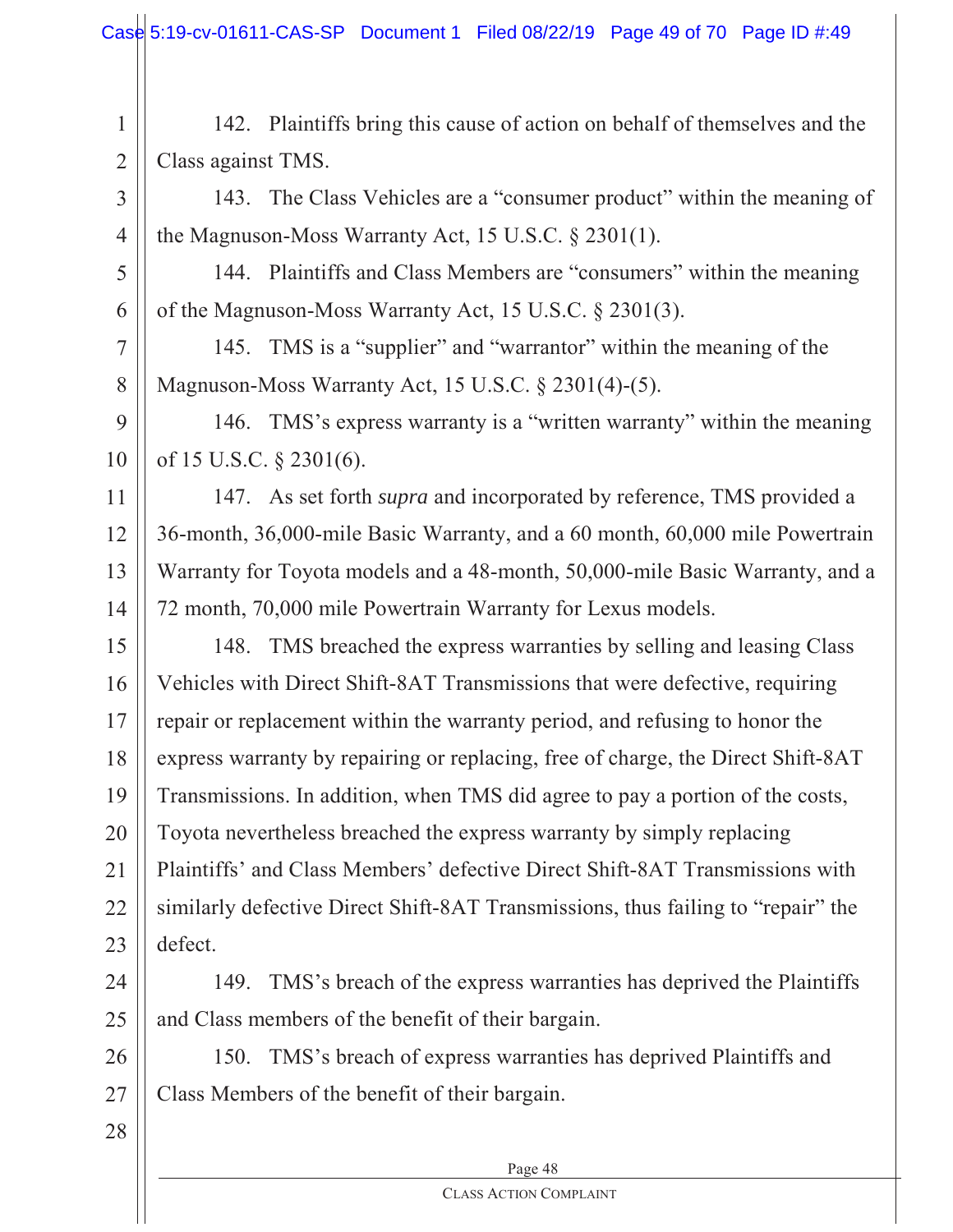142. Plaintiffs bring this cause of action on behalf of themselves and the Class against TMS.

143. The Class Vehicles are a "consumer product" within the meaning of the Magnuson-Moss Warranty Act, 15 U.S.C. § 2301(1).

144. Plaintiffs and Class Members are "consumers" within the meaning of the Magnuson-Moss Warranty Act, 15 U.S.C. § 2301(3).

145. TMS is a "supplier" and "warrantor" within the meaning of the Magnuson-Moss Warranty Act, 15 U.S.C. § 2301(4)-(5).

146. TMS's express warranty is a "written warranty" within the meaning of 15 U.S.C. § 2301(6).

147. As set forth *supra* and incorporated by reference, TMS provided a 36-month, 36,000-mile Basic Warranty, and a 60 month, 60,000 mile Powertrain Warranty for Toyota models and a 48-month, 50,000-mile Basic Warranty, and a 72 month, 70,000 mile Powertrain Warranty for Lexus models.

148. TMS breached the express warranties by selling and leasing Class Vehicles with Direct Shift-8AT Transmissions that were defective, requiring repair or replacement within the warranty period, and refusing to honor the express warranty by repairing or replacing, free of charge, the Direct Shift-8AT Transmissions. In addition, when TMS did agree to pay a portion of the costs, Toyota nevertheless breached the express warranty by simply replacing Plaintiffs' and Class Members' defective Direct Shift-8AT Transmissions with similarly defective Direct Shift-8AT Transmissions, thus failing to "repair" the defect.

149. TMS's breach of the express warranties has deprived the Plaintiffs and Class members of the benefit of their bargain.

150. TMS's breach of express warranties has deprived Plaintiffs and Class Members of the benefit of their bargain.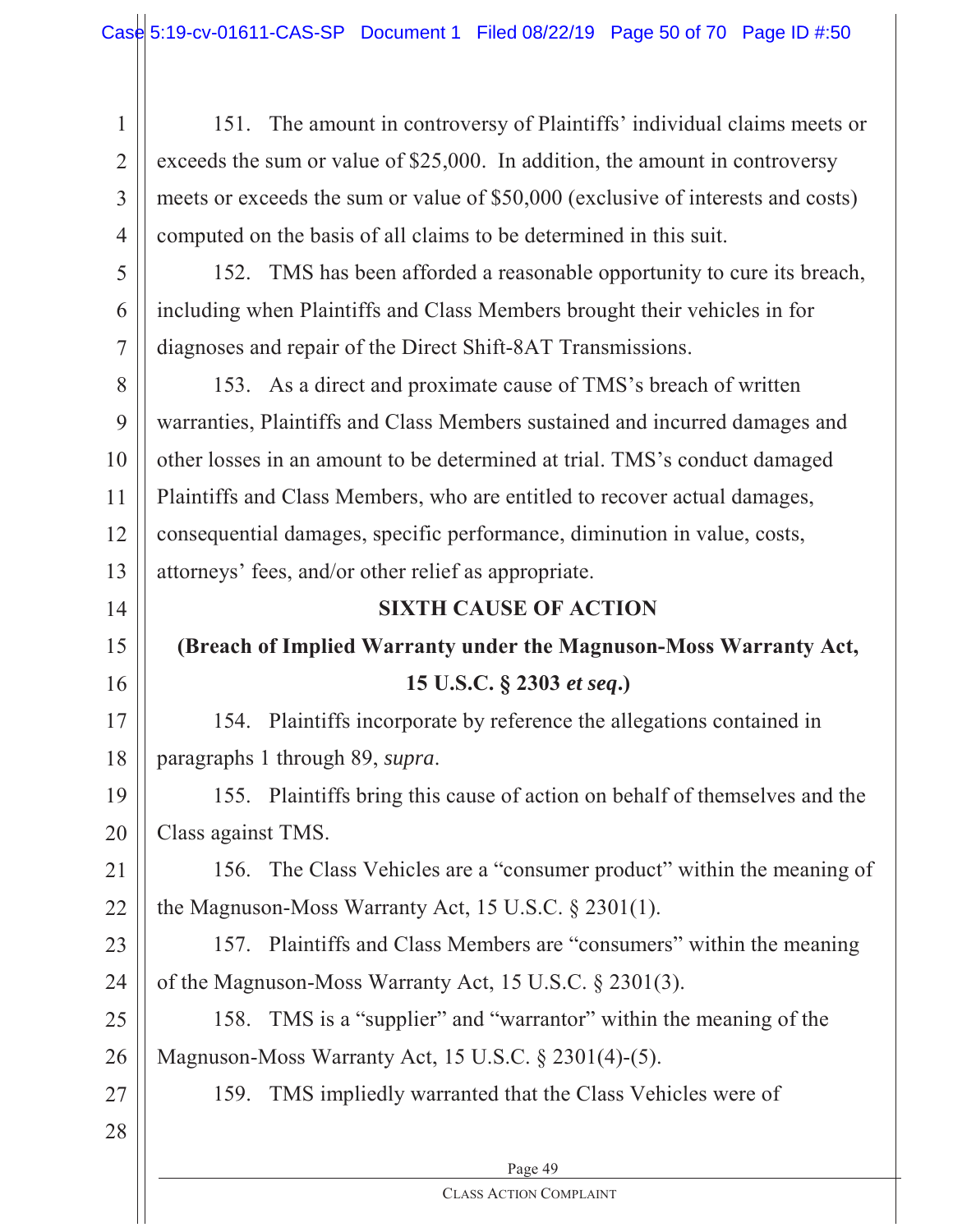151. The amount in controversy of Plaintiffs' individual claims meets or exceeds the sum or value of $25,000. In addition, the amount in controversy meets or exceeds the sum or value of $50,000 (exclusive of interests and costs) computed on the basis of all claims to be determined in this suit.

152. TMS has been afforded a reasonable opportunity to cure its breach, including when Plaintiffs and Class Members brought their vehicles in for diagnoses and repair of the Direct Shift-8AT Transmissions.

153. As a direct and proximate cause of TMS's breach of written warranties, Plaintiffs and Class Members sustained and incurred damages and other losses in an amount to be determined at trial. TMS's conduct damaged Plaintiffs and Class Members, who are entitled to recover actual damages, consequential damages, specific performance, diminution in value, costs, attorneys' fees, and/or other relief as appropriate.

## SIXTH CAUSE OF ACTION

## (Breach of Implied Warranty under the Magnuson-Moss Warranty Act, 15 U.S.C. § 2303 *et seq*.)

154. Plaintiffs incorporate by reference the allegations contained in paragraphs 1 through 89, *supra*.

155. Plaintiffs bring this cause of action on behalf of themselves and the Class against TMS.

156. The Class Vehicles are a "consumer product" within the meaning of the Magnuson-Moss Warranty Act, 15 U.S.C. § 2301(1).

157. Plaintiffs and Class Members are "consumers" within the meaning of the Magnuson-Moss Warranty Act, 15 U.S.C. § 2301(3).

158. TMS is a "supplier" and "warrantor" within the meaning of the Magnuson-Moss Warranty Act, 15 U.S.C. § 2301(4)-(5).

159. TMS impliedly warranted that the Class Vehicles were of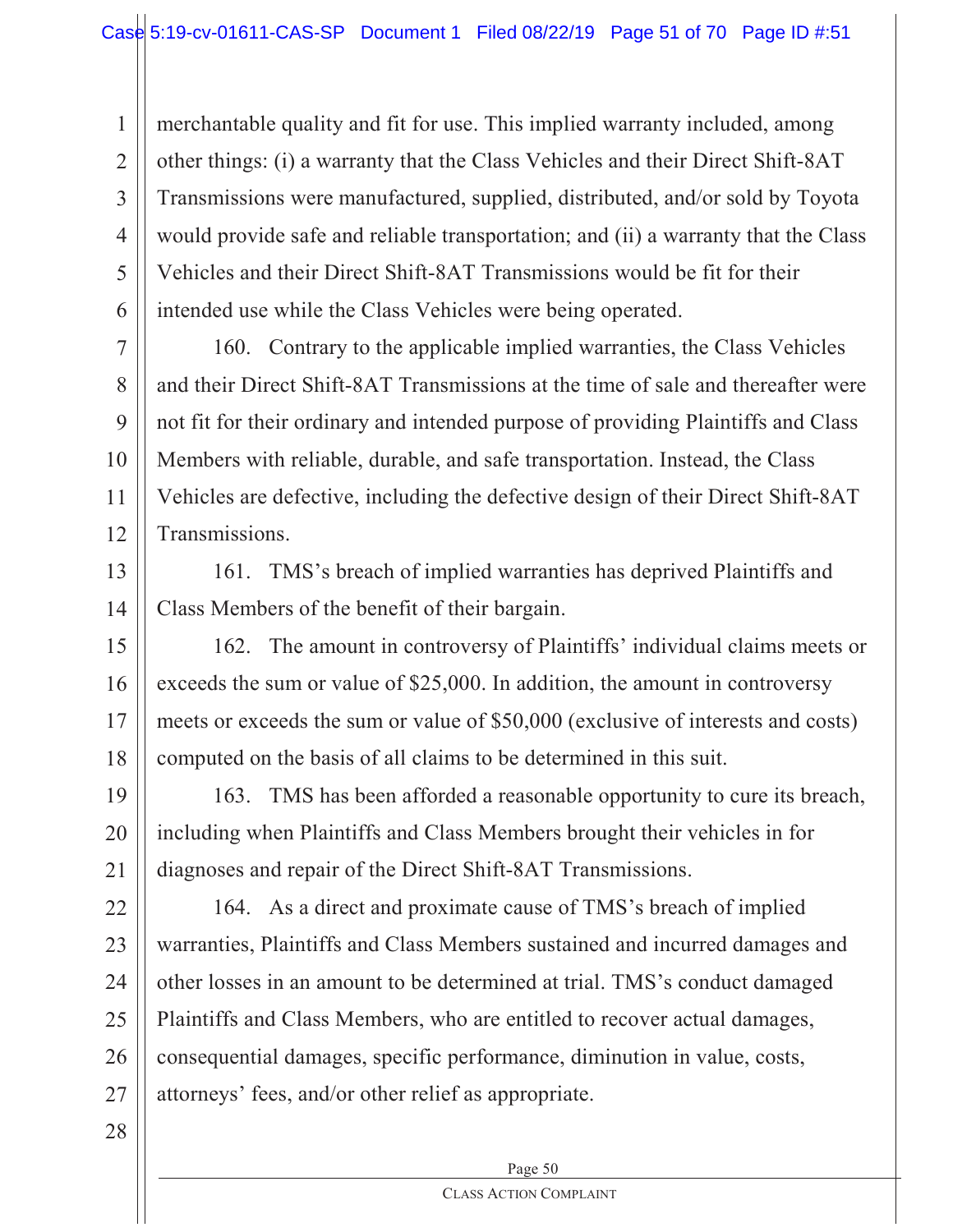merchantable quality and fit for use. This implied warranty included, among other things: (i) a warranty that the Class Vehicles and their Direct Shift-8AT Transmissions were manufactured, supplied, distributed, and/or sold by Toyota would provide safe and reliable transportation; and (ii) a warranty that the Class Vehicles and their Direct Shift-8AT Transmissions would be fit for their intended use while the Class Vehicles were being operated.

160. Contrary to the applicable implied warranties, the Class Vehicles and their Direct Shift-8AT Transmissions at the time of sale and thereafter were not fit for their ordinary and intended purpose of providing Plaintiffs and Class Members with reliable, durable, and safe transportation. Instead, the Class Vehicles are defective, including the defective design of their Direct Shift-8AT Transmissions.

161. TMS's breach of implied warranties has deprived Plaintiffs and Class Members of the benefit of their bargain.

162. The amount in controversy of Plaintiffs' individual claims meets or exceeds the sum or value of $25,000. In addition, the amount in controversy meets or exceeds the sum or value of $50,000 (exclusive of interests and costs) computed on the basis of all claims to be determined in this suit.

163. TMS has been afforded a reasonable opportunity to cure its breach, including when Plaintiffs and Class Members brought their vehicles in for diagnoses and repair of the Direct Shift-8AT Transmissions.

164. As a direct and proximate cause of TMS's breach of implied warranties, Plaintiffs and Class Members sustained and incurred damages and other losses in an amount to be determined at trial. TMS's conduct damaged Plaintiffs and Class Members, who are entitled to recover actual damages, consequential damages, specific performance, diminution in value, costs, attorneys' fees, and/or other relief as appropriate.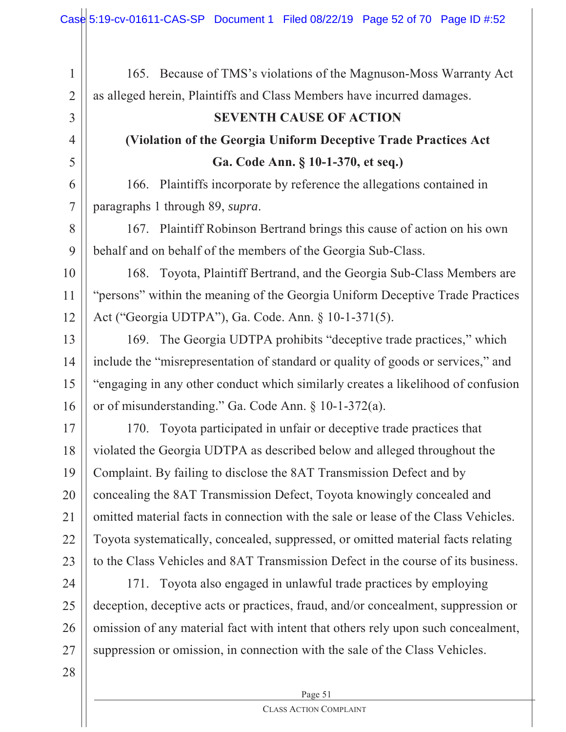165. Because of TMS's violations of the Magnuson-Moss Warranty Act as alleged herein, Plaintiffs and Class Members have incurred damages.

**SEVENTH CAUSE OF ACTION**

**(Violation of the Georgia Uniform Deceptive Trade Practices Act Ga. Code Ann. § 10-1-370, et seq.)**

166. Plaintiffs incorporate by reference the allegations contained in paragraphs 1 through 89, *supra*.

167. Plaintiff Robinson Bertrand brings this cause of action on his own behalf and on behalf of the members of the Georgia Sub-Class.

168. Toyota, Plaintiff Bertrand, and the Georgia Sub-Class Members are "persons" within the meaning of the Georgia Uniform Deceptive Trade Practices Act ("Georgia UDTPA"), Ga. Code. Ann. § 10-1-371(5).

169. The Georgia UDTPA prohibits "deceptive trade practices," which include the "misrepresentation of standard or quality of goods or services," and "engaging in any other conduct which similarly creates a likelihood of confusion or of misunderstanding." Ga. Code Ann. § 10-1-372(a).

170. Toyota participated in unfair or deceptive trade practices that violated the Georgia UDTPA as described below and alleged throughout the Complaint. By failing to disclose the 8AT Transmission Defect and by concealing the 8AT Transmission Defect, Toyota knowingly concealed and omitted material facts in connection with the sale or lease of the Class Vehicles. Toyota systematically, concealed, suppressed, or omitted material facts relating to the Class Vehicles and 8AT Transmission Defect in the course of its business.

171. Toyota also engaged in unlawful trade practices by employing deception, deceptive acts or practices, fraud, and/or concealment, suppression or omission of any material fact with intent that others rely upon such concealment, suppression or omission, in connection with the sale of the Class Vehicles.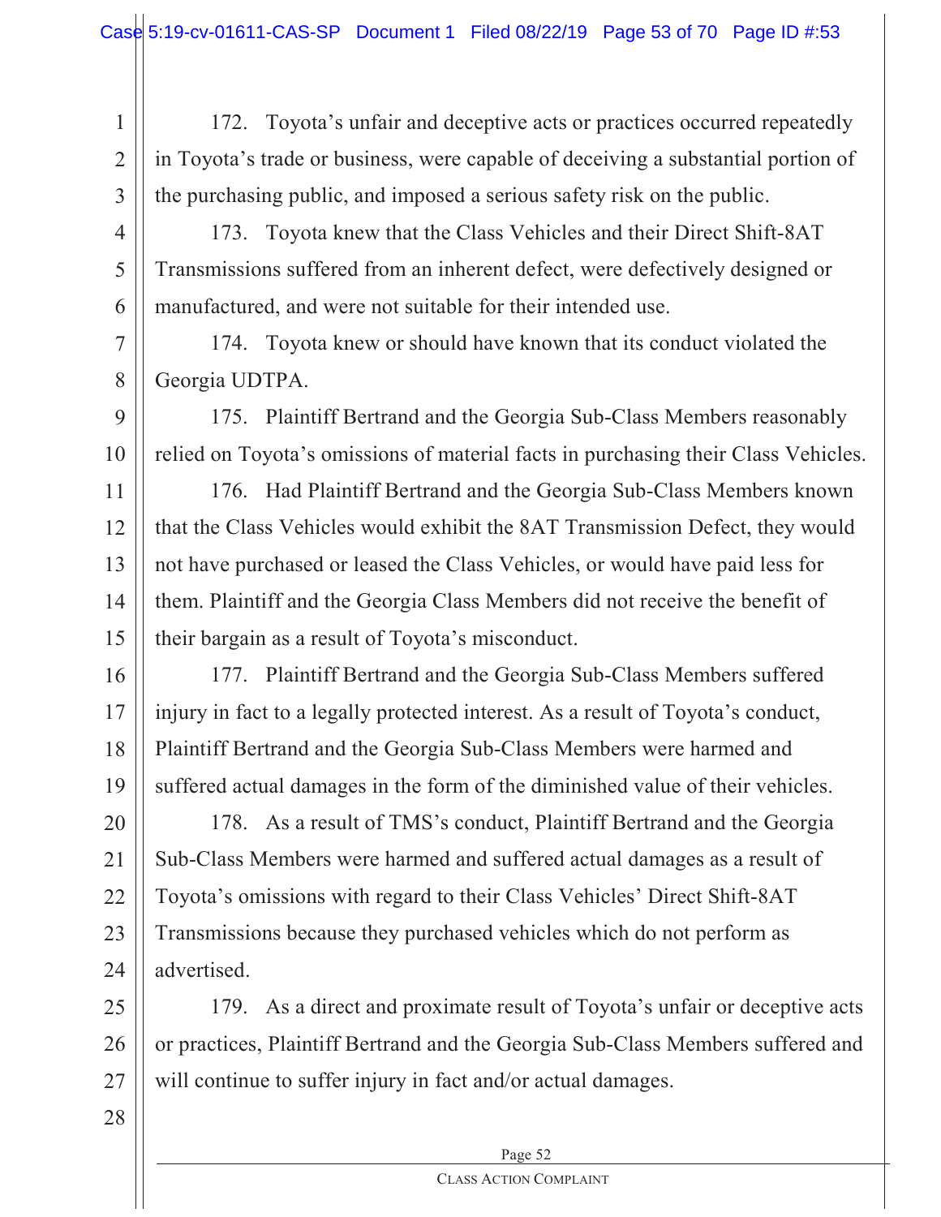172. Toyota's unfair and deceptive acts or practices occurred repeatedly in Toyota's trade or business, were capable of deceiving a substantial portion of the purchasing public, and imposed a serious safety risk on the public.

173. Toyota knew that the Class Vehicles and their Direct Shift-8AT Transmissions suffered from an inherent defect, were defectively designed or manufactured, and were not suitable for their intended use.

174. Toyota knew or should have known that its conduct violated the Georgia UDTPA.

175. Plaintiff Bertrand and the Georgia Sub-Class Members reasonably relied on Toyota's omissions of material facts in purchasing their Class Vehicles.

176. Had Plaintiff Bertrand and the Georgia Sub-Class Members known that the Class Vehicles would exhibit the 8AT Transmission Defect, they would not have purchased or leased the Class Vehicles, or would have paid less for them. Plaintiff and the Georgia Class Members did not receive the benefit of their bargain as a result of Toyota's misconduct.

177. Plaintiff Bertrand and the Georgia Sub-Class Members suffered injury in fact to a legally protected interest. As a result of Toyota's conduct, Plaintiff Bertrand and the Georgia Sub-Class Members were harmed and suffered actual damages in the form of the diminished value of their vehicles.

178. As a result of TMS's conduct, Plaintiff Bertrand and the Georgia Sub-Class Members were harmed and suffered actual damages as a result of Toyota's omissions with regard to their Class Vehicles' Direct Shift-8AT Transmissions because they purchased vehicles which do not perform as advertised.

179. As a direct and proximate result of Toyota's unfair or deceptive acts or practices, Plaintiff Bertrand and the Georgia Sub-Class Members suffered and will continue to suffer injury in fact and/or actual damages.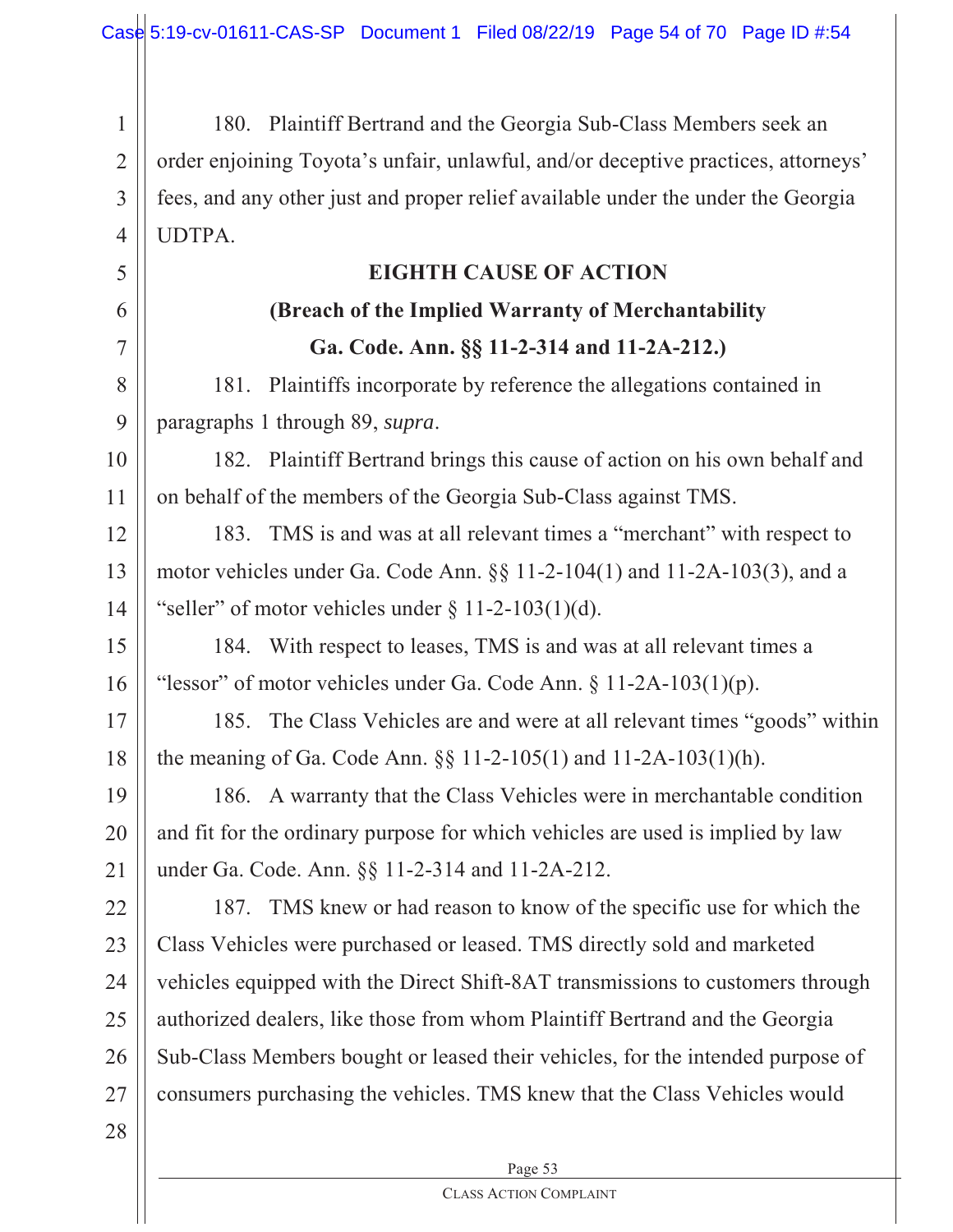180. Plaintiff Bertrand and the Georgia Sub-Class Members seek an order enjoining Toyota's unfair, unlawful, and/or deceptive practices, attorneys' fees, and any other just and proper relief available under the under the Georgia UDTPA.

**EIGHTH CAUSE OF ACTION**

**(Breach of the Implied Warranty of Merchantability**
**Ga. Code. Ann. §§ 11-2-314 and 11-2A-212.)**

181. Plaintiffs incorporate by reference the allegations contained in paragraphs 1 through 89, *supra*.

182. Plaintiff Bertrand brings this cause of action on his own behalf and on behalf of the members of the Georgia Sub-Class against TMS.

183. TMS is and was at all relevant times a "merchant" with respect to motor vehicles under Ga. Code Ann. §§ 11-2-104(1) and 11-2A-103(3), and a "seller" of motor vehicles under § 11-2-103(1)(d).

184. With respect to leases, TMS is and was at all relevant times a "lessor" of motor vehicles under Ga. Code Ann. § 11-2A-103(1)(p).

185. The Class Vehicles are and were at all relevant times "goods" within the meaning of Ga. Code Ann. §§ 11-2-105(1) and 11-2A-103(1)(h).

186. A warranty that the Class Vehicles were in merchantable condition and fit for the ordinary purpose for which vehicles are used is implied by law under Ga. Code. Ann. §§ 11-2-314 and 11-2A-212.

187. TMS knew or had reason to know of the specific use for which the Class Vehicles were purchased or leased. TMS directly sold and marketed vehicles equipped with the Direct Shift-8AT transmissions to customers through authorized dealers, like those from whom Plaintiff Bertrand and the Georgia Sub-Class Members bought or leased their vehicles, for the intended purpose of consumers purchasing the vehicles. TMS knew that the Class Vehicles would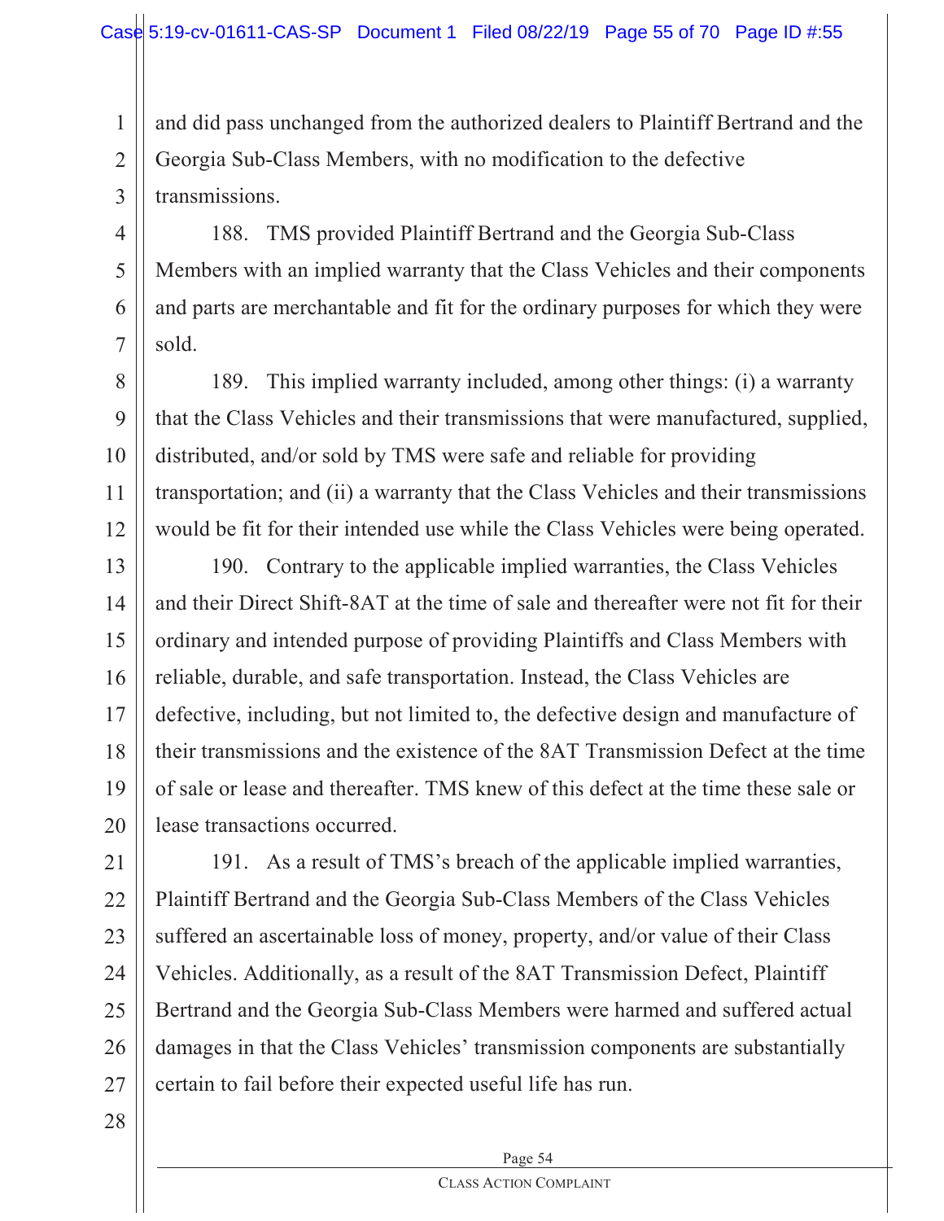and did pass unchanged from the authorized dealers to Plaintiff Bertrand and the Georgia Sub-Class Members, with no modification to the defective transmissions.

188. TMS provided Plaintiff Bertrand and the Georgia Sub-Class Members with an implied warranty that the Class Vehicles and their components and parts are merchantable and fit for the ordinary purposes for which they were sold.

189. This implied warranty included, among other things: (i) a warranty that the Class Vehicles and their transmissions that were manufactured, supplied, distributed, and/or sold by TMS were safe and reliable for providing transportation; and (ii) a warranty that the Class Vehicles and their transmissions would be fit for their intended use while the Class Vehicles were being operated.

190. Contrary to the applicable implied warranties, the Class Vehicles and their Direct Shift-8AT at the time of sale and thereafter were not fit for their ordinary and intended purpose of providing Plaintiffs and Class Members with reliable, durable, and safe transportation. Instead, the Class Vehicles are defective, including, but not limited to, the defective design and manufacture of their transmissions and the existence of the 8AT Transmission Defect at the time of sale or lease and thereafter. TMS knew of this defect at the time these sale or lease transactions occurred.

191. As a result of TMS's breach of the applicable implied warranties, Plaintiff Bertrand and the Georgia Sub-Class Members of the Class Vehicles suffered an ascertainable loss of money, property, and/or value of their Class Vehicles. Additionally, as a result of the 8AT Transmission Defect, Plaintiff Bertrand and the Georgia Sub-Class Members were harmed and suffered actual damages in that the Class Vehicles' transmission components are substantially certain to fail before their expected useful life has run.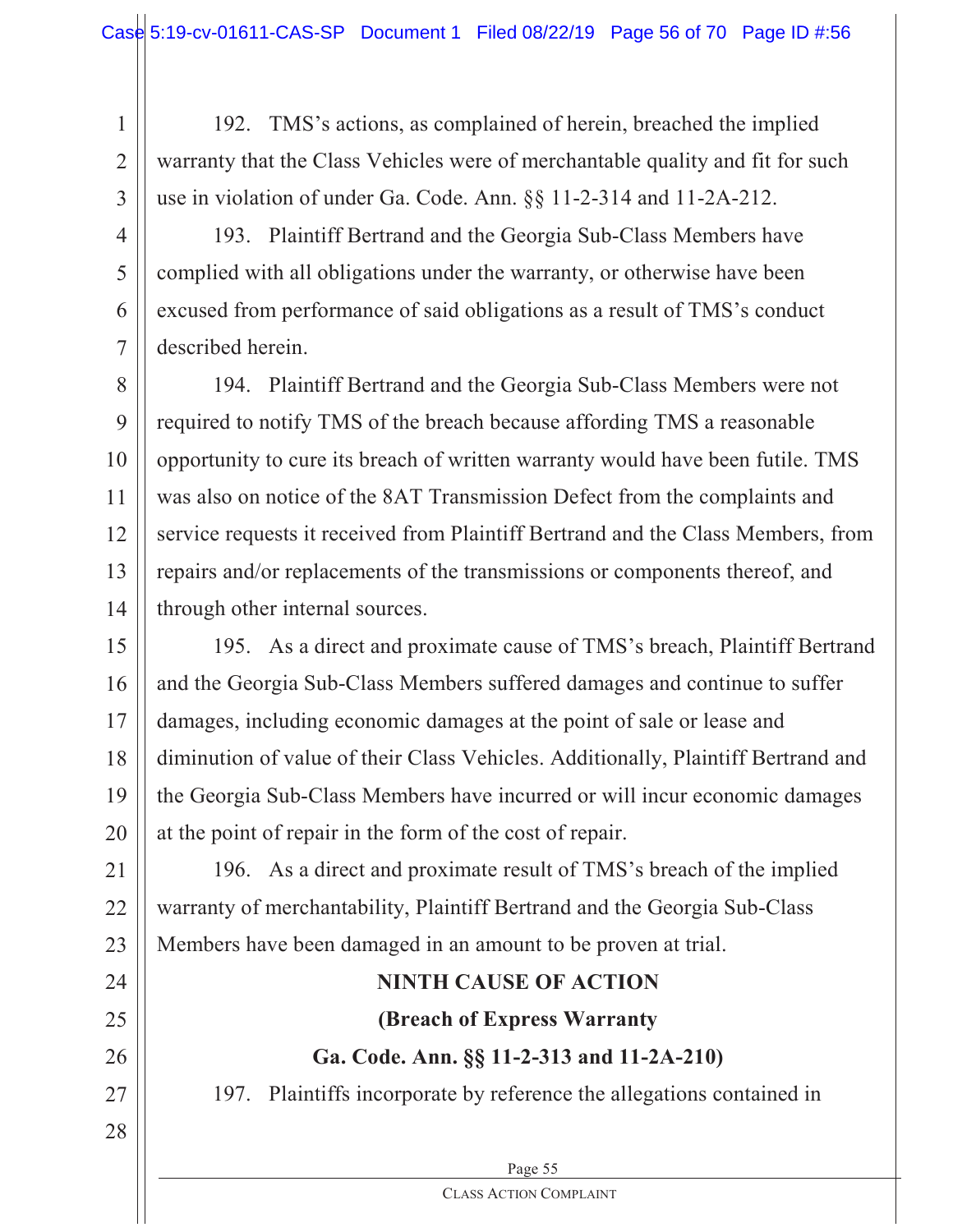192. TMS's actions, as complained of herein, breached the implied warranty that the Class Vehicles were of merchantable quality and fit for such use in violation of under Ga. Code. Ann. §§ 11-2-314 and 11-2A-212.

193. Plaintiff Bertrand and the Georgia Sub-Class Members have complied with all obligations under the warranty, or otherwise have been excused from performance of said obligations as a result of TMS's conduct described herein.

194. Plaintiff Bertrand and the Georgia Sub-Class Members were not required to notify TMS of the breach because affording TMS a reasonable opportunity to cure its breach of written warranty would have been futile. TMS was also on notice of the 8AT Transmission Defect from the complaints and service requests it received from Plaintiff Bertrand and the Class Members, from repairs and/or replacements of the transmissions or components thereof, and through other internal sources.

195. As a direct and proximate cause of TMS's breach, Plaintiff Bertrand and the Georgia Sub-Class Members suffered damages and continue to suffer damages, including economic damages at the point of sale or lease and diminution of value of their Class Vehicles. Additionally, Plaintiff Bertrand and the Georgia Sub-Class Members have incurred or will incur economic damages at the point of repair in the form of the cost of repair.

196. As a direct and proximate result of TMS's breach of the implied warranty of merchantability, Plaintiff Bertrand and the Georgia Sub-Class Members have been damaged in an amount to be proven at trial.

**NINTH CAUSE OF ACTION**

**(Breach of Express Warranty**

**Ga. Code. Ann. §§ 11-2-313 and 11-2A-210)**

197. Plaintiffs incorporate by reference the allegations contained in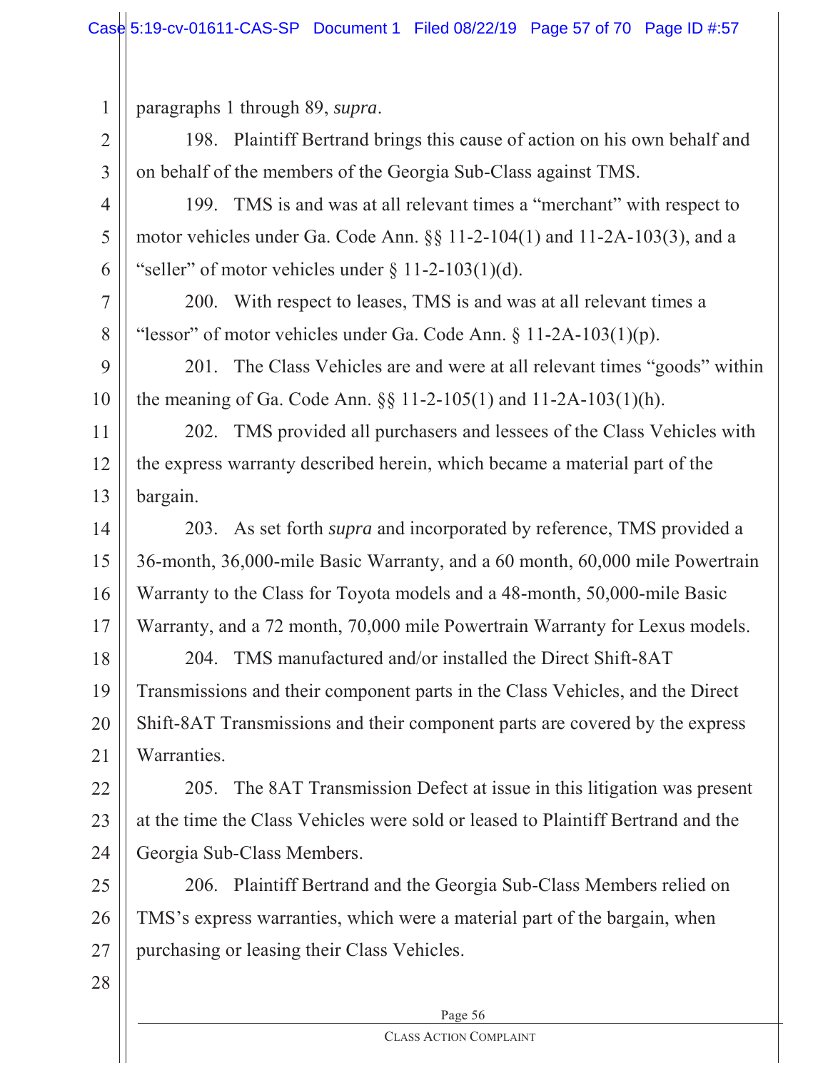paragraphs 1 through 89, *supra*.

198. Plaintiff Bertrand brings this cause of action on his own behalf and on behalf of the members of the Georgia Sub-Class against TMS.

199. TMS is and was at all relevant times a "merchant" with respect to motor vehicles under Ga. Code Ann. §§ 11-2-104(1) and 11-2A-103(3), and a "seller" of motor vehicles under § 11-2-103(1)(d).

200. With respect to leases, TMS is and was at all relevant times a "lessor" of motor vehicles under Ga. Code Ann. § 11-2A-103(1)(p).

201. The Class Vehicles are and were at all relevant times "goods" within the meaning of Ga. Code Ann. §§ 11-2-105(1) and 11-2A-103(1)(h).

202. TMS provided all purchasers and lessees of the Class Vehicles with the express warranty described herein, which became a material part of the bargain.

203. As set forth *supra* and incorporated by reference, TMS provided a 36-month, 36,000-mile Basic Warranty, and a 60 month, 60,000 mile Powertrain Warranty to the Class for Toyota models and a 48-month, 50,000-mile Basic Warranty, and a 72 month, 70,000 mile Powertrain Warranty for Lexus models.

204. TMS manufactured and/or installed the Direct Shift-8AT Transmissions and their component parts in the Class Vehicles, and the Direct Shift-8AT Transmissions and their component parts are covered by the express Warranties.

205. The 8AT Transmission Defect at issue in this litigation was present at the time the Class Vehicles were sold or leased to Plaintiff Bertrand and the Georgia Sub-Class Members.

206. Plaintiff Bertrand and the Georgia Sub-Class Members relied on TMS's express warranties, which were a material part of the bargain, when purchasing or leasing their Class Vehicles.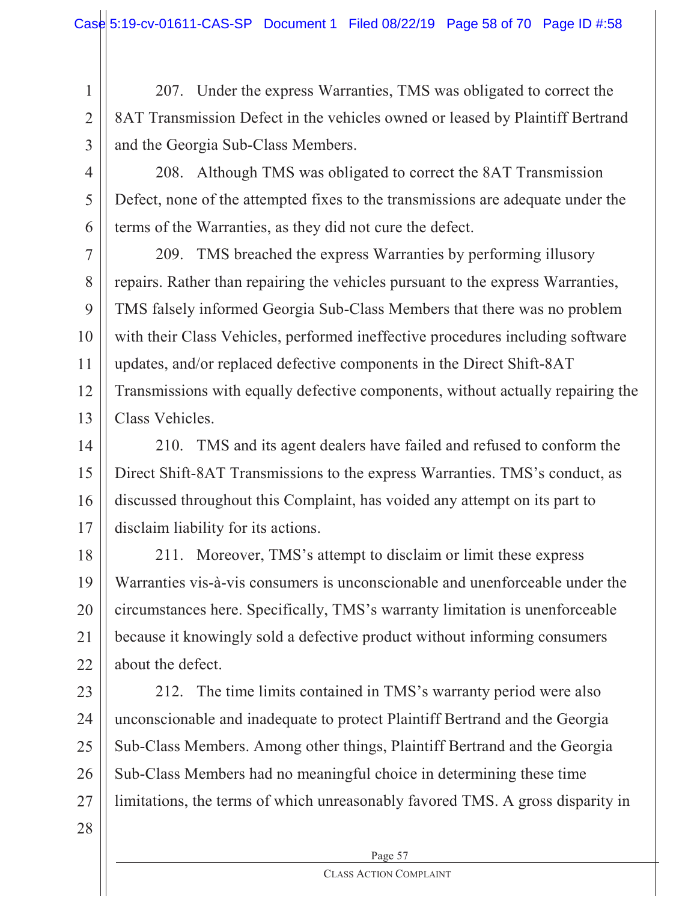207. Under the express Warranties, TMS was obligated to correct the 8AT Transmission Defect in the vehicles owned or leased by Plaintiff Bertrand and the Georgia Sub-Class Members.

208. Although TMS was obligated to correct the 8AT Transmission Defect, none of the attempted fixes to the transmissions are adequate under the terms of the Warranties, as they did not cure the defect.

209. TMS breached the express Warranties by performing illusory repairs. Rather than repairing the vehicles pursuant to the express Warranties, TMS falsely informed Georgia Sub-Class Members that there was no problem with their Class Vehicles, performed ineffective procedures including software updates, and/or replaced defective components in the Direct Shift-8AT Transmissions with equally defective components, without actually repairing the Class Vehicles.

210. TMS and its agent dealers have failed and refused to conform the Direct Shift-8AT Transmissions to the express Warranties. TMS's conduct, as discussed throughout this Complaint, has voided any attempt on its part to disclaim liability for its actions.

211. Moreover, TMS's attempt to disclaim or limit these express Warranties vis-à-vis consumers is unconscionable and unenforceable under the circumstances here. Specifically, TMS's warranty limitation is unenforceable because it knowingly sold a defective product without informing consumers about the defect.

212. The time limits contained in TMS's warranty period were also unconscionable and inadequate to protect Plaintiff Bertrand and the Georgia Sub-Class Members. Among other things, Plaintiff Bertrand and the Georgia Sub-Class Members had no meaningful choice in determining these time limitations, the terms of which unreasonably favored TMS. A gross disparity in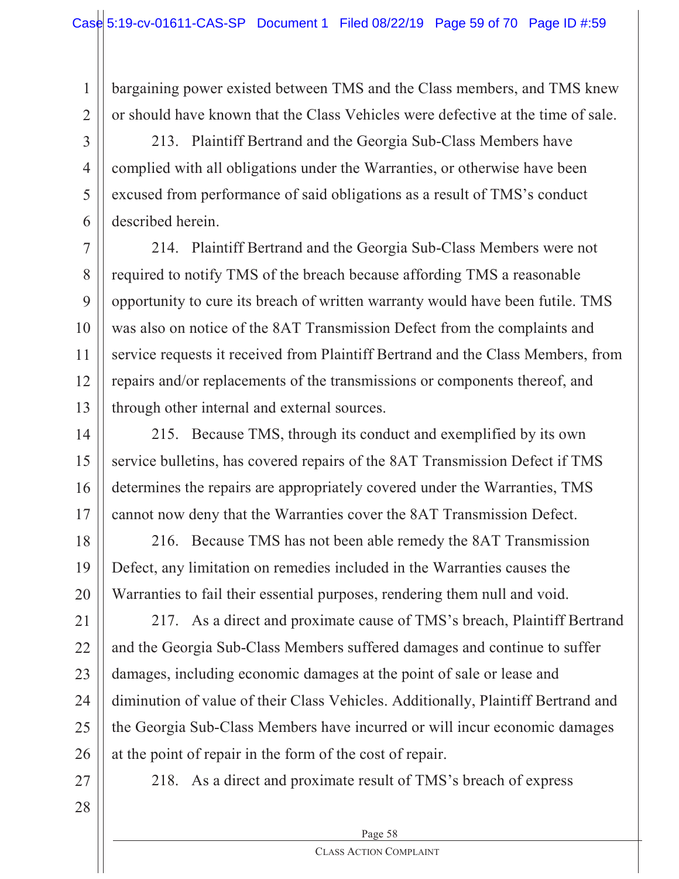bargaining power existed between TMS and the Class members, and TMS knew or should have known that the Class Vehicles were defective at the time of sale.

213. Plaintiff Bertrand and the Georgia Sub-Class Members have complied with all obligations under the Warranties, or otherwise have been excused from performance of said obligations as a result of TMS's conduct described herein.

214. Plaintiff Bertrand and the Georgia Sub-Class Members were not required to notify TMS of the breach because affording TMS a reasonable opportunity to cure its breach of written warranty would have been futile. TMS was also on notice of the 8AT Transmission Defect from the complaints and service requests it received from Plaintiff Bertrand and the Class Members, from repairs and/or replacements of the transmissions or components thereof, and through other internal and external sources.

215. Because TMS, through its conduct and exemplified by its own service bulletins, has covered repairs of the 8AT Transmission Defect if TMS determines the repairs are appropriately covered under the Warranties, TMS cannot now deny that the Warranties cover the 8AT Transmission Defect.

216. Because TMS has not been able remedy the 8AT Transmission Defect, any limitation on remedies included in the Warranties causes the Warranties to fail their essential purposes, rendering them null and void.

217. As a direct and proximate cause of TMS's breach, Plaintiff Bertrand and the Georgia Sub-Class Members suffered damages and continue to suffer damages, including economic damages at the point of sale or lease and diminution of value of their Class Vehicles. Additionally, Plaintiff Bertrand and the Georgia Sub-Class Members have incurred or will incur economic damages at the point of repair in the form of the cost of repair.

218. As a direct and proximate result of TMS's breach of express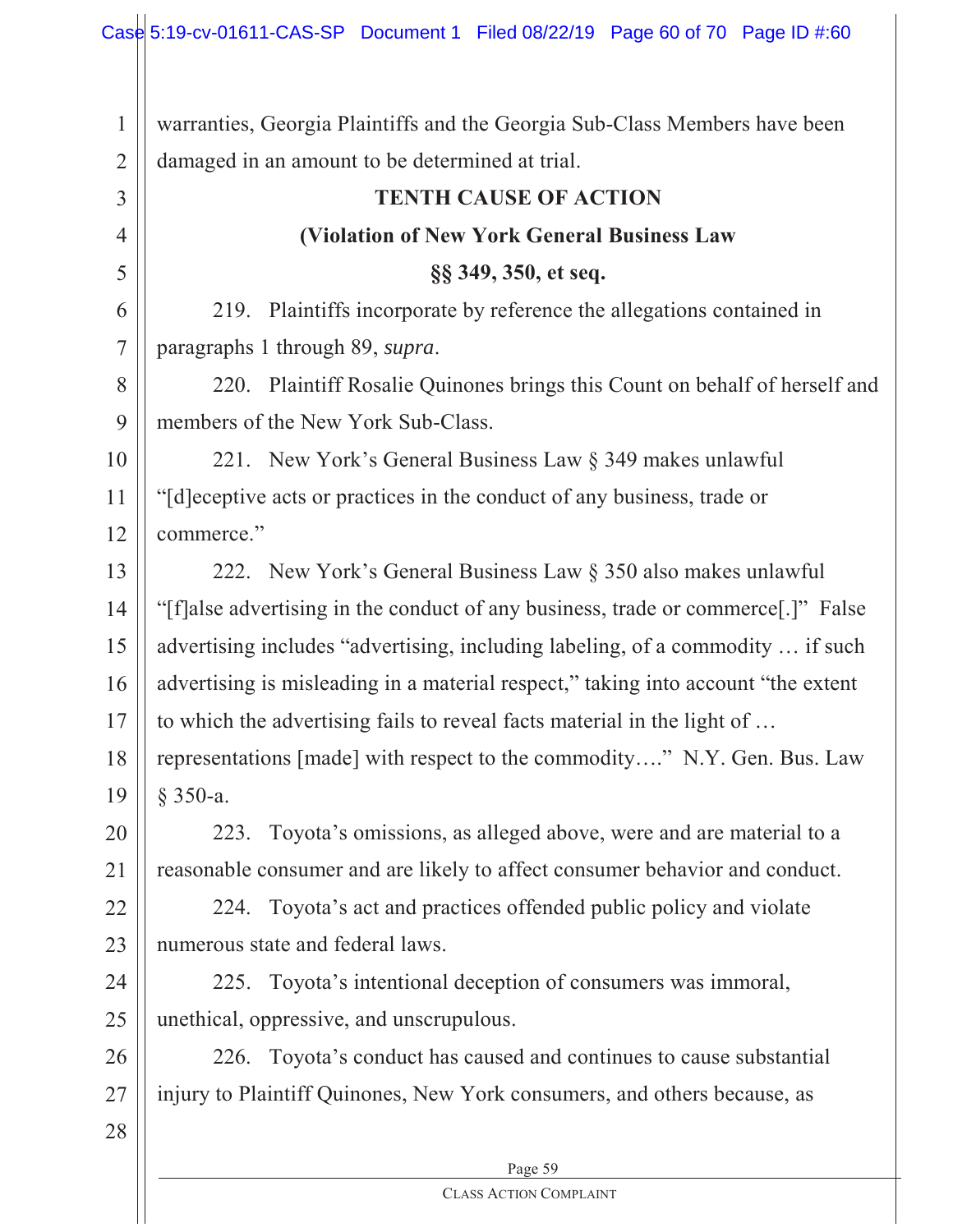warranties, Georgia Plaintiffs and the Georgia Sub-Class Members have been damaged in an amount to be determined at trial.

**TENTH CAUSE OF ACTION**

**(Violation of New York General Business Law §§ 349, 350, et seq.**

219. Plaintiffs incorporate by reference the allegations contained in paragraphs 1 through 89, *supra*.

220. Plaintiff Rosalie Quinones brings this Count on behalf of herself and members of the New York Sub-Class.

221. New York's General Business Law § 349 makes unlawful "[d]eceptive acts or practices in the conduct of any business, trade or commerce."

222. New York's General Business Law § 350 also makes unlawful "[f]alse advertising in the conduct of any business, trade or commerce[.]" False advertising includes "advertising, including labeling, of a commodity … if such advertising is misleading in a material respect," taking into account "the extent to which the advertising fails to reveal facts material in the light of … representations [made] with respect to the commodity…." N.Y. Gen. Bus. Law § 350-a.

223. Toyota's omissions, as alleged above, were and are material to a reasonable consumer and are likely to affect consumer behavior and conduct.

224. Toyota's act and practices offended public policy and violate numerous state and federal laws.

225. Toyota's intentional deception of consumers was immoral, unethical, oppressive, and unscrupulous.

226. Toyota's conduct has caused and continues to cause substantial injury to Plaintiff Quinones, New York consumers, and others because, as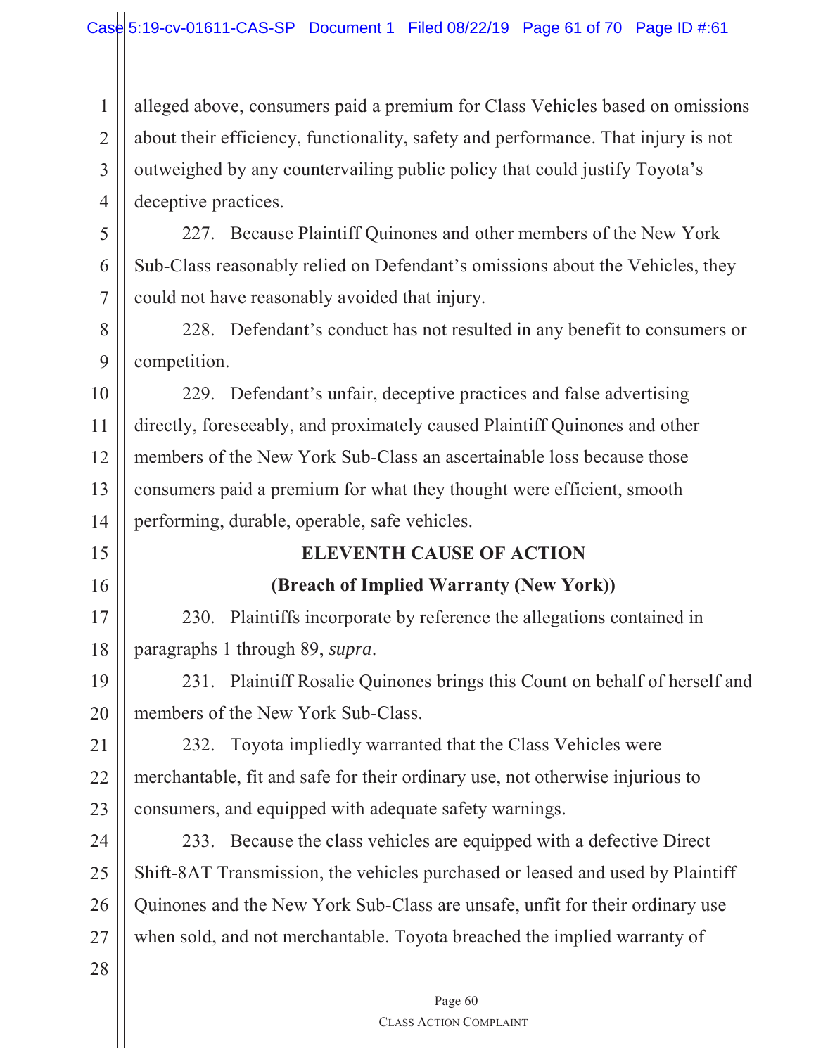alleged above, consumers paid a premium for Class Vehicles based on omissions about their efficiency, functionality, safety and performance. That injury is not outweighed by any countervailing public policy that could justify Toyota's deceptive practices.

227. Because Plaintiff Quinones and other members of the New York Sub-Class reasonably relied on Defendant's omissions about the Vehicles, they could not have reasonably avoided that injury.

228. Defendant's conduct has not resulted in any benefit to consumers or competition.

229. Defendant's unfair, deceptive practices and false advertising directly, foreseeably, and proximately caused Plaintiff Quinones and other members of the New York Sub-Class an ascertainable loss because those consumers paid a premium for what they thought were efficient, smooth performing, durable, operable, safe vehicles.

**ELEVENTH CAUSE OF ACTION**

**(Breach of Implied Warranty (New York))**

230. Plaintiffs incorporate by reference the allegations contained in paragraphs 1 through 89, *supra*.

231. Plaintiff Rosalie Quinones brings this Count on behalf of herself and members of the New York Sub-Class.

232. Toyota impliedly warranted that the Class Vehicles were merchantable, fit and safe for their ordinary use, not otherwise injurious to consumers, and equipped with adequate safety warnings.

233. Because the class vehicles are equipped with a defective Direct Shift-8AT Transmission, the vehicles purchased or leased and used by Plaintiff Quinones and the New York Sub-Class are unsafe, unfit for their ordinary use when sold, and not merchantable. Toyota breached the implied warranty of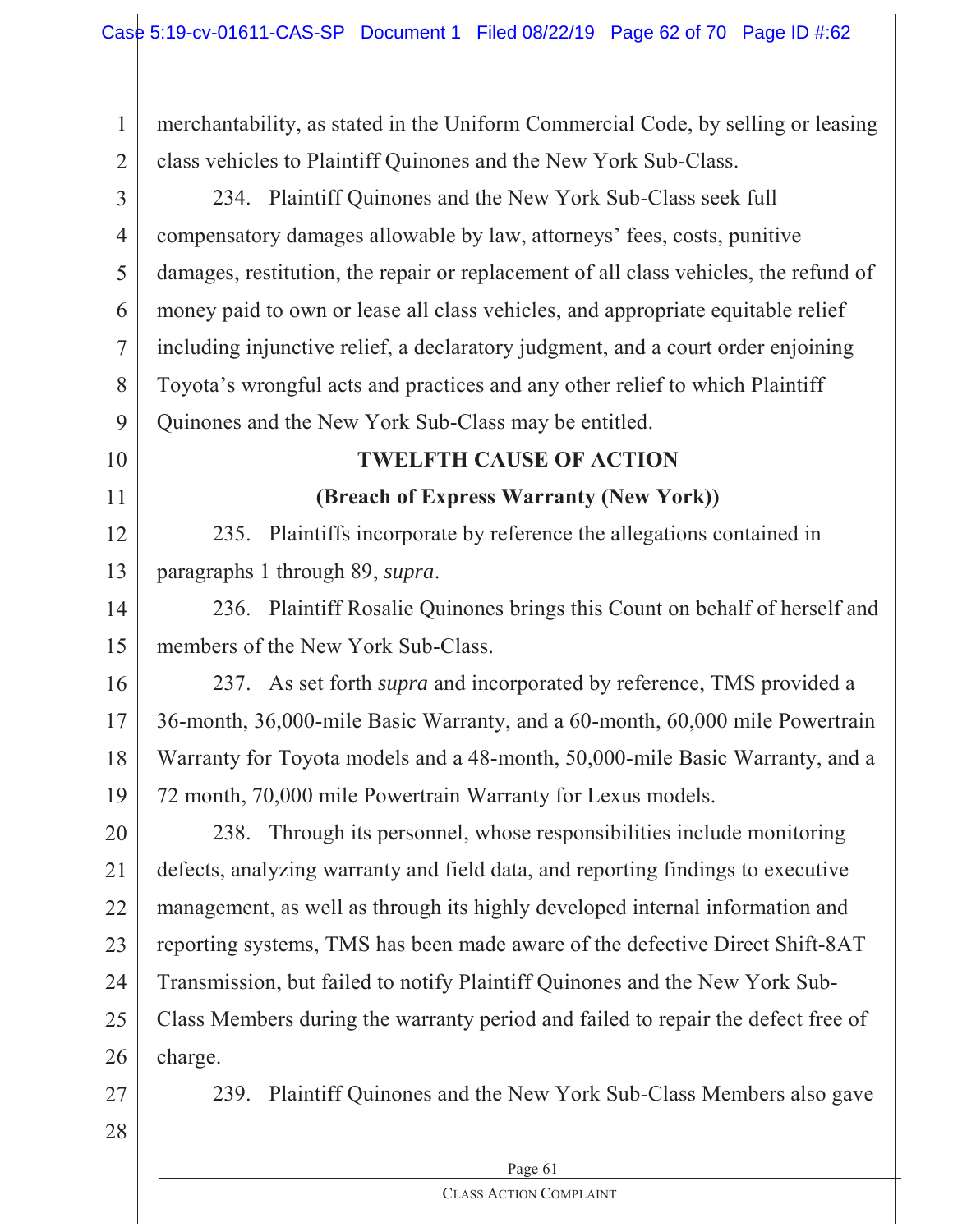merchantability, as stated in the Uniform Commercial Code, by selling or leasing class vehicles to Plaintiff Quinones and the New York Sub-Class.

234. Plaintiff Quinones and the New York Sub-Class seek full compensatory damages allowable by law, attorneys' fees, costs, punitive damages, restitution, the repair or replacement of all class vehicles, the refund of money paid to own or lease all class vehicles, and appropriate equitable relief including injunctive relief, a declaratory judgment, and a court order enjoining Toyota's wrongful acts and practices and any other relief to which Plaintiff Quinones and the New York Sub-Class may be entitled.

**TWELFTH CAUSE OF ACTION**

**(Breach of Express Warranty (New York))**

235. Plaintiffs incorporate by reference the allegations contained in paragraphs 1 through 89, *supra*.

236. Plaintiff Rosalie Quinones brings this Count on behalf of herself and members of the New York Sub-Class.

237. As set forth *supra* and incorporated by reference, TMS provided a 36-month, 36,000-mile Basic Warranty, and a 60-month, 60,000 mile Powertrain Warranty for Toyota models and a 48-month, 50,000-mile Basic Warranty, and a 72 month, 70,000 mile Powertrain Warranty for Lexus models.

238. Through its personnel, whose responsibilities include monitoring defects, analyzing warranty and field data, and reporting findings to executive management, as well as through its highly developed internal information and reporting systems, TMS has been made aware of the defective Direct Shift-8AT Transmission, but failed to notify Plaintiff Quinones and the New York Sub-Class Members during the warranty period and failed to repair the defect free of charge.

239. Plaintiff Quinones and the New York Sub-Class Members also gave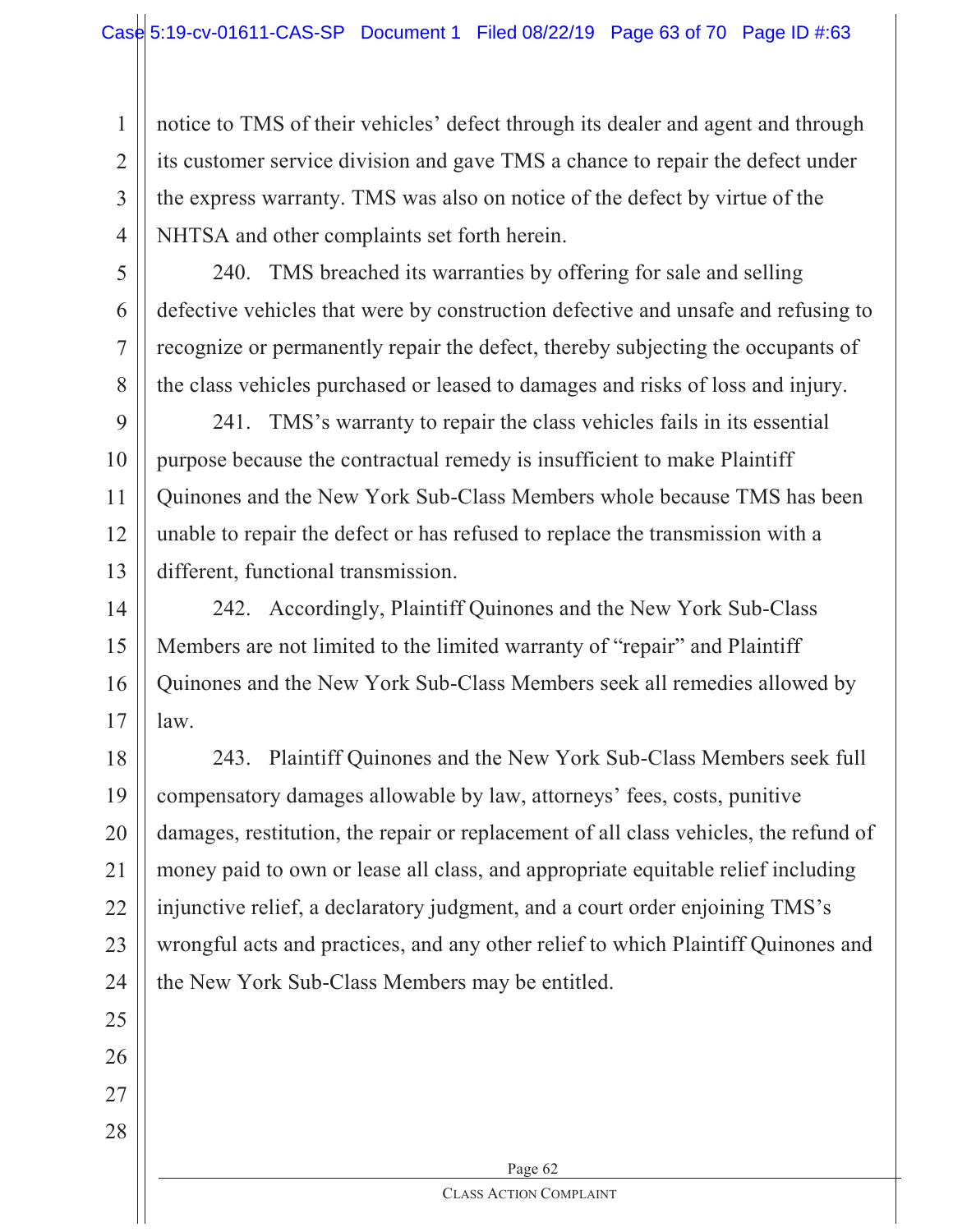notice to TMS of their vehicles' defect through its dealer and agent and through its customer service division and gave TMS a chance to repair the defect under the express warranty. TMS was also on notice of the defect by virtue of the NHTSA and other complaints set forth herein.

240. TMS breached its warranties by offering for sale and selling defective vehicles that were by construction defective and unsafe and refusing to recognize or permanently repair the defect, thereby subjecting the occupants of the class vehicles purchased or leased to damages and risks of loss and injury.

241. TMS's warranty to repair the class vehicles fails in its essential purpose because the contractual remedy is insufficient to make Plaintiff Quinones and the New York Sub-Class Members whole because TMS has been unable to repair the defect or has refused to replace the transmission with a different, functional transmission.

242. Accordingly, Plaintiff Quinones and the New York Sub-Class Members are not limited to the limited warranty of "repair" and Plaintiff Quinones and the New York Sub-Class Members seek all remedies allowed by law.

243. Plaintiff Quinones and the New York Sub-Class Members seek full compensatory damages allowable by law, attorneys' fees, costs, punitive damages, restitution, the repair or replacement of all class vehicles, the refund of money paid to own or lease all class, and appropriate equitable relief including injunctive relief, a declaratory judgment, and a court order enjoining TMS's wrongful acts and practices, and any other relief to which Plaintiff Quinones and the New York Sub-Class Members may be entitled.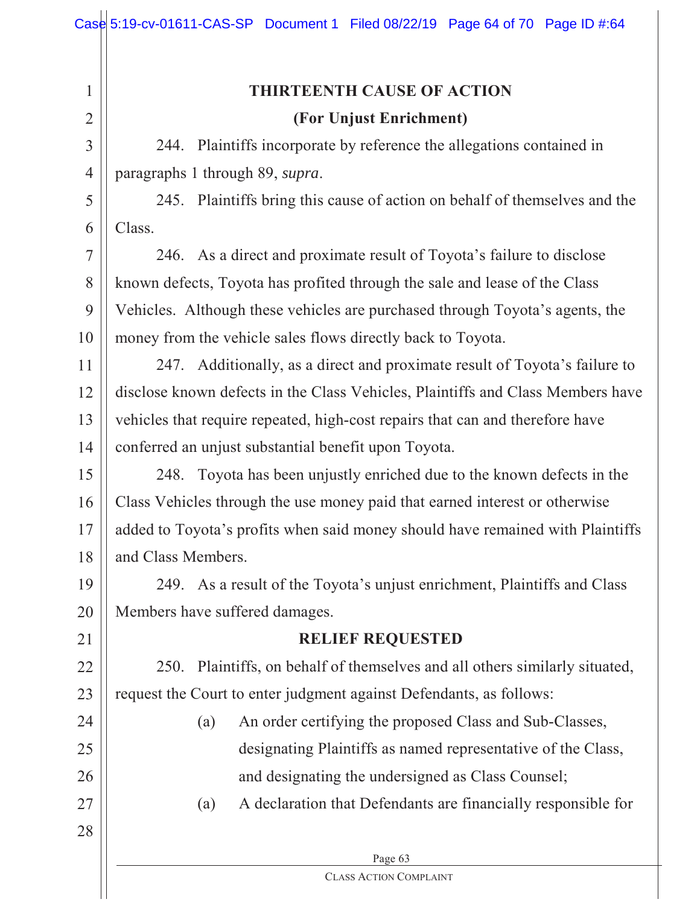## THIRTEENTH CAUSE OF ACTION

## (For Unjust Enrichment)

244. Plaintiffs incorporate by reference the allegations contained in paragraphs 1 through 89, *supra*.

245. Plaintiffs bring this cause of action on behalf of themselves and the Class.

246. As a direct and proximate result of Toyota's failure to disclose known defects, Toyota has profited through the sale and lease of the Class Vehicles. Although these vehicles are purchased through Toyota's agents, the money from the vehicle sales flows directly back to Toyota.

247. Additionally, as a direct and proximate result of Toyota's failure to disclose known defects in the Class Vehicles, Plaintiffs and Class Members have vehicles that require repeated, high-cost repairs that can and therefore have conferred an unjust substantial benefit upon Toyota.

248. Toyota has been unjustly enriched due to the known defects in the Class Vehicles through the use money paid that earned interest or otherwise added to Toyota's profits when said money should have remained with Plaintiffs and Class Members.

249. As a result of the Toyota's unjust enrichment, Plaintiffs and Class Members have suffered damages.

## RELIEF REQUESTED

250. Plaintiffs, on behalf of themselves and all others similarly situated, request the Court to enter judgment against Defendants, as follows:

(a) An order certifying the proposed Class and Sub-Classes, designating Plaintiffs as named representative of the Class, and designating the undersigned as Class Counsel;

(a) A declaration that Defendants are financially responsible for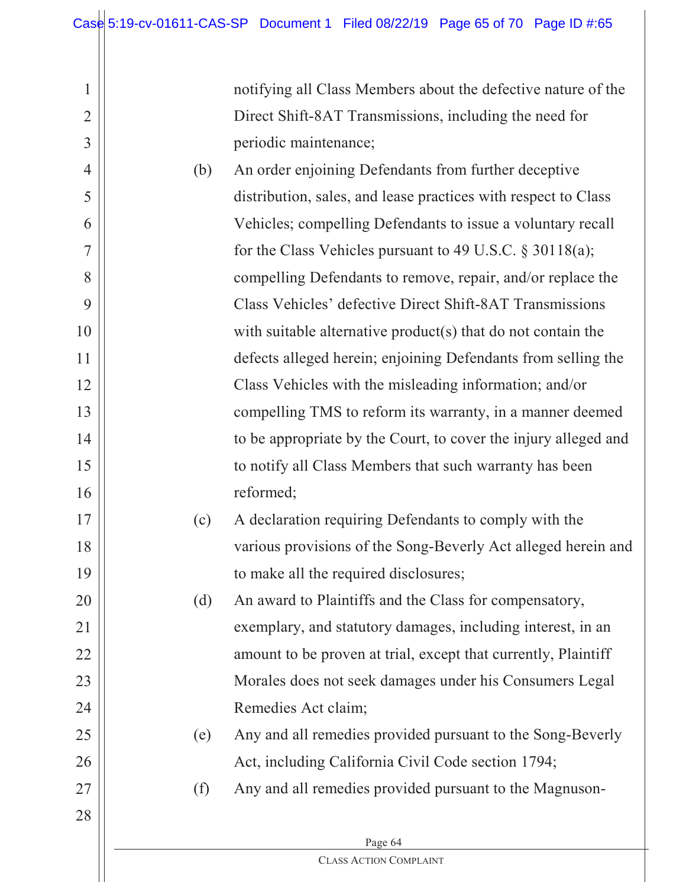notifying all Class Members about the defective nature of the Direct Shift-8AT Transmissions, including the need for periodic maintenance;

(b) An order enjoining Defendants from further deceptive distribution, sales, and lease practices with respect to Class Vehicles; compelling Defendants to issue a voluntary recall for the Class Vehicles pursuant to 49 U.S.C. § 30118(a); compelling Defendants to remove, repair, and/or replace the Class Vehicles' defective Direct Shift-8AT Transmissions with suitable alternative product(s) that do not contain the defects alleged herein; enjoining Defendants from selling the Class Vehicles with the misleading information; and/or compelling TMS to reform its warranty, in a manner deemed to be appropriate by the Court, to cover the injury alleged and to notify all Class Members that such warranty has been reformed;

(c) A declaration requiring Defendants to comply with the various provisions of the Song-Beverly Act alleged herein and to make all the required disclosures;

(d) An award to Plaintiffs and the Class for compensatory, exemplary, and statutory damages, including interest, in an amount to be proven at trial, except that currently, Plaintiff Morales does not seek damages under his Consumers Legal Remedies Act claim;

(e) Any and all remedies provided pursuant to the Song-Beverly Act, including California Civil Code section 1794;

(f) Any and all remedies provided pursuant to the Magnuson-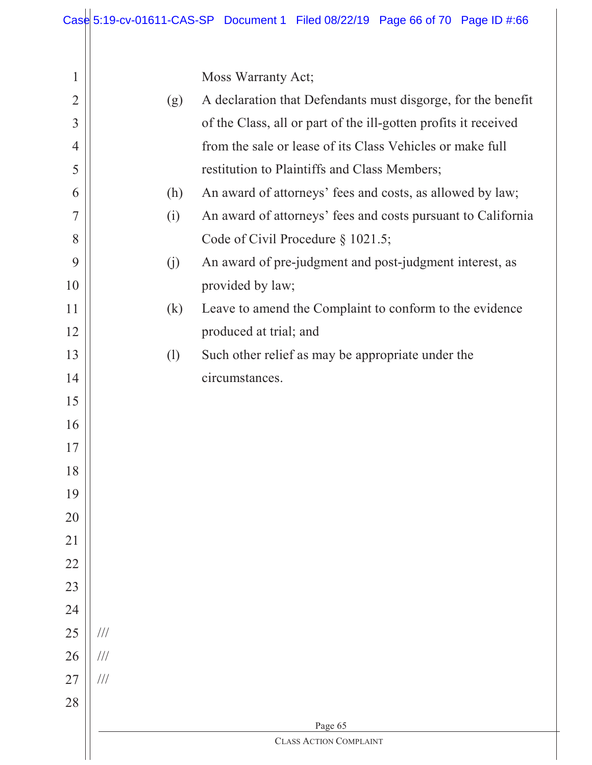Moss Warranty Act;

(g) A declaration that Defendants must disgorge, for the benefit of the Class, all or part of the ill-gotten profits it received from the sale or lease of its Class Vehicles or make full restitution to Plaintiffs and Class Members;

(h) An award of attorneys' fees and costs, as allowed by law;

(i) An award of attorneys' fees and costs pursuant to California Code of Civil Procedure § 1021.5;

(j) An award of pre-judgment and post-judgment interest, as provided by law;

(k) Leave to amend the Complaint to conform to the evidence produced at trial; and

(l) Such other relief as may be appropriate under the circumstances.

///

///

///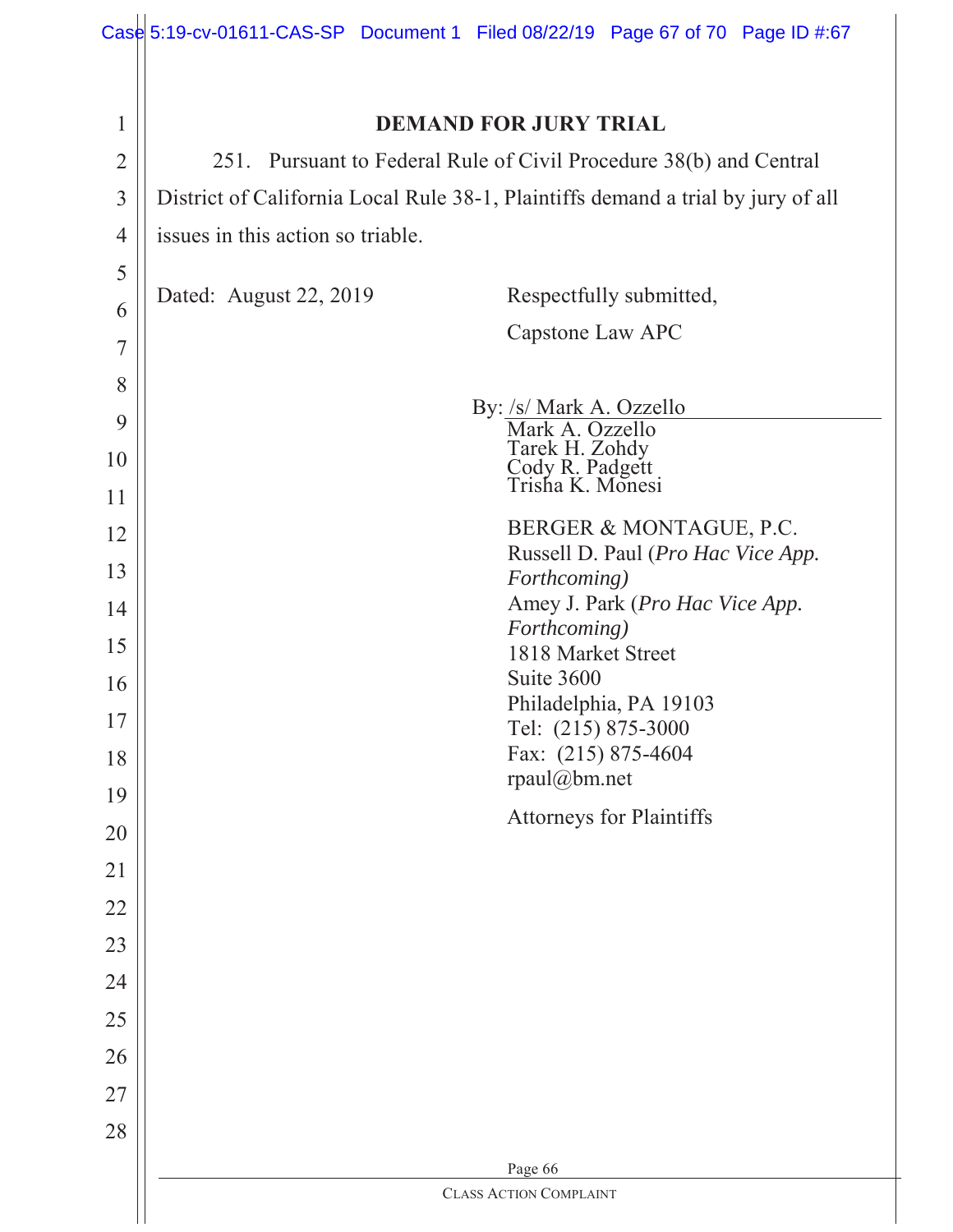## DEMAND FOR JURY TRIAL

251. Pursuant to Federal Rule of Civil Procedure 38(b) and Central District of California Local Rule 38-1, Plaintiffs demand a trial by jury of all issues in this action so triable.

Dated: August 22, 2019

Respectfully submitted,

Capstone Law APC

By: /s/ Mark A. Ozzello
Mark A. Ozzello
Tarek H. Zohdy
Cody R. Padgett
Trisha K. Monesi

BERGER & MONTAGUE, P.C.
Russell D. Paul (*Pro Hac Vice App. Forthcoming)*
Amey J. Park (*Pro Hac Vice App. Forthcoming)*
1818 Market Street
Suite 3600
Philadelphia, PA 19103
Tel: (215) 875-3000
Fax: (215) 875-4604
rpaul@bm.net

Attorneys for Plaintiffs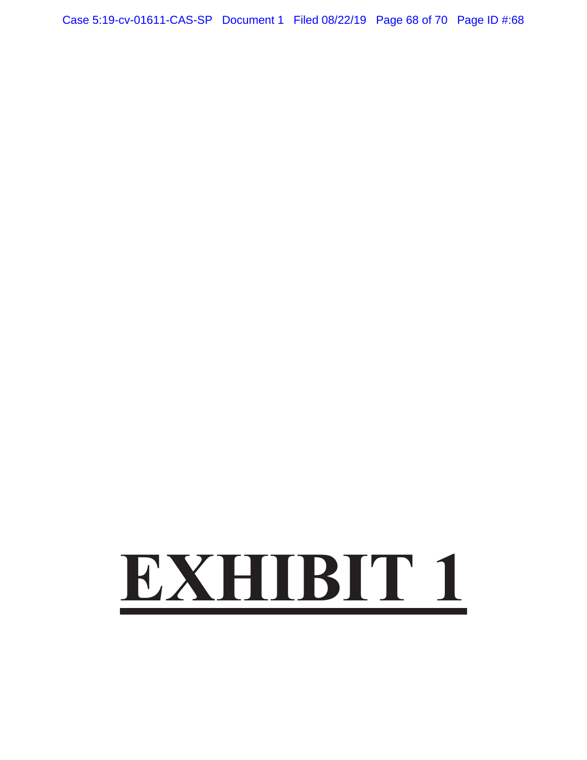# **EXHIBIT 1**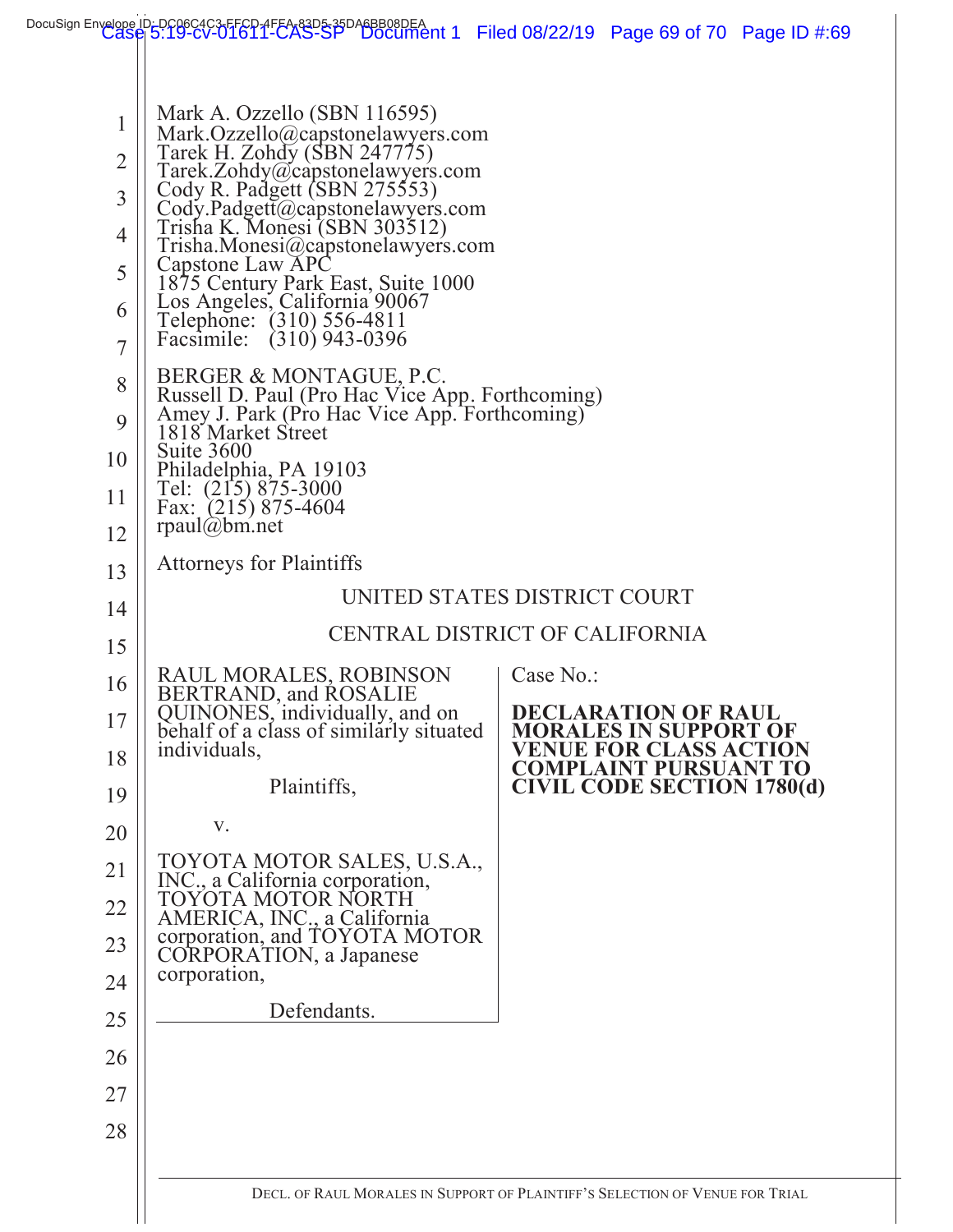Mark A. Ozzello (SBN 116595)
Mark.Ozzello@capstonelawyers.com
Tarek H. Zohdy (SBN 247775)
Tarek.Zohdy@capstonelawyers.com
Cody R. Padgett (SBN 275553)
Cody.Padgett@capstonelawyers.com
Trisha K. Monesi (SBN 303512)
Trisha.Monesi@capstonelawyers.com
Capstone Law APC
1875 Century Park East, Suite 1000
Los Angeles, California 90067
Telephone: (310) 556-4811
Facsimile: (310) 943-0396

BERGER & MONTAGUE, P.C.
Russell D. Paul (Pro Hac Vice App. Forthcoming)
Amey J. Park (Pro Hac Vice App. Forthcoming)
1818 Market Street
Suite 3600
Philadelphia, PA 19103
Tel: (215) 875-3000
Fax: (215) 875-4604
rpaul@bm.net

Attorneys for Plaintiffs

UNITED STATES DISTRICT COURT

CENTRAL DISTRICT OF CALIFORNIA

RAUL MORALES, ROBINSON BERTRAND, and ROSALIE QUINONES, individually, and on behalf of a class of similarly situated individuals,

Plaintiffs,

v.

TOYOTA MOTOR SALES, U.S.A., INC., a California corporation, TOYOTA MOTOR NORTH AMERICA, INC., a California corporation, and TOYOTA MOTOR CORPORATION, a Japanese corporation,

Defendants.

Case No.:

**DECLARATION OF RAUL MORALES IN SUPPORT OF VENUE FOR CLASS ACTION COMPLAINT PURSUANT TO CIVIL CODE SECTION 1780(d)**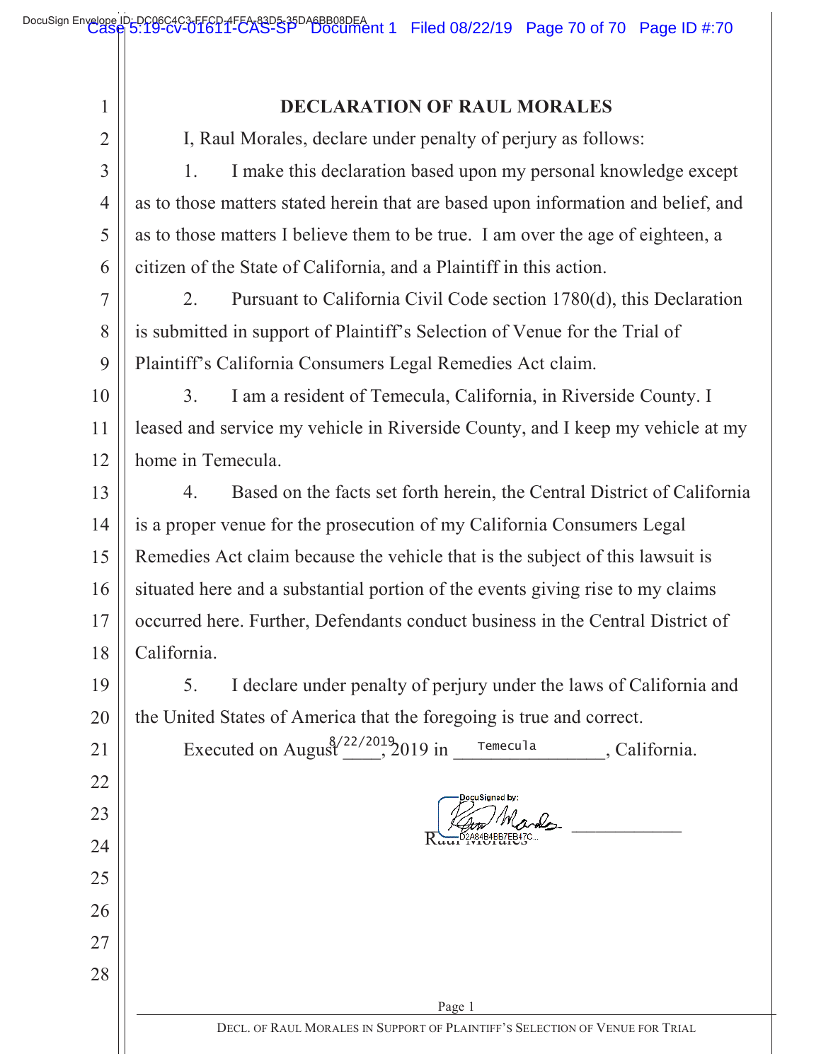# DECLARATION OF RAUL MORALES

I, Raul Morales, declare under penalty of perjury as follows:

1. I make this declaration based upon my personal knowledge except as to those matters stated herein that are based upon information and belief, and as to those matters I believe them to be true. I am over the age of eighteen, a citizen of the State of California, and a Plaintiff in this action.

2. Pursuant to California Civil Code section 1780(d), this Declaration is submitted in support of Plaintiff's Selection of Venue for the Trial of Plaintiff's California Consumers Legal Remedies Act claim.

3. I am a resident of Temecula, California, in Riverside County. I leased and service my vehicle in Riverside County, and I keep my vehicle at my home in Temecula.

4. Based on the facts set forth herein, the Central District of California is a proper venue for the prosecution of my California Consumers Legal Remedies Act claim because the vehicle that is the subject of this lawsuit is situated here and a substantial portion of the events giving rise to my claims occurred here. Further, Defendants conduct business in the Central District of California.

5. I declare under penalty of perjury under the laws of California and the United States of America that the foregoing is true and correct.

Executed on August 8/22/2019, 2019 in Temecula, California.

DocuSigned by:
D2A84B4BB7EB47C...

Raul Morales

DECL. OF RAUL MORALES IN SUPPORT OF PLAINTIFF'S SELECTION OF VENUE FOR TRIAL